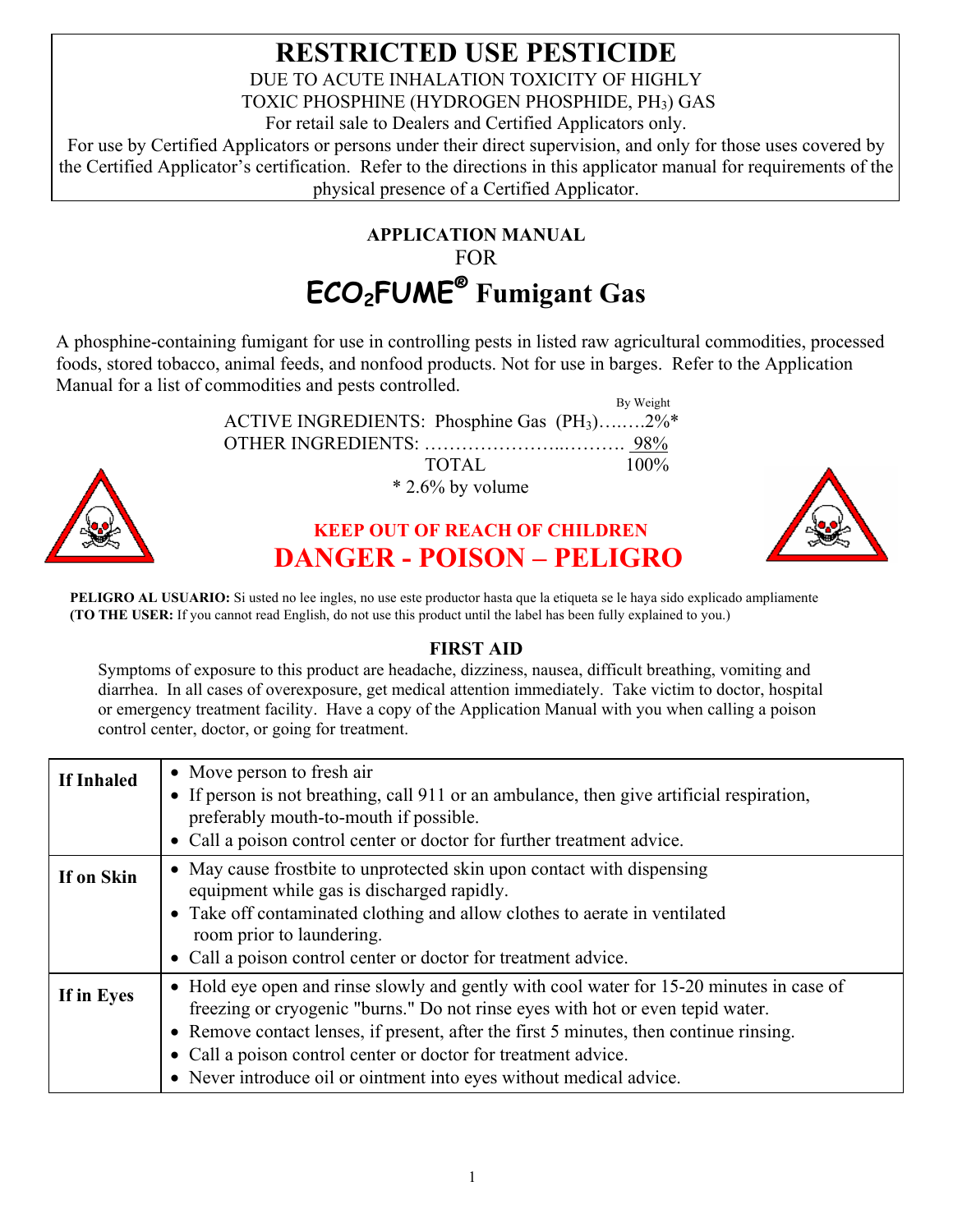# RESTRICTED USE PESTICIDE

DUE TO ACUTE INHALATION TOXICITY OF HIGHLY TOXIC PHOSPHINE (HYDROGEN PHOSPHIDE, $PH_3$) GAS
For retail sale to Dealers and Certified Applicators only.
For use by Certified Applicators or persons under their direct supervision, and only for those uses covered by the Certified Applicator's certification. Refer to the directions in this applicator manual for requirements of the physical presence of a Certified Applicator.

## APPLICATION MANUAL
FOR
# ECO2FUME® Fumigant Gas

A phosphine-containing fumigant for use in controlling pests in listed raw agricultural commodities, processed foods, stored tobacco, animal feeds, and nonfood products. Not for use in barges. Refer to the Application Manual for a list of commodities and pests controlled.

| | By Weight |
|---|---|
| ACTIVE INGREDIENTS: Phosphine Gas ($PH_3$)…….. | 2%* |
| OTHER INGREDIENTS: …………………..………. | 98% |
| TOTAL | 100% |

\* 2.6% by volume

**KEEP OUT OF REACH OF CHILDREN**

**DANGER - POISON – PELIGRO**

**PELIGRO AL USUARIO:** Si usted no lee ingles, no use este productor hasta que la etiqueta se le haya sido explicado ampliamente
**(TO THE USER:** If you cannot read English, do not use this product until the label has been fully explained to you.)

### FIRST AID

Symptoms of exposure to this product are headache, dizziness, nausea, difficult breathing, vomiting and diarrhea. In all cases of overexposure, get medical attention immediately. Take victim to doctor, hospital or emergency treatment facility. Have a copy of the Application Manual with you when calling a poison control center, doctor, or going for treatment.

| | |
|---|---|
| **If Inhaled** | • Move person to fresh air<br>• If person is not breathing, call 911 or an ambulance, then give artificial respiration, preferably mouth-to-mouth if possible.<br>• Call a poison control center or doctor for further treatment advice. |
| **If on Skin** | • May cause frostbite to unprotected skin upon contact with dispensing equipment while gas is discharged rapidly.<br>• Take off contaminated clothing and allow clothes to aerate in ventilated room prior to laundering.<br>• Call a poison control center or doctor for treatment advice. |
| **If in Eyes** | • Hold eye open and rinse slowly and gently with cool water for 15-20 minutes in case of freezing or cryogenic "burns." Do not rinse eyes with hot or even tepid water.<br>• Remove contact lenses, if present, after the first 5 minutes, then continue rinsing.<br>• Call a poison control center or doctor for treatment advice.<br>• Never introduce oil or ointment into eyes without medical advice. |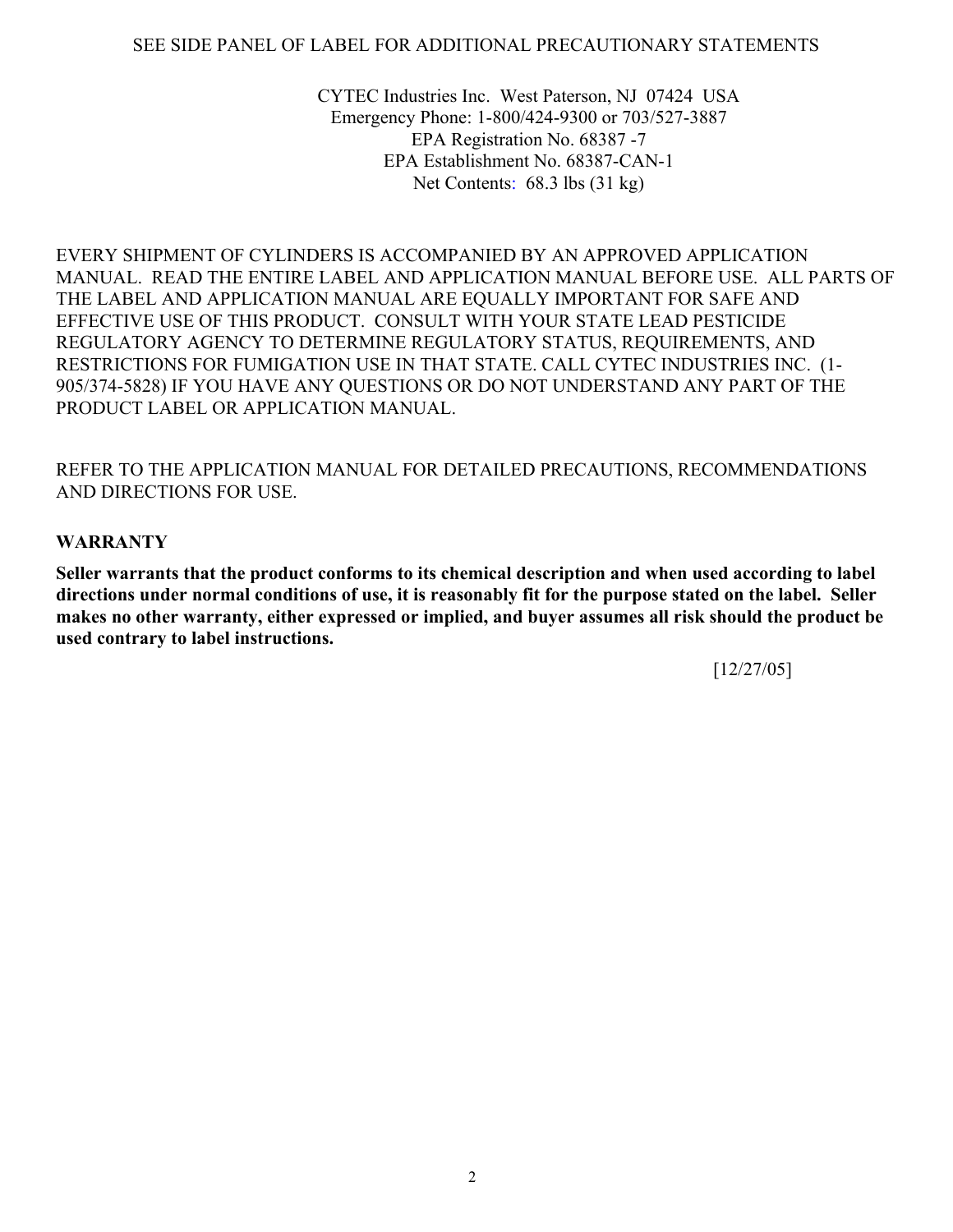SEE SIDE PANEL OF LABEL FOR ADDITIONAL PRECAUTIONARY STATEMENTS

CYTEC Industries Inc. West Paterson, NJ 07424 USA
Emergency Phone: 1-800/424-9300 or 703/527-3887
EPA Registration No. 68387 -7
EPA Establishment No. 68387-CAN-1
Net Contents: 68.3 lbs (31 kg)

EVERY SHIPMENT OF CYLINDERS IS ACCOMPANIED BY AN APPROVED APPLICATION MANUAL. READ THE ENTIRE LABEL AND APPLICATION MANUAL BEFORE USE. ALL PARTS OF THE LABEL AND APPLICATION MANUAL ARE EQUALLY IMPORTANT FOR SAFE AND EFFECTIVE USE OF THIS PRODUCT. CONSULT WITH YOUR STATE LEAD PESTICIDE REGULATORY AGENCY TO DETERMINE REGULATORY STATUS, REQUIREMENTS, AND RESTRICTIONS FOR FUMIGATION USE IN THAT STATE. CALL CYTEC INDUSTRIES INC. (1-905/374-5828) IF YOU HAVE ANY QUESTIONS OR DO NOT UNDERSTAND ANY PART OF THE PRODUCT LABEL OR APPLICATION MANUAL.

REFER TO THE APPLICATION MANUAL FOR DETAILED PRECAUTIONS, RECOMMENDATIONS AND DIRECTIONS FOR USE.

**WARRANTY**

**Seller warrants that the product conforms to its chemical description and when used according to label directions under normal conditions of use, it is reasonably fit for the purpose stated on the label. Seller makes no other warranty, either expressed or implied, and buyer assumes all risk should the product be used contrary to label instructions.**

[12/27/05]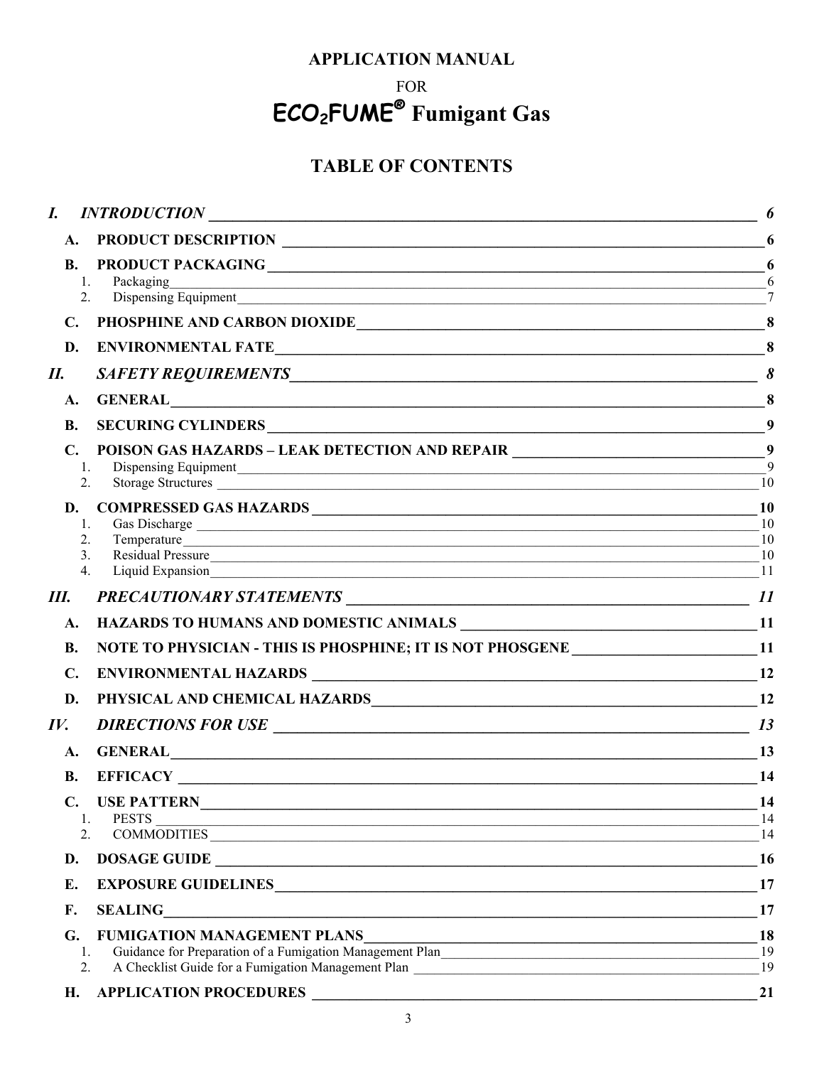# APPLICATION MANUAL

FOR

# ECO$_2$FUME® Fumigant Gas

## TABLE OF CONTENTS

*I. INTRODUCTION* ........ *6*

- **A. PRODUCT DESCRIPTION** ........ **6**
- **B. PRODUCT PACKAGING** ........ **6**
  1. Packaging ........ 6
  2. Dispensing Equipment ........ 7
- **C. PHOSPHINE AND CARBON DIOXIDE** ........ **8**
- **D. ENVIRONMENTAL FATE** ........ **8**

*II. SAFETY REQUIREMENTS* ........ *8*

- **A. GENERAL** ........ **8**
- **B. SECURING CYLINDERS** ........ **9**
- **C. POISON GAS HAZARDS – LEAK DETECTION AND REPAIR** ........ **9**
  1. Dispensing Equipment ........ 9
  2. Storage Structures ........ 10
- **D. COMPRESSED GAS HAZARDS** ........ **10**
  1. Gas Discharge ........ 10
  2. Temperature ........ 10
  3. Residual Pressure ........ 10
  4. Liquid Expansion ........ 11

*III. PRECAUTIONARY STATEMENTS* ........ *11*

- **A. HAZARDS TO HUMANS AND DOMESTIC ANIMALS** ........ **11**
- **B. NOTE TO PHYSICIAN - THIS IS PHOSPHINE; IT IS NOT PHOSGENE** ........ **11**
- **C. ENVIRONMENTAL HAZARDS** ........ **12**
- **D. PHYSICAL AND CHEMICAL HAZARDS** ........ **12**

*IV. DIRECTIONS FOR USE* ........ *13*

- **A. GENERAL** ........ **13**
- **B. EFFICACY** ........ **14**
- **C. USE PATTERN** ........ **14**
  1. PESTS ........ 14
  2. COMMODITIES ........ 14
- **D. DOSAGE GUIDE** ........ **16**
- **E. EXPOSURE GUIDELINES** ........ **17**
- **F. SEALING** ........ **17**
- **G. FUMIGATION MANAGEMENT PLANS** ........ **18**
  1. Guidance for Preparation of a Fumigation Management Plan ........ 19
  2. A Checklist Guide for a Fumigation Management Plan ........ 19
- **H. APPLICATION PROCEDURES** ........ **21**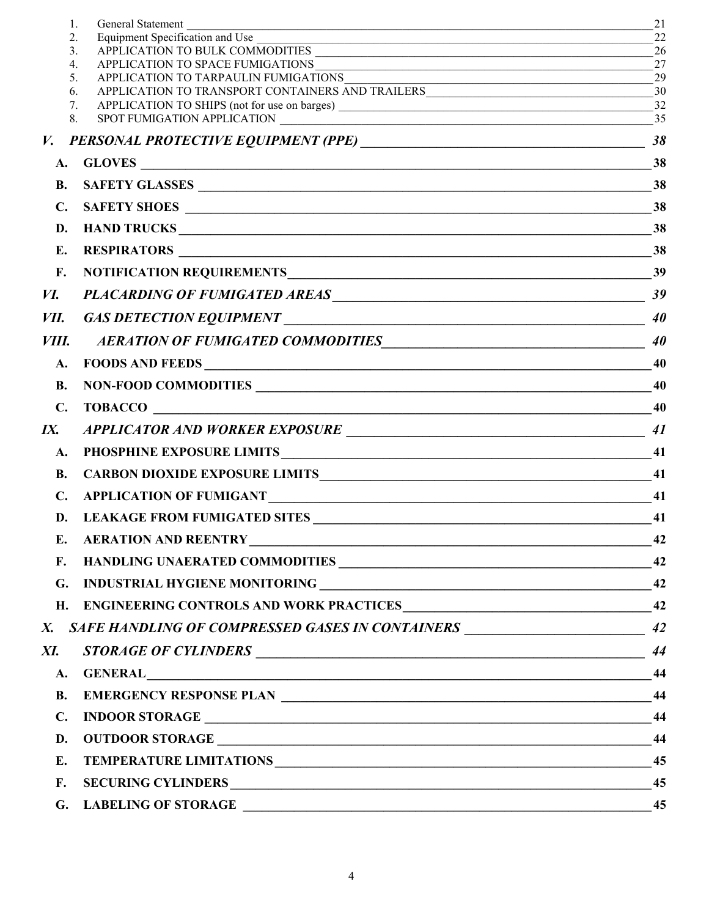1. General Statement 21
2. Equipment Specification and Use 22
3. APPLICATION TO BULK COMMODITIES 26
4. APPLICATION TO SPACE FUMIGATIONS 27
5. APPLICATION TO TARPAULIN FUMIGATIONS 29
6. APPLICATION TO TRANSPORT CONTAINERS AND TRAILERS 30
7. APPLICATION TO SHIPS (not for use on barges) 32
8. SPOT FUMIGATION APPLICATION 35

***V. PERSONAL PROTECTIVE EQUIPMENT (PPE) 38***

**A. GLOVES 38**

**B. SAFETY GLASSES 38**

**C. SAFETY SHOES 38**

**D. HAND TRUCKS 38**

**E. RESPIRATORS 38**

**F. NOTIFICATION REQUIREMENTS 39**

***VI. PLACARDING OF FUMIGATED AREAS 39***

***VII. GAS DETECTION EQUIPMENT 40***

***VIII. AERATION OF FUMIGATED COMMODITIES 40***

**A. FOODS AND FEEDS 40**

**B. NON-FOOD COMMODITIES 40**

**C. TOBACCO 40**

***IX. APPLICATOR AND WORKER EXPOSURE 41***

**A. PHOSPHINE EXPOSURE LIMITS 41**

**B. CARBON DIOXIDE EXPOSURE LIMITS 41**

**C. APPLICATION OF FUMIGANT 41**

**D. LEAKAGE FROM FUMIGATED SITES 41**

**E. AERATION AND REENTRY 42**

**F. HANDLING UNAERATED COMMODITIES 42**

**G. INDUSTRIAL HYGIENE MONITORING 42**

**H. ENGINEERING CONTROLS AND WORK PRACTICES 42**

***X. SAFE HANDLING OF COMPRESSED GASES IN CONTAINERS 42***

***XI. STORAGE OF CYLINDERS 44***

**A. GENERAL 44**

**B. EMERGENCY RESPONSE PLAN 44**

**C. INDOOR STORAGE 44**

**D. OUTDOOR STORAGE 44**

**E. TEMPERATURE LIMITATIONS 45**

**F. SECURING CYLINDERS 45**

**G. LABELING OF STORAGE 45**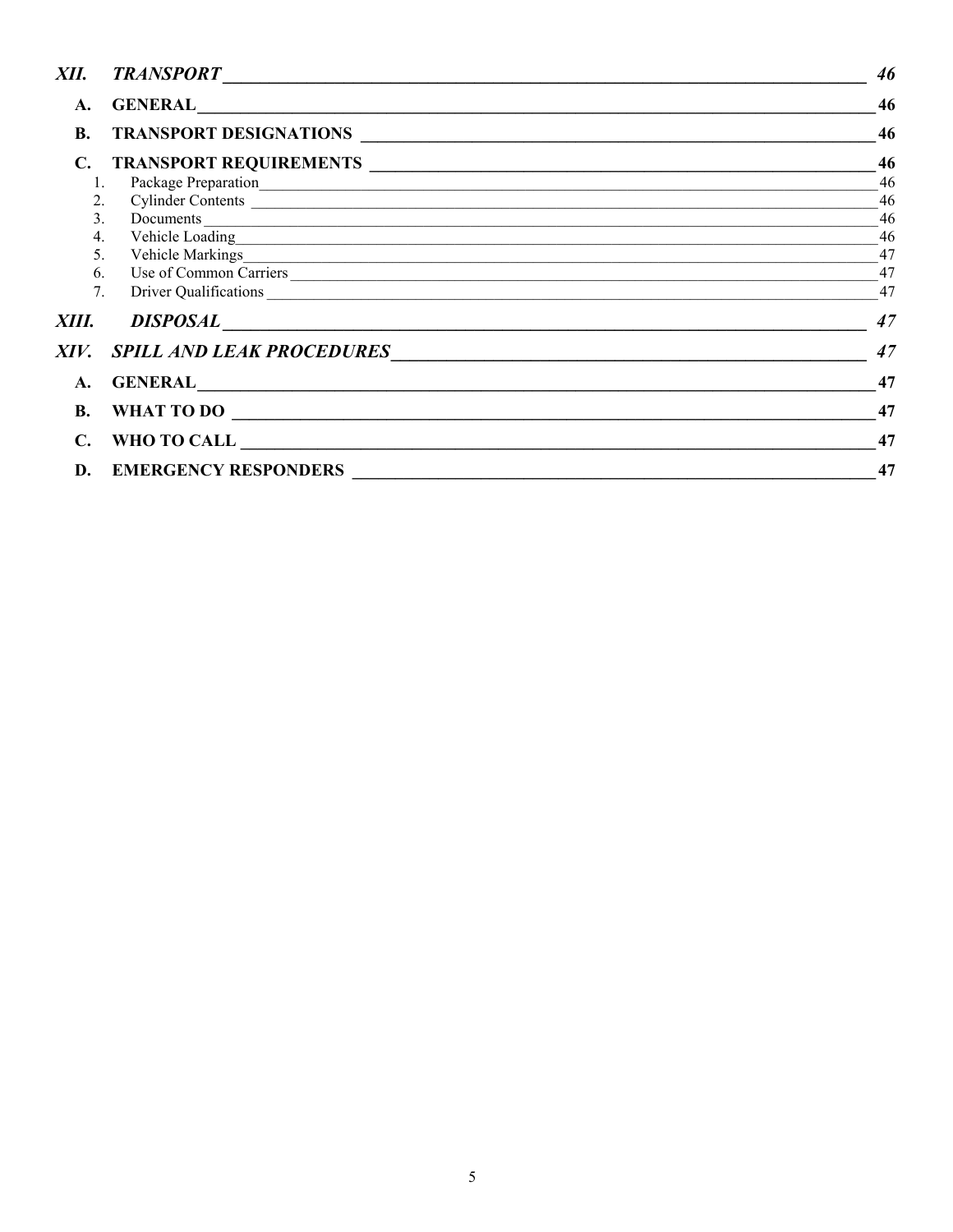*XII. TRANSPORT* — *46*

**A. GENERAL** — **46**

**B. TRANSPORT DESIGNATIONS** — **46**

**C. TRANSPORT REQUIREMENTS** — **46**

1. Package Preparation — 46
2. Cylinder Contents — 46
3. Documents — 46
4. Vehicle Loading — 46
5. Vehicle Markings — 47
6. Use of Common Carriers — 47
7. Driver Qualifications — 47

*XIII. DISPOSAL* — *47*

*XIV. SPILL AND LEAK PROCEDURES* — *47*

**A. GENERAL** — **47**

**B. WHAT TO DO** — **47**

**C. WHO TO CALL** — **47**

**D. EMERGENCY RESPONDERS** — **47**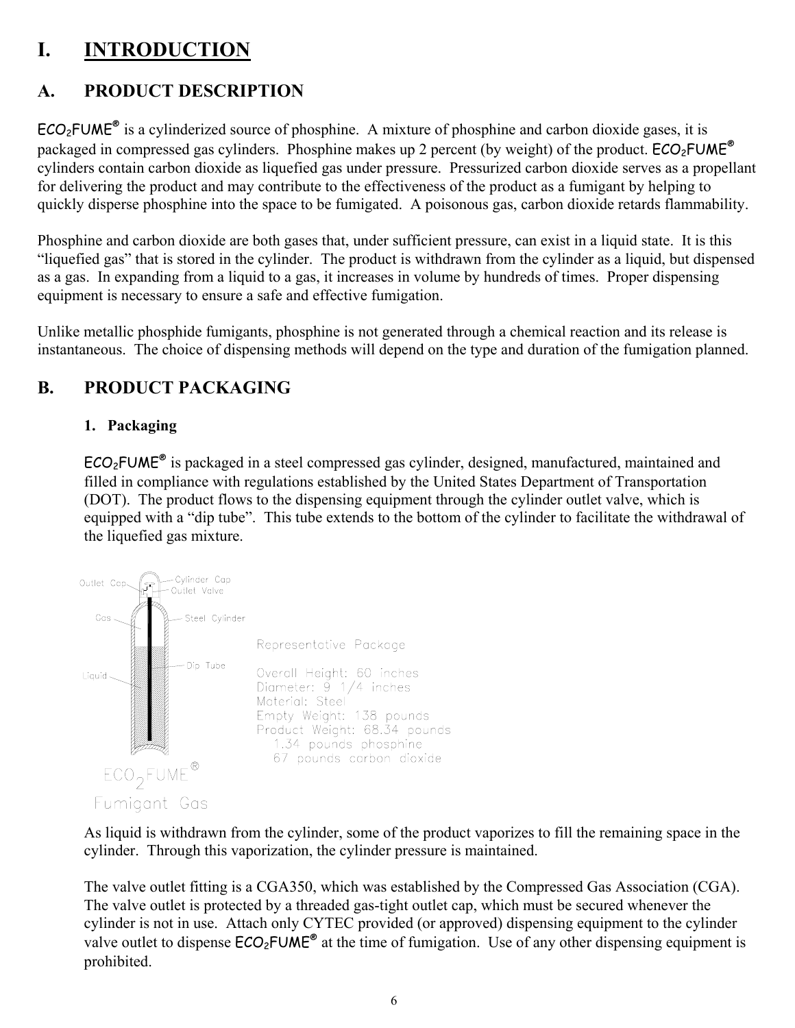# I. INTRODUCTION

## A. PRODUCT DESCRIPTION

$ECO_2FUME^{®}$ is a cylinderized source of phosphine. A mixture of phosphine and carbon dioxide gases, it is packaged in compressed gas cylinders. Phosphine makes up 2 percent (by weight) of the product. $ECO_2FUME^{®}$ cylinders contain carbon dioxide as liquefied gas under pressure. Pressurized carbon dioxide serves as a propellant for delivering the product and may contribute to the effectiveness of the product as a fumigant by helping to quickly disperse phosphine into the space to be fumigated. A poisonous gas, carbon dioxide retards flammability.

Phosphine and carbon dioxide are both gases that, under sufficient pressure, can exist in a liquid state. It is this "liquefied gas" that is stored in the cylinder. The product is withdrawn from the cylinder as a liquid, but dispensed as a gas. In expanding from a liquid to a gas, it increases in volume by hundreds of times. Proper dispensing equipment is necessary to ensure a safe and effective fumigation.

Unlike metallic phosphide fumigants, phosphine is not generated through a chemical reaction and its release is instantaneous. The choice of dispensing methods will depend on the type and duration of the fumigation planned.

## B. PRODUCT PACKAGING

### 1. Packaging

$ECO_2FUME^{®}$ is packaged in a steel compressed gas cylinder, designed, manufactured, maintained and filled in compliance with regulations established by the United States Department of Transportation (DOT). The product flows to the dispensing equipment through the cylinder outlet valve, which is equipped with a "dip tube". This tube extends to the bottom of the cylinder to facilitate the withdrawal of the liquefied gas mixture.

Outlet Cap, Cylinder Cap, Outlet Valve, Gas, Steel Cylinder, Liquid, Dip Tube

$ECO_2FUME^{®}$ Fumigant Gas

Representative Package

Overall Height: 60 inches
Diameter: 9 1/4 inches
Material: Steel
Empty Weight: 138 pounds
Product Weight: 68.34 pounds
1.34 pounds phosphine
67 pounds carbon dioxide

As liquid is withdrawn from the cylinder, some of the product vaporizes to fill the remaining space in the cylinder. Through this vaporization, the cylinder pressure is maintained.

The valve outlet fitting is a CGA350, which was established by the Compressed Gas Association (CGA). The valve outlet is protected by a threaded gas-tight outlet cap, which must be secured whenever the cylinder is not in use. Attach only CYTEC provided (or approved) dispensing equipment to the cylinder valve outlet to dispense $ECO_2FUME^{®}$ at the time of fumigation. Use of any other dispensing equipment is prohibited.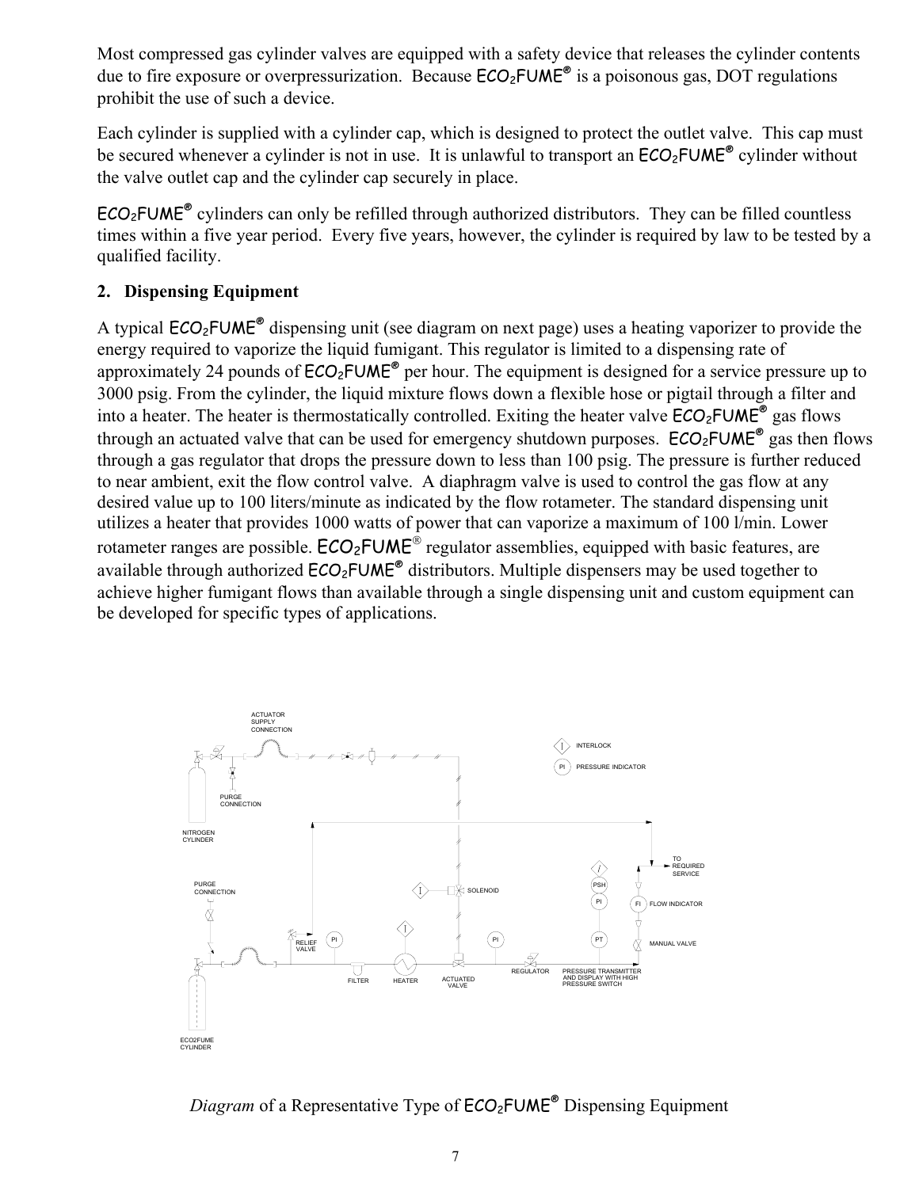Most compressed gas cylinder valves are equipped with a safety device that releases the cylinder contents due to fire exposure or overpressurization. Because $ECO_2FUME^®$ is a poisonous gas, DOT regulations prohibit the use of such a device.

Each cylinder is supplied with a cylinder cap, which is designed to protect the outlet valve. This cap must be secured whenever a cylinder is not in use. It is unlawful to transport an $ECO_2FUME^®$ cylinder without the valve outlet cap and the cylinder cap securely in place.

$ECO_2FUME^®$ cylinders can only be refilled through authorized distributors. They can be filled countless times within a five year period. Every five years, however, the cylinder is required by law to be tested by a qualified facility.

## 2. Dispensing Equipment

A typical $ECO_2FUME^®$ dispensing unit (see diagram on next page) uses a heating vaporizer to provide the energy required to vaporize the liquid fumigant. This regulator is limited to a dispensing rate of approximately 24 pounds of $ECO_2FUME^®$ per hour. The equipment is designed for a service pressure up to 3000 psig. From the cylinder, the liquid mixture flows down a flexible hose or pigtail through a filter and into a heater. The heater is thermostatically controlled. Exiting the heater valve $ECO_2FUME^®$ gas flows through an actuated valve that can be used for emergency shutdown purposes. $ECO_2FUME^®$ gas then flows through a gas regulator that drops the pressure down to less than 100 psig. The pressure is further reduced to near ambient, exit the flow control valve. A diaphragm valve is used to control the gas flow at any desired value up to 100 liters/minute as indicated by the flow rotameter. The standard dispensing unit utilizes a heater that provides 1000 watts of power that can vaporize a maximum of 100 l/min. Lower rotameter ranges are possible. $ECO_2FUME^®$ regulator assemblies, equipped with basic features, are available through authorized $ECO_2FUME^®$ distributors. Multiple dispensers may be used together to achieve higher fumigant flows than available through a single dispensing unit and custom equipment can be developed for specific types of applications.

ACTUATOR SUPPLY CONNECTION

INTERLOCK

PI PRESSURE INDICATOR

PURGE CONNECTION

NITROGEN CYLINDER

TO REQUIRED SERVICE

PURGE CONNECTION

SOLENOID

PSH

PI

FI FLOW INDICATOR

RELIEF VALVE

PI

PI

PT

MANUAL VALVE

FILTER

HEATER

ACTUATED VALVE

REGULATOR

PRESSURE TRANSMITTER AND DISPLAY WITH HIGH PRESSURE SWITCH

ECO2FUME CYLINDER

*Diagram* of a Representative Type of $ECO_2FUME^®$ Dispensing Equipment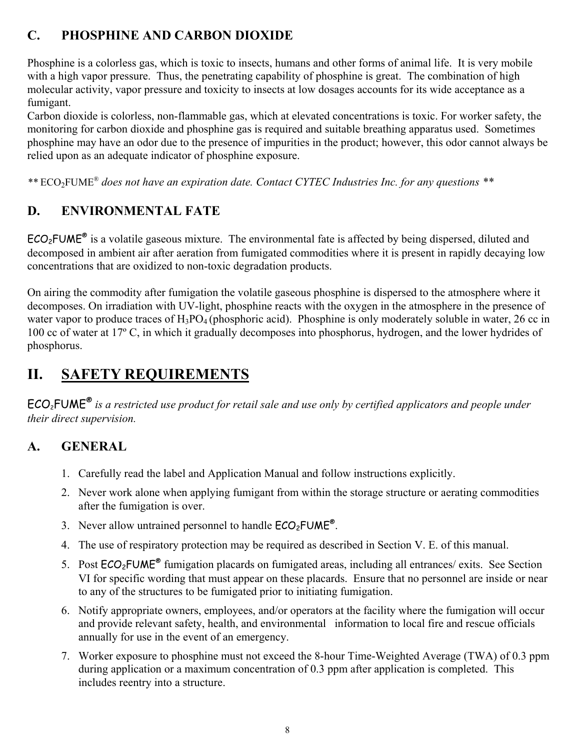## C. PHOSPHINE AND CARBON DIOXIDE

Phosphine is a colorless gas, which is toxic to insects, humans and other forms of animal life. It is very mobile with a high vapor pressure. Thus, the penetrating capability of phosphine is great. The combination of high molecular activity, vapor pressure and toxicity to insects at low dosages accounts for its wide acceptance as a fumigant.

Carbon dioxide is colorless, non-flammable gas, which at elevated concentrations is toxic. For worker safety, the monitoring for carbon dioxide and phosphine gas is required and suitable breathing apparatus used. Sometimes phosphine may have an odor due to the presence of impurities in the product; however, this odor cannot always be relied upon as an adequate indicator of phosphine exposure.

*** $ECO_2$FUME® does not have an expiration date. Contact CYTEC Industries Inc. for any questions ***

## D. ENVIRONMENTAL FATE

$ECO_2$FUME® is a volatile gaseous mixture. The environmental fate is affected by being dispersed, diluted and decomposed in ambient air after aeration from fumigated commodities where it is present in rapidly decaying low concentrations that are oxidized to non-toxic degradation products.

On airing the commodity after fumigation the volatile gaseous phosphine is dispersed to the atmosphere where it decomposes. On irradiation with UV-light, phosphine reacts with the oxygen in the atmosphere in the presence of water vapor to produce traces of $H_3PO_4$ (phosphoric acid). Phosphine is only moderately soluble in water, 26 cc in 100 cc of water at 17º C, in which it gradually decomposes into phosphorus, hydrogen, and the lower hydrides of phosphorus.

# II. SAFETY REQUIREMENTS

*$ECO_2$FUME® is a restricted use product for retail sale and use only by certified applicators and people under their direct supervision.*

## A. GENERAL

1. Carefully read the label and Application Manual and follow instructions explicitly.
2. Never work alone when applying fumigant from within the storage structure or aerating commodities after the fumigation is over.
3. Never allow untrained personnel to handle $ECO_2$FUME®.
4. The use of respiratory protection may be required as described in Section V. E. of this manual.
5. Post $ECO_2$FUME® fumigation placards on fumigated areas, including all entrances/ exits. See Section VI for specific wording that must appear on these placards. Ensure that no personnel are inside or near to any of the structures to be fumigated prior to initiating fumigation.
6. Notify appropriate owners, employees, and/or operators at the facility where the fumigation will occur and provide relevant safety, health, and environmental information to local fire and rescue officials annually for use in the event of an emergency.
7. Worker exposure to phosphine must not exceed the 8-hour Time-Weighted Average (TWA) of 0.3 ppm during application or a maximum concentration of 0.3 ppm after application is completed. This includes reentry into a structure.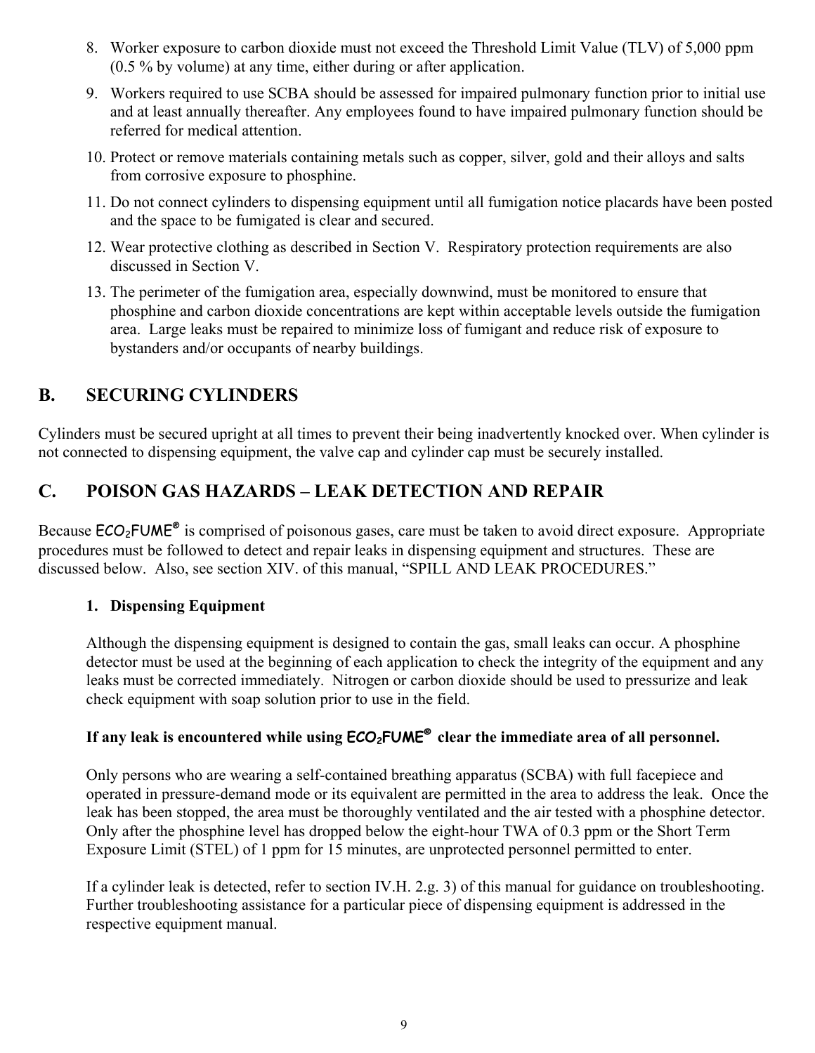8. Worker exposure to carbon dioxide must not exceed the Threshold Limit Value (TLV) of 5,000 ppm (0.5 % by volume) at any time, either during or after application.
9. Workers required to use SCBA should be assessed for impaired pulmonary function prior to initial use and at least annually thereafter. Any employees found to have impaired pulmonary function should be referred for medical attention.
10. Protect or remove materials containing metals such as copper, silver, gold and their alloys and salts from corrosive exposure to phosphine.
11. Do not connect cylinders to dispensing equipment until all fumigation notice placards have been posted and the space to be fumigated is clear and secured.
12. Wear protective clothing as described in Section V. Respiratory protection requirements are also discussed in Section V.
13. The perimeter of the fumigation area, especially downwind, must be monitored to ensure that phosphine and carbon dioxide concentrations are kept within acceptable levels outside the fumigation area. Large leaks must be repaired to minimize loss of fumigant and reduce risk of exposure to bystanders and/or occupants of nearby buildings.

## B. SECURING CYLINDERS

Cylinders must be secured upright at all times to prevent their being inadvertently knocked over. When cylinder is not connected to dispensing equipment, the valve cap and cylinder cap must be securely installed.

## C. POISON GAS HAZARDS – LEAK DETECTION AND REPAIR

Because $ECO_2FUME^®$ is comprised of poisonous gases, care must be taken to avoid direct exposure. Appropriate procedures must be followed to detect and repair leaks in dispensing equipment and structures. These are discussed below. Also, see section XIV. of this manual, "SPILL AND LEAK PROCEDURES."

### 1. Dispensing Equipment

Although the dispensing equipment is designed to contain the gas, small leaks can occur. A phosphine detector must be used at the beginning of each application to check the integrity of the equipment and any leaks must be corrected immediately. Nitrogen or carbon dioxide should be used to pressurize and leak check equipment with soap solution prior to use in the field.

**If any leak is encountered while using $ECO_2FUME^®$ clear the immediate area of all personnel.**

Only persons who are wearing a self-contained breathing apparatus (SCBA) with full facepiece and operated in pressure-demand mode or its equivalent are permitted in the area to address the leak. Once the leak has been stopped, the area must be thoroughly ventilated and the air tested with a phosphine detector. Only after the phosphine level has dropped below the eight-hour TWA of 0.3 ppm or the Short Term Exposure Limit (STEL) of 1 ppm for 15 minutes, are unprotected personnel permitted to enter.

If a cylinder leak is detected, refer to section IV.H. 2.g. 3) of this manual for guidance on troubleshooting. Further troubleshooting assistance for a particular piece of dispensing equipment is addressed in the respective equipment manual.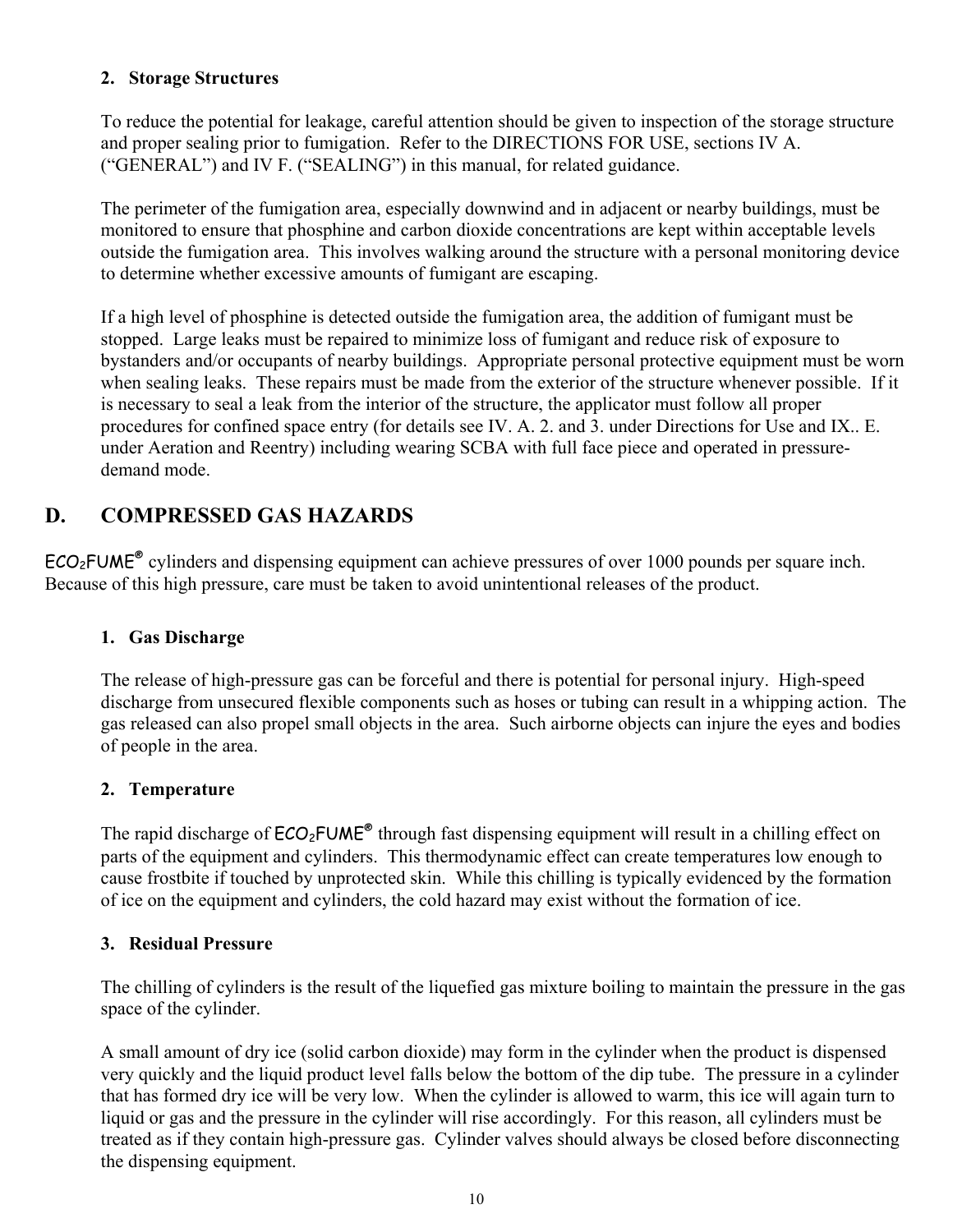### 2. Storage Structures

To reduce the potential for leakage, careful attention should be given to inspection of the storage structure and proper sealing prior to fumigation. Refer to the DIRECTIONS FOR USE, sections IV A. ("GENERAL") and IV F. ("SEALING") in this manual, for related guidance.

The perimeter of the fumigation area, especially downwind and in adjacent or nearby buildings, must be monitored to ensure that phosphine and carbon dioxide concentrations are kept within acceptable levels outside the fumigation area. This involves walking around the structure with a personal monitoring device to determine whether excessive amounts of fumigant are escaping.

If a high level of phosphine is detected outside the fumigation area, the addition of fumigant must be stopped. Large leaks must be repaired to minimize loss of fumigant and reduce risk of exposure to bystanders and/or occupants of nearby buildings. Appropriate personal protective equipment must be worn when sealing leaks. These repairs must be made from the exterior of the structure whenever possible. If it is necessary to seal a leak from the interior of the structure, the applicator must follow all proper procedures for confined space entry (for details see IV. A. 2. and 3. under Directions for Use and IX.. E. under Aeration and Reentry) including wearing SCBA with full face piece and operated in pressure-demand mode.

## D. COMPRESSED GAS HAZARDS

$ECO_2FUME^®$ cylinders and dispensing equipment can achieve pressures of over 1000 pounds per square inch. Because of this high pressure, care must be taken to avoid unintentional releases of the product.

### 1. Gas Discharge

The release of high-pressure gas can be forceful and there is potential for personal injury. High-speed discharge from unsecured flexible components such as hoses or tubing can result in a whipping action. The gas released can also propel small objects in the area. Such airborne objects can injure the eyes and bodies of people in the area.

### 2. Temperature

The rapid discharge of $ECO_2FUME^®$ through fast dispensing equipment will result in a chilling effect on parts of the equipment and cylinders. This thermodynamic effect can create temperatures low enough to cause frostbite if touched by unprotected skin. While this chilling is typically evidenced by the formation of ice on the equipment and cylinders, the cold hazard may exist without the formation of ice.

### 3. Residual Pressure

The chilling of cylinders is the result of the liquefied gas mixture boiling to maintain the pressure in the gas space of the cylinder.

A small amount of dry ice (solid carbon dioxide) may form in the cylinder when the product is dispensed very quickly and the liquid product level falls below the bottom of the dip tube. The pressure in a cylinder that has formed dry ice will be very low. When the cylinder is allowed to warm, this ice will again turn to liquid or gas and the pressure in the cylinder will rise accordingly. For this reason, all cylinders must be treated as if they contain high-pressure gas. Cylinder valves should always be closed before disconnecting the dispensing equipment.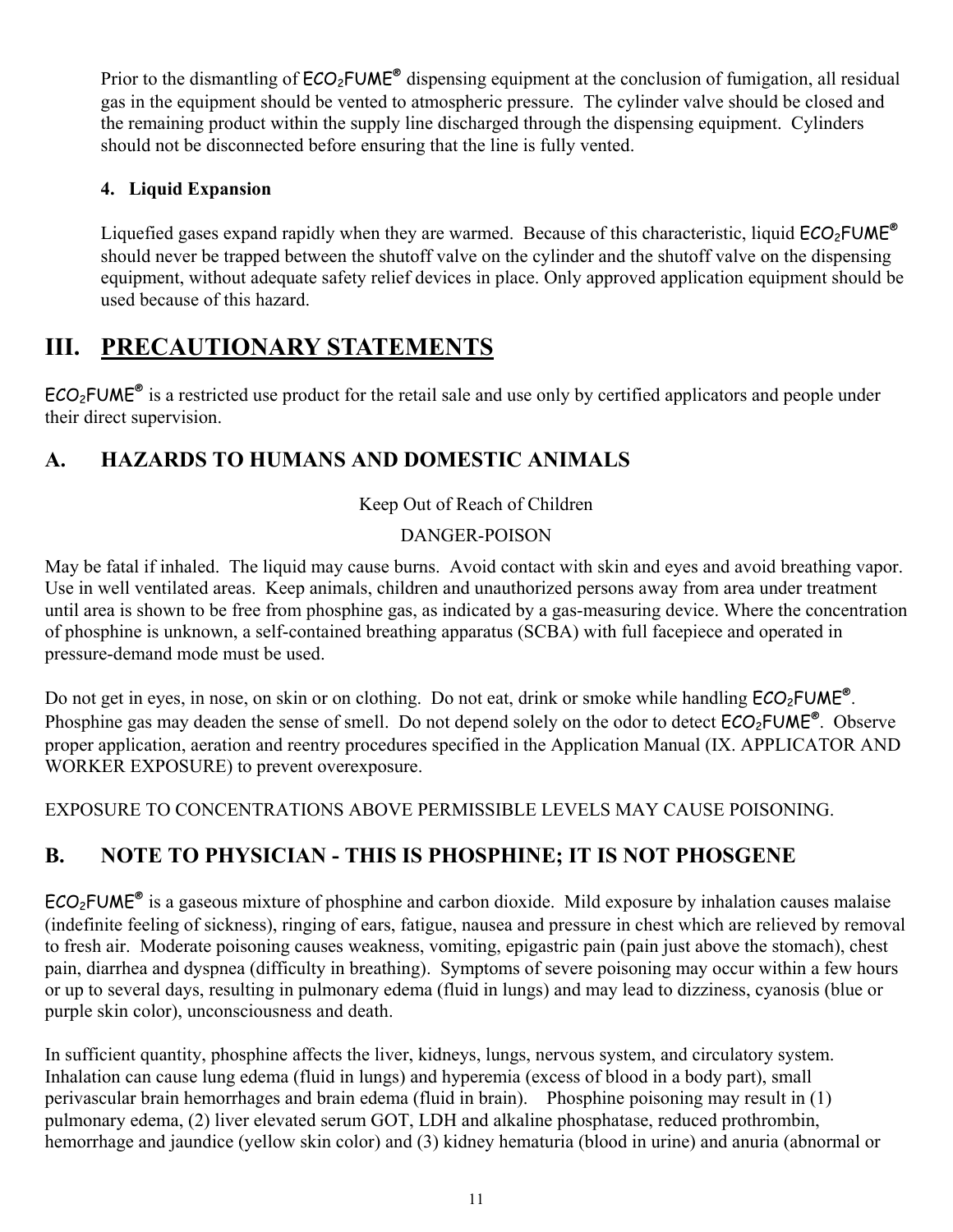Prior to the dismantling of $ECO_2FUME^{®}$ dispensing equipment at the conclusion of fumigation, all residual gas in the equipment should be vented to atmospheric pressure. The cylinder valve should be closed and the remaining product within the supply line discharged through the dispensing equipment. Cylinders should not be disconnected before ensuring that the line is fully vented.

**4. Liquid Expansion**

Liquefied gases expand rapidly when they are warmed. Because of this characteristic, liquid $ECO_2FUME^{®}$ should never be trapped between the shutoff valve on the cylinder and the shutoff valve on the dispensing equipment, without adequate safety relief devices in place. Only approved application equipment should be used because of this hazard.

# III. PRECAUTIONARY STATEMENTS

$ECO_2FUME^{®}$ is a restricted use product for the retail sale and use only by certified applicators and people under their direct supervision.

## A. HAZARDS TO HUMANS AND DOMESTIC ANIMALS

Keep Out of Reach of Children

DANGER-POISON

May be fatal if inhaled. The liquid may cause burns. Avoid contact with skin and eyes and avoid breathing vapor. Use in well ventilated areas. Keep animals, children and unauthorized persons away from area under treatment until area is shown to be free from phosphine gas, as indicated by a gas-measuring device. Where the concentration of phosphine is unknown, a self-contained breathing apparatus (SCBA) with full facepiece and operated in pressure-demand mode must be used.

Do not get in eyes, in nose, on skin or on clothing. Do not eat, drink or smoke while handling $ECO_2FUME^{®}$. Phosphine gas may deaden the sense of smell. Do not depend solely on the odor to detect $ECO_2FUME^{®}$. Observe proper application, aeration and reentry procedures specified in the Application Manual (IX. APPLICATOR AND WORKER EXPOSURE) to prevent overexposure.

EXPOSURE TO CONCENTRATIONS ABOVE PERMISSIBLE LEVELS MAY CAUSE POISONING.

## B. NOTE TO PHYSICIAN - THIS IS PHOSPHINE; IT IS NOT PHOSGENE

$ECO_2FUME^{®}$ is a gaseous mixture of phosphine and carbon dioxide. Mild exposure by inhalation causes malaise (indefinite feeling of sickness), ringing of ears, fatigue, nausea and pressure in chest which are relieved by removal to fresh air. Moderate poisoning causes weakness, vomiting, epigastric pain (pain just above the stomach), chest pain, diarrhea and dyspnea (difficulty in breathing). Symptoms of severe poisoning may occur within a few hours or up to several days, resulting in pulmonary edema (fluid in lungs) and may lead to dizziness, cyanosis (blue or purple skin color), unconsciousness and death.

In sufficient quantity, phosphine affects the liver, kidneys, lungs, nervous system, and circulatory system. Inhalation can cause lung edema (fluid in lungs) and hyperemia (excess of blood in a body part), small perivascular brain hemorrhages and brain edema (fluid in brain). Phosphine poisoning may result in (1) pulmonary edema, (2) liver elevated serum GOT, LDH and alkaline phosphatase, reduced prothrombin, hemorrhage and jaundice (yellow skin color) and (3) kidney hematuria (blood in urine) and anuria (abnormal or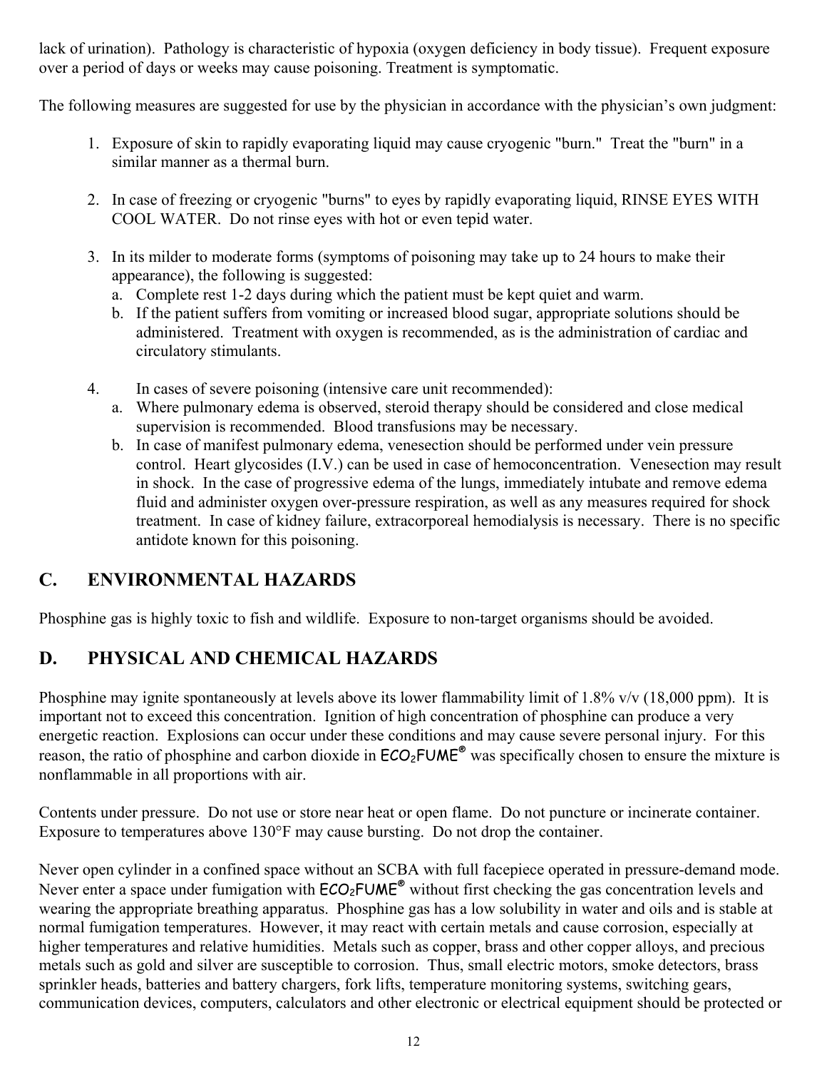lack of urination). Pathology is characteristic of hypoxia (oxygen deficiency in body tissue). Frequent exposure over a period of days or weeks may cause poisoning. Treatment is symptomatic.

The following measures are suggested for use by the physician in accordance with the physician's own judgment:

1. Exposure of skin to rapidly evaporating liquid may cause cryogenic "burn." Treat the "burn" in a similar manner as a thermal burn.

2. In case of freezing or cryogenic "burns" to eyes by rapidly evaporating liquid, RINSE EYES WITH COOL WATER. Do not rinse eyes with hot or even tepid water.

3. In its milder to moderate forms (symptoms of poisoning may take up to 24 hours to make their appearance), the following is suggested:
   a. Complete rest 1-2 days during which the patient must be kept quiet and warm.
   b. If the patient suffers from vomiting or increased blood sugar, appropriate solutions should be administered. Treatment with oxygen is recommended, as is the administration of cardiac and circulatory stimulants.

4. In cases of severe poisoning (intensive care unit recommended):
   a. Where pulmonary edema is observed, steroid therapy should be considered and close medical supervision is recommended. Blood transfusions may be necessary.
   b. In case of manifest pulmonary edema, venesection should be performed under vein pressure control. Heart glycosides (I.V.) can be used in case of hemoconcentration. Venesection may result in shock. In the case of progressive edema of the lungs, immediately intubate and remove edema fluid and administer oxygen over-pressure respiration, as well as any measures required for shock treatment. In case of kidney failure, extracorporeal hemodialysis is necessary. There is no specific antidote known for this poisoning.

## C. ENVIRONMENTAL HAZARDS

Phosphine gas is highly toxic to fish and wildlife. Exposure to non-target organisms should be avoided.

## D. PHYSICAL AND CHEMICAL HAZARDS

Phosphine may ignite spontaneously at levels above its lower flammability limit of 1.8% v/v (18,000 ppm). It is important not to exceed this concentration. Ignition of high concentration of phosphine can produce a very energetic reaction. Explosions can occur under these conditions and may cause severe personal injury. For this reason, the ratio of phosphine and carbon dioxide in $ECO_2$FUME® was specifically chosen to ensure the mixture is nonflammable in all proportions with air.

Contents under pressure. Do not use or store near heat or open flame. Do not puncture or incinerate container. Exposure to temperatures above 130°F may cause bursting. Do not drop the container.

Never open cylinder in a confined space without an SCBA with full facepiece operated in pressure-demand mode. Never enter a space under fumigation with $ECO_2$FUME® without first checking the gas concentration levels and wearing the appropriate breathing apparatus. Phosphine gas has a low solubility in water and oils and is stable at normal fumigation temperatures. However, it may react with certain metals and cause corrosion, especially at higher temperatures and relative humidities. Metals such as copper, brass and other copper alloys, and precious metals such as gold and silver are susceptible to corrosion. Thus, small electric motors, smoke detectors, brass sprinkler heads, batteries and battery chargers, fork lifts, temperature monitoring systems, switching gears, communication devices, computers, calculators and other electronic or electrical equipment should be protected or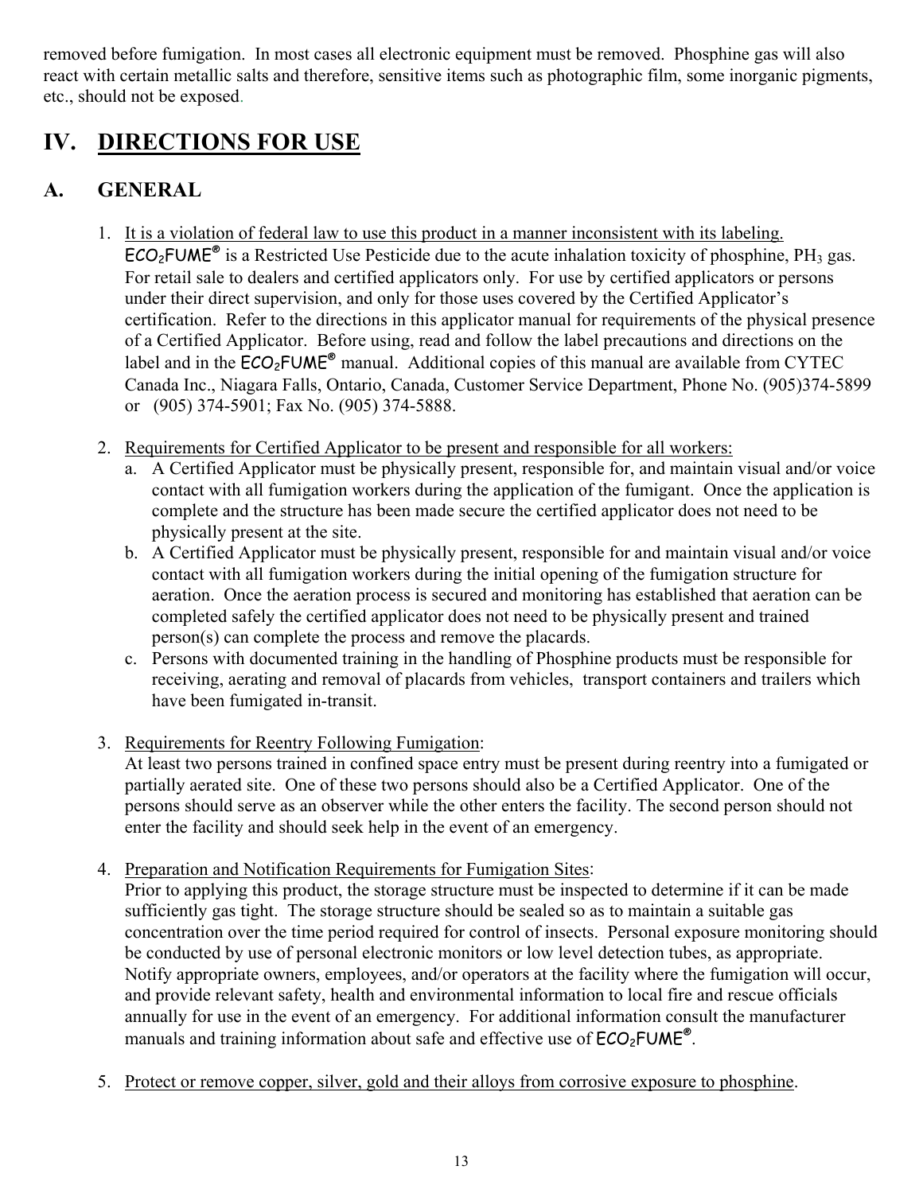removed before fumigation. In most cases all electronic equipment must be removed. Phosphine gas will also react with certain metallic salts and therefore, sensitive items such as photographic film, some inorganic pigments, etc., should not be exposed.

# IV. DIRECTIONS FOR USE

## A. GENERAL

1. It is a violation of federal law to use this product in a manner inconsistent with its labeling. $ECO_2FUME^®$ is a Restricted Use Pesticide due to the acute inhalation toxicity of phosphine, $PH_3$ gas. For retail sale to dealers and certified applicators only. For use by certified applicators or persons under their direct supervision, and only for those uses covered by the Certified Applicator's certification. Refer to the directions in this applicator manual for requirements of the physical presence of a Certified Applicator. Before using, read and follow the label precautions and directions on the label and in the $ECO_2FUME^®$ manual. Additional copies of this manual are available from CYTEC Canada Inc., Niagara Falls, Ontario, Canada, Customer Service Department, Phone No. (905)374-5899 or (905) 374-5901; Fax No. (905) 374-5888.

2. Requirements for Certified Applicator to be present and responsible for all workers:
   a. A Certified Applicator must be physically present, responsible for, and maintain visual and/or voice contact with all fumigation workers during the application of the fumigant. Once the application is complete and the structure has been made secure the certified applicator does not need to be physically present at the site.
   b. A Certified Applicator must be physically present, responsible for and maintain visual and/or voice contact with all fumigation workers during the initial opening of the fumigation structure for aeration. Once the aeration process is secured and monitoring has established that aeration can be completed safely the certified applicator does not need to be physically present and trained person(s) can complete the process and remove the placards.
   c. Persons with documented training in the handling of Phosphine products must be responsible for receiving, aerating and removal of placards from vehicles, transport containers and trailers which have been fumigated in-transit.

3. Requirements for Reentry Following Fumigation:
   At least two persons trained in confined space entry must be present during reentry into a fumigated or partially aerated site. One of these two persons should also be a Certified Applicator. One of the persons should serve as an observer while the other enters the facility. The second person should not enter the facility and should seek help in the event of an emergency.

4. Preparation and Notification Requirements for Fumigation Sites:
   Prior to applying this product, the storage structure must be inspected to determine if it can be made sufficiently gas tight. The storage structure should be sealed so as to maintain a suitable gas concentration over the time period required for control of insects. Personal exposure monitoring should be conducted by use of personal electronic monitors or low level detection tubes, as appropriate. Notify appropriate owners, employees, and/or operators at the facility where the fumigation will occur, and provide relevant safety, health and environmental information to local fire and rescue officials annually for use in the event of an emergency. For additional information consult the manufacturer manuals and training information about safe and effective use of $ECO_2FUME^®$.

5. Protect or remove copper, silver, gold and their alloys from corrosive exposure to phosphine.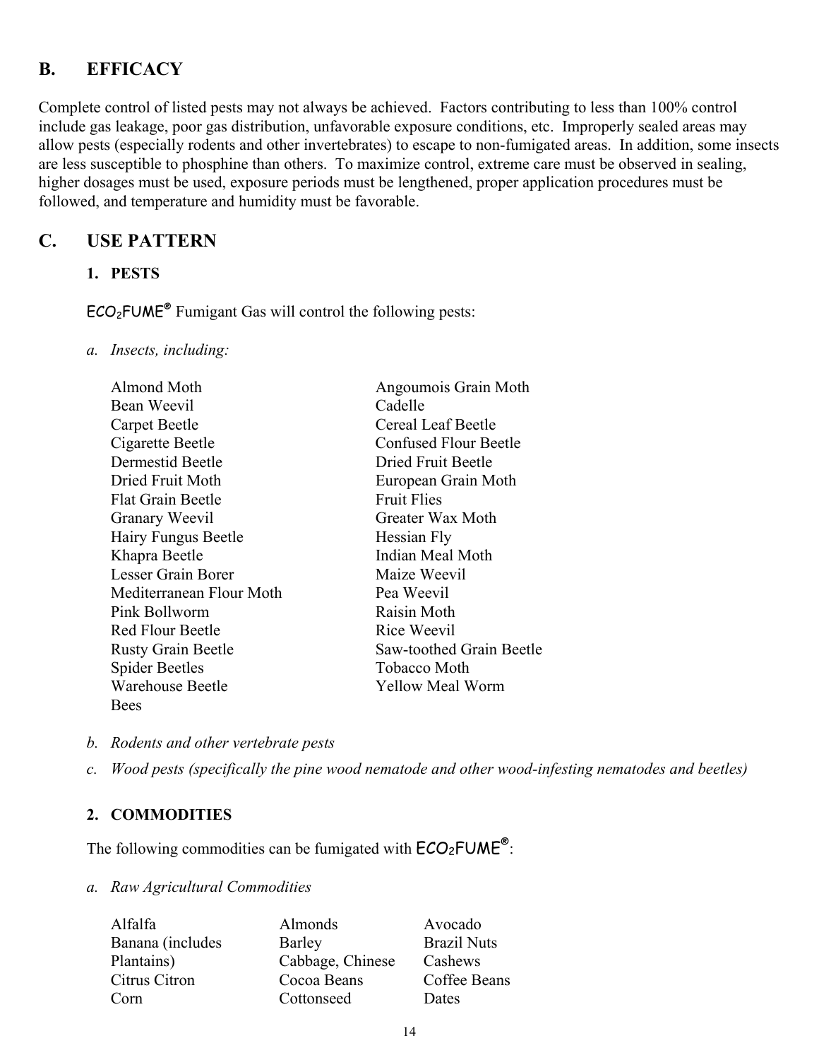## B. EFFICACY

Complete control of listed pests may not always be achieved. Factors contributing to less than 100% control include gas leakage, poor gas distribution, unfavorable exposure conditions, etc. Improperly sealed areas may allow pests (especially rodents and other invertebrates) to escape to non-fumigated areas. In addition, some insects are less susceptible to phosphine than others. To maximize control, extreme care must be observed in sealing, higher dosages must be used, exposure periods must be lengthened, proper application procedures must be followed, and temperature and humidity must be favorable.

## C. USE PATTERN

### 1. PESTS

$ECO_2FUME^{®}$ Fumigant Gas will control the following pests:

*a. Insects, including:*

| | |
|---|---|
| Almond Moth | Angoumois Grain Moth |
| Bean Weevil | Cadelle |
| Carpet Beetle | Cereal Leaf Beetle |
| Cigarette Beetle | Confused Flour Beetle |
| Dermestid Beetle | Dried Fruit Beetle |
| Dried Fruit Moth | European Grain Moth |
| Flat Grain Beetle | Fruit Flies |
| Granary Weevil | Greater Wax Moth |
| Hairy Fungus Beetle | Hessian Fly |
| Khapra Beetle | Indian Meal Moth |
| Lesser Grain Borer | Maize Weevil |
| Mediterranean Flour Moth | Pea Weevil |
| Pink Bollworm | Raisin Moth |
| Red Flour Beetle | Rice Weevil |
| Rusty Grain Beetle | Saw-toothed Grain Beetle |
| Spider Beetles | Tobacco Moth |
| Warehouse Beetle | Yellow Meal Worm |
| Bees | |

*b. Rodents and other vertebrate pests*

*c. Wood pests (specifically the pine wood nematode and other wood-infesting nematodes and beetles)*

### 2. COMMODITIES

The following commodities can be fumigated with $ECO_2FUME^{®}$:

*a. Raw Agricultural Commodities*

| | | |
|---|---|---|
| Alfalfa | Almonds | Avocado |
| Banana (includes Plantains) | Barley | Brazil Nuts |
| | Cabbage, Chinese | Cashews |
| Citrus Citron | Cocoa Beans | Coffee Beans |
| Corn | Cottonseed | Dates |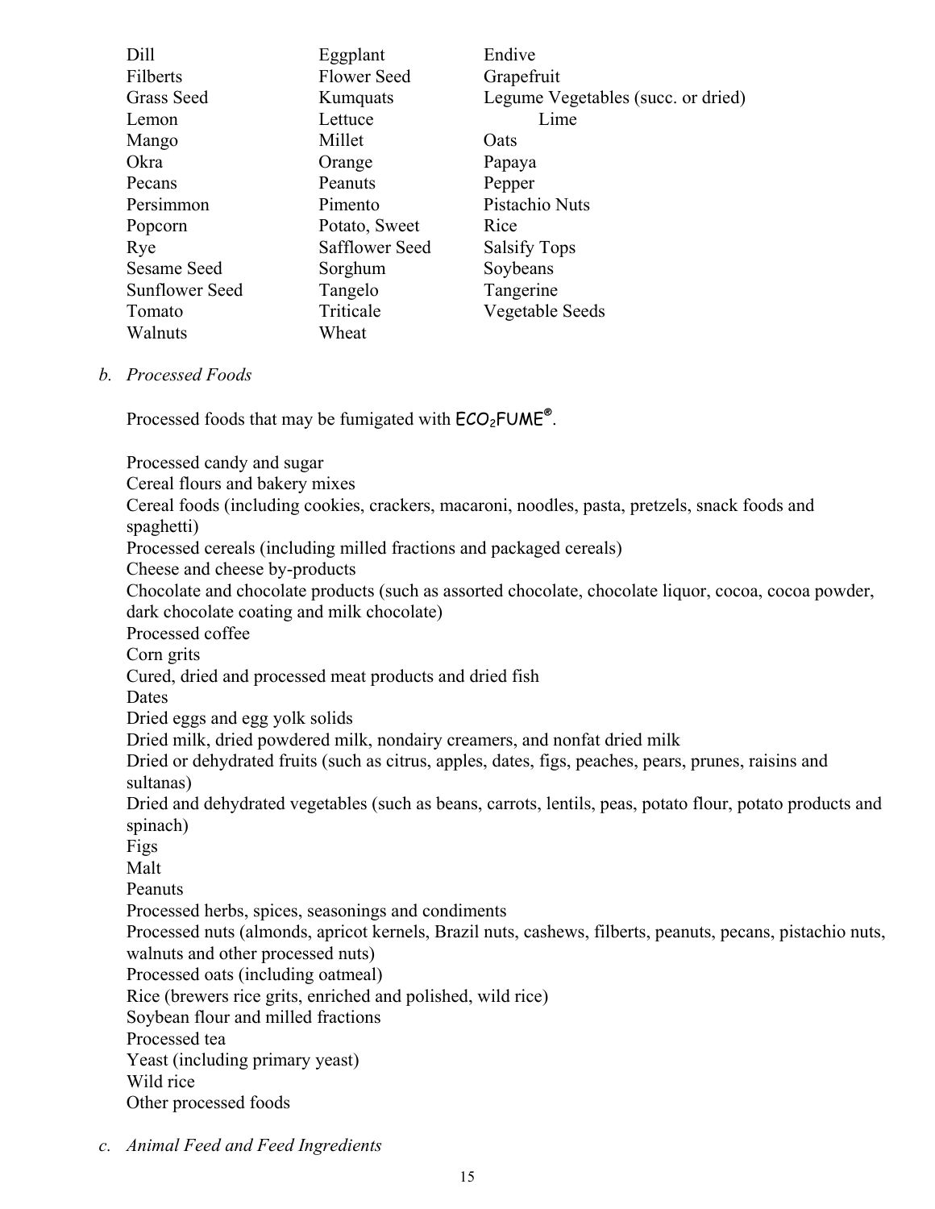| | | |
|---|---|---|
| Dill | Eggplant | Endive |
| Filberts | Flower Seed | Grapefruit |
| Grass Seed | Kumquats | Legume Vegetables (succ. or dried) |
| Lemon | Lettuce | Lime |
| Mango | Millet | Oats |
| Okra | Orange | Papaya |
| Pecans | Peanuts | Pepper |
| Persimmon | Pimento | Pistachio Nuts |
| Popcorn | Potato, Sweet | Rice |
| Rye | Safflower Seed | Salsify Tops |
| Sesame Seed | Sorghum | Soybeans |
| Sunflower Seed | Tangelo | Tangerine |
| Tomato | Triticale | Vegetable Seeds |
| Walnuts | Wheat | |

b. *Processed Foods*

Processed foods that may be fumigated with $ECO_2$FUME®.

Processed candy and sugar
Cereal flours and bakery mixes
Cereal foods (including cookies, crackers, macaroni, noodles, pasta, pretzels, snack foods and spaghetti)
Processed cereals (including milled fractions and packaged cereals)
Cheese and cheese by-products
Chocolate and chocolate products (such as assorted chocolate, chocolate liquor, cocoa, cocoa powder, dark chocolate coating and milk chocolate)
Processed coffee
Corn grits
Cured, dried and processed meat products and dried fish
Dates
Dried eggs and egg yolk solids
Dried milk, dried powdered milk, nondairy creamers, and nonfat dried milk
Dried or dehydrated fruits (such as citrus, apples, dates, figs, peaches, pears, prunes, raisins and sultanas)
Dried and dehydrated vegetables (such as beans, carrots, lentils, peas, potato flour, potato products and spinach)
Figs
Malt
Peanuts
Processed herbs, spices, seasonings and condiments
Processed nuts (almonds, apricot kernels, Brazil nuts, cashews, filberts, peanuts, pecans, pistachio nuts, walnuts and other processed nuts)
Processed oats (including oatmeal)
Rice (brewers rice grits, enriched and polished, wild rice)
Soybean flour and milled fractions
Processed tea
Yeast (including primary yeast)
Wild rice
Other processed foods

c. *Animal Feed and Feed Ingredients*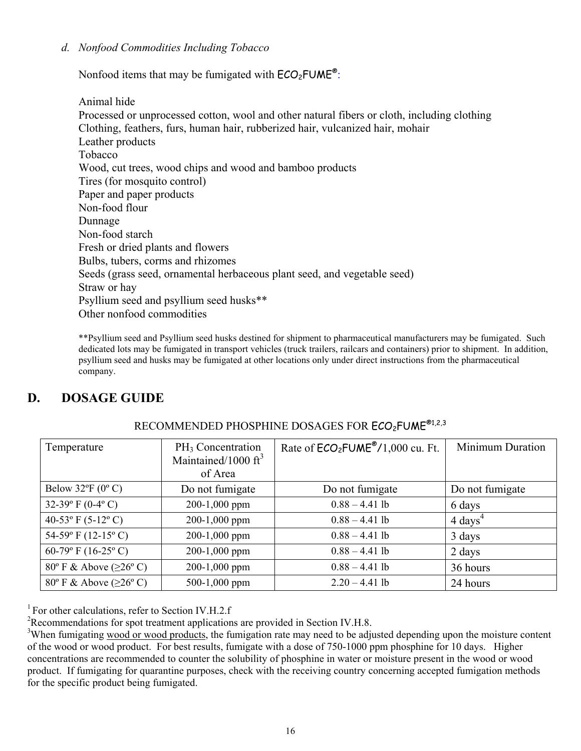*d. Nonfood Commodities Including Tobacco*

Nonfood items that may be fumigated with ECO₂FUME®:

Animal hide
Processed or unprocessed cotton, wool and other natural fibers or cloth, including clothing
Clothing, feathers, furs, human hair, rubberized hair, vulcanized hair, mohair
Leather products
Tobacco
Wood, cut trees, wood chips and wood and bamboo products
Tires (for mosquito control)
Paper and paper products
Non-food flour
Dunnage
Non-food starch
Fresh or dried plants and flowers
Bulbs, tubers, corms and rhizomes
Seeds (grass seed, ornamental herbaceous plant seed, and vegetable seed)
Straw or hay
Psyllium seed and psyllium seed husks**
Other nonfood commodities

**Psyllium seed and Psyllium seed husks destined for shipment to pharmaceutical manufacturers may be fumigated. Such dedicated lots may be fumigated in transport vehicles (truck trailers, railcars and containers) prior to shipment. In addition, psyllium seed and husks may be fumigated at other locations only under direct instructions from the pharmaceutical company.

## D. DOSAGE GUIDE

RECOMMENDED PHOSPHINE DOSAGES FOR ECO₂FUME®[1,2,3]

| Temperature | $PH_3$ Concentration Maintained/1000 $ft^3$ of Area | Rate of ECO₂FUME®/1,000 cu. Ft. | Minimum Duration |
|---|---|---|---|
| Below 32ºF (0º C) | Do not fumigate | Do not fumigate | Do not fumigate |
| 32-39º F (0-4º C) | 200-1,000 ppm | 0.88 – 4.41 lb | 6 days |
| 40-53º F (5-12º C) | 200-1,000 ppm | 0.88 – 4.41 lb | 4 days[4] |
| 54-59º F (12-15º C) | 200-1,000 ppm | 0.88 – 4.41 lb | 3 days |
| 60-79º F (16-25º C) | 200-1,000 ppm | 0.88 – 4.41 lb | 2 days |
| 80º F & Above (≥26º C) | 200-1,000 ppm | 0.88 – 4.41 lb | 36 hours |
| 80º F & Above (≥26º C) | 500-1,000 ppm | 2.20 – 4.41 lb | 24 hours |

[1] For other calculations, refer to Section IV.H.2.f

[2] Recommendations for spot treatment applications are provided in Section IV.H.8.

[3] When fumigating wood or wood products, the fumigation rate may need to be adjusted depending upon the moisture content of the wood or wood product. For best results, fumigate with a dose of 750-1000 ppm phosphine for 10 days. Higher concentrations are recommended to counter the solubility of phosphine in water or moisture present in the wood or wood product. If fumigating for quarantine purposes, check with the receiving country concerning accepted fumigation methods for the specific product being fumigated.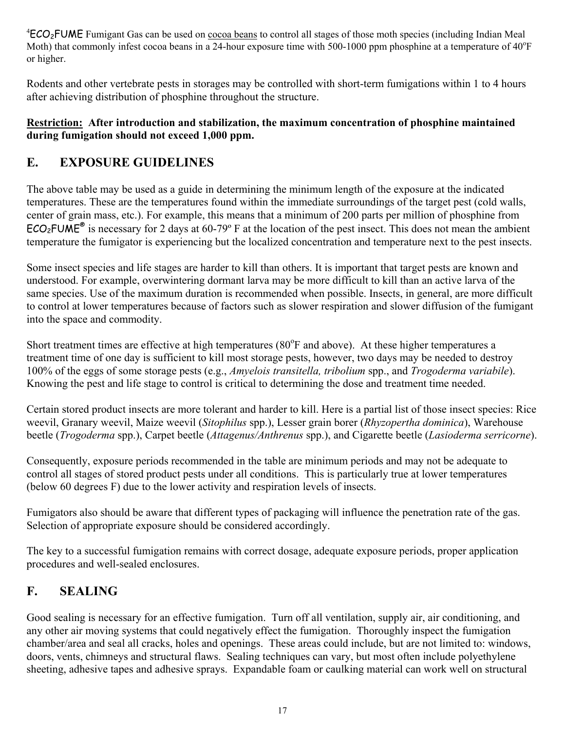[4]$ECO_2FUME$ Fumigant Gas can be used on <u>cocoa beans</u> to control all stages of those moth species (including Indian Meal Moth) that commonly infest cocoa beans in a 24-hour exposure time with 500-1000 ppm phosphine at a temperature of 40°F or higher.

Rodents and other vertebrate pests in storages may be controlled with short-term fumigations within 1 to 4 hours after achieving distribution of phosphine throughout the structure.

**<u>Restriction:</u> After introduction and stabilization, the maximum concentration of phosphine maintained during fumigation should not exceed 1,000 ppm.**

## E. EXPOSURE GUIDELINES

The above table may be used as a guide in determining the minimum length of the exposure at the indicated temperatures. These are the temperatures found within the immediate surroundings of the target pest (cold walls, center of grain mass, etc.). For example, this means that a minimum of 200 parts per million of phosphine from $ECO_2FUME^{®}$ is necessary for 2 days at 60-79º F at the location of the pest insect. This does not mean the ambient temperature the fumigator is experiencing but the localized concentration and temperature next to the pest insects.

Some insect species and life stages are harder to kill than others. It is important that target pests are known and understood. For example, overwintering dormant larva may be more difficult to kill than an active larva of the same species. Use of the maximum duration is recommended when possible. Insects, in general, are more difficult to control at lower temperatures because of factors such as slower respiration and slower diffusion of the fumigant into the space and commodity.

Short treatment times are effective at high temperatures (80°F and above). At these higher temperatures a treatment time of one day is sufficient to kill most storage pests, however, two days may be needed to destroy 100% of the eggs of some storage pests (e.g., *Amyelois transitella, tribolium* spp., and *Trogoderma variabile*). Knowing the pest and life stage to control is critical to determining the dose and treatment time needed.

Certain stored product insects are more tolerant and harder to kill. Here is a partial list of those insect species: Rice weevil, Granary weevil, Maize weevil (*Sitophilus* spp.), Lesser grain borer (*Rhyzopertha dominica*), Warehouse beetle (*Trogoderma* spp.), Carpet beetle (*Attagenus/Anthrenus* spp.), and Cigarette beetle (*Lasioderma serricorne*).

Consequently, exposure periods recommended in the table are minimum periods and may not be adequate to control all stages of stored product pests under all conditions. This is particularly true at lower temperatures (below 60 degrees F) due to the lower activity and respiration levels of insects.

Fumigators also should be aware that different types of packaging will influence the penetration rate of the gas. Selection of appropriate exposure should be considered accordingly.

The key to a successful fumigation remains with correct dosage, adequate exposure periods, proper application procedures and well-sealed enclosures.

## F. SEALING

Good sealing is necessary for an effective fumigation. Turn off all ventilation, supply air, air conditioning, and any other air moving systems that could negatively effect the fumigation. Thoroughly inspect the fumigation chamber/area and seal all cracks, holes and openings. These areas could include, but are not limited to: windows, doors, vents, chimneys and structural flaws. Sealing techniques can vary, but most often include polyethylene sheeting, adhesive tapes and adhesive sprays. Expandable foam or caulking material can work well on structural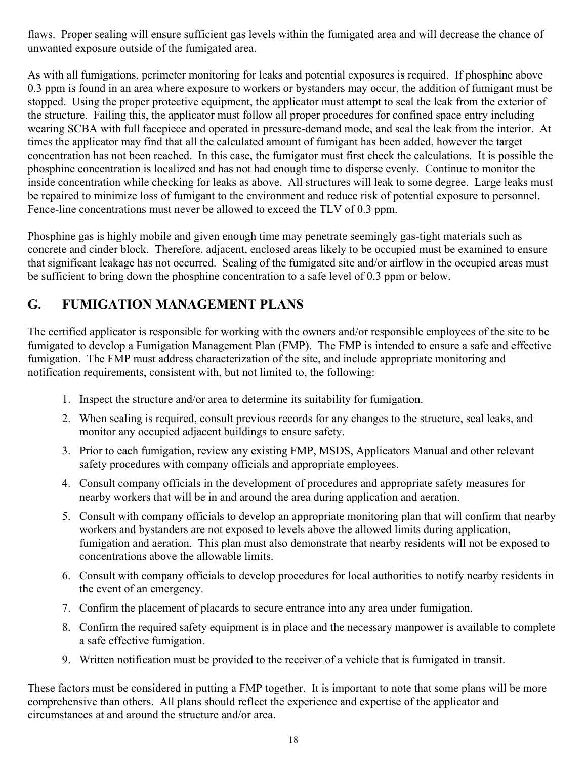flaws. Proper sealing will ensure sufficient gas levels within the fumigated area and will decrease the chance of unwanted exposure outside of the fumigated area.

As with all fumigations, perimeter monitoring for leaks and potential exposures is required. If phosphine above 0.3 ppm is found in an area where exposure to workers or bystanders may occur, the addition of fumigant must be stopped. Using the proper protective equipment, the applicator must attempt to seal the leak from the exterior of the structure. Failing this, the applicator must follow all proper procedures for confined space entry including wearing SCBA with full facepiece and operated in pressure-demand mode, and seal the leak from the interior. At times the applicator may find that all the calculated amount of fumigant has been added, however the target concentration has not been reached. In this case, the fumigator must first check the calculations. It is possible the phosphine concentration is localized and has not had enough time to disperse evenly. Continue to monitor the inside concentration while checking for leaks as above. All structures will leak to some degree. Large leaks must be repaired to minimize loss of fumigant to the environment and reduce risk of potential exposure to personnel. Fence-line concentrations must never be allowed to exceed the TLV of 0.3 ppm.

Phosphine gas is highly mobile and given enough time may penetrate seemingly gas-tight materials such as concrete and cinder block. Therefore, adjacent, enclosed areas likely to be occupied must be examined to ensure that significant leakage has not occurred. Sealing of the fumigated site and/or airflow in the occupied areas must be sufficient to bring down the phosphine concentration to a safe level of 0.3 ppm or below.

## G. FUMIGATION MANAGEMENT PLANS

The certified applicator is responsible for working with the owners and/or responsible employees of the site to be fumigated to develop a Fumigation Management Plan (FMP). The FMP is intended to ensure a safe and effective fumigation. The FMP must address characterization of the site, and include appropriate monitoring and notification requirements, consistent with, but not limited to, the following:

1. Inspect the structure and/or area to determine its suitability for fumigation.
2. When sealing is required, consult previous records for any changes to the structure, seal leaks, and monitor any occupied adjacent buildings to ensure safety.
3. Prior to each fumigation, review any existing FMP, MSDS, Applicators Manual and other relevant safety procedures with company officials and appropriate employees.
4. Consult company officials in the development of procedures and appropriate safety measures for nearby workers that will be in and around the area during application and aeration.
5. Consult with company officials to develop an appropriate monitoring plan that will confirm that nearby workers and bystanders are not exposed to levels above the allowed limits during application, fumigation and aeration. This plan must also demonstrate that nearby residents will not be exposed to concentrations above the allowable limits.
6. Consult with company officials to develop procedures for local authorities to notify nearby residents in the event of an emergency.
7. Confirm the placement of placards to secure entrance into any area under fumigation.
8. Confirm the required safety equipment is in place and the necessary manpower is available to complete a safe effective fumigation.
9. Written notification must be provided to the receiver of a vehicle that is fumigated in transit.

These factors must be considered in putting a FMP together. It is important to note that some plans will be more comprehensive than others. All plans should reflect the experience and expertise of the applicator and circumstances at and around the structure and/or area.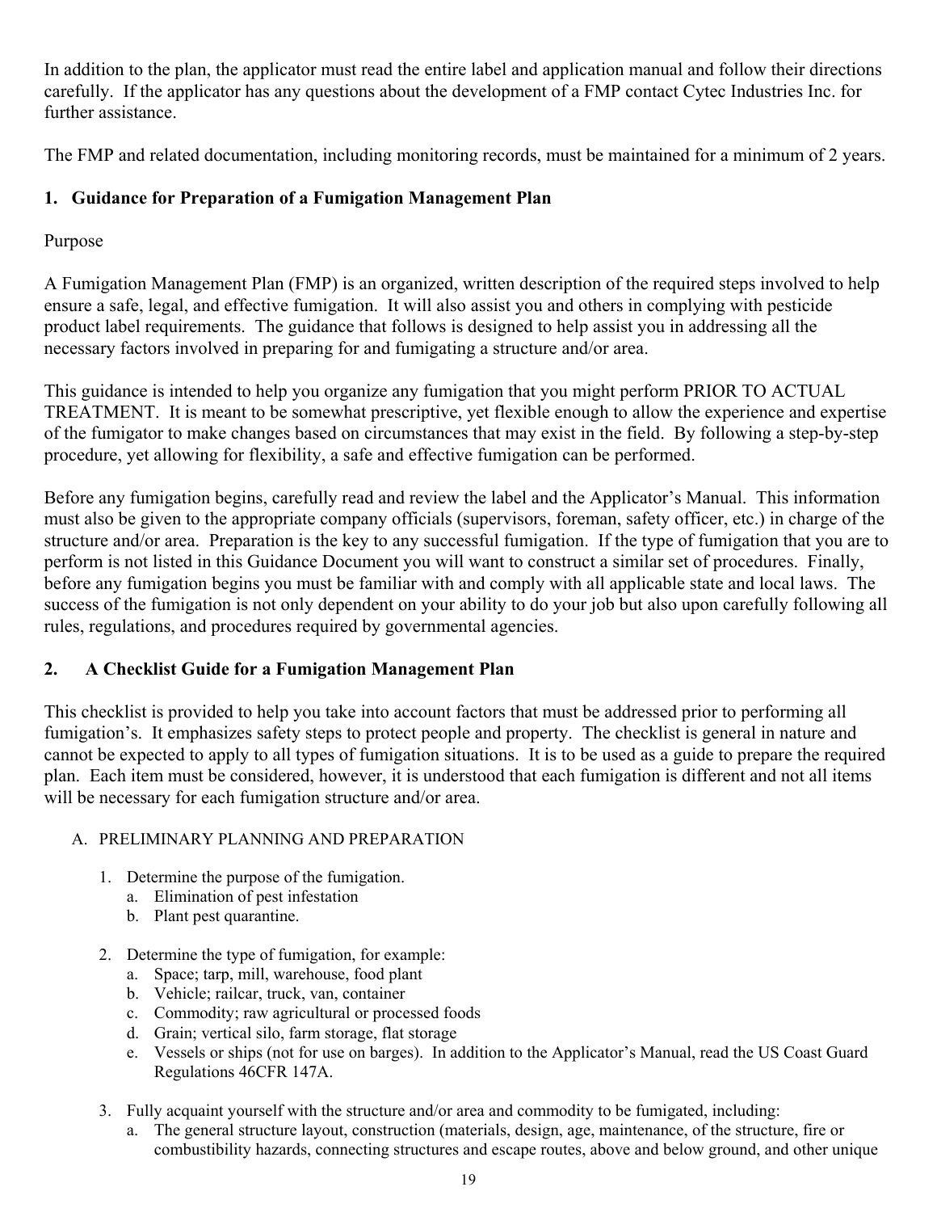In addition to the plan, the applicator must read the entire label and application manual and follow their directions carefully. If the applicator has any questions about the development of a FMP contact Cytec Industries Inc. for further assistance.

The FMP and related documentation, including monitoring records, must be maintained for a minimum of 2 years.

## 1. Guidance for Preparation of a Fumigation Management Plan

Purpose

A Fumigation Management Plan (FMP) is an organized, written description of the required steps involved to help ensure a safe, legal, and effective fumigation. It will also assist you and others in complying with pesticide product label requirements. The guidance that follows is designed to help assist you in addressing all the necessary factors involved in preparing for and fumigating a structure and/or area.

This guidance is intended to help you organize any fumigation that you might perform PRIOR TO ACTUAL TREATMENT. It is meant to be somewhat prescriptive, yet flexible enough to allow the experience and expertise of the fumigator to make changes based on circumstances that may exist in the field. By following a step-by-step procedure, yet allowing for flexibility, a safe and effective fumigation can be performed.

Before any fumigation begins, carefully read and review the label and the Applicator's Manual. This information must also be given to the appropriate company officials (supervisors, foreman, safety officer, etc.) in charge of the structure and/or area. Preparation is the key to any successful fumigation. If the type of fumigation that you are to perform is not listed in this Guidance Document you will want to construct a similar set of procedures. Finally, before any fumigation begins you must be familiar with and comply with all applicable state and local laws. The success of the fumigation is not only dependent on your ability to do your job but also upon carefully following all rules, regulations, and procedures required by governmental agencies.

## 2. A Checklist Guide for a Fumigation Management Plan

This checklist is provided to help you take into account factors that must be addressed prior to performing all fumigation's. It emphasizes safety steps to protect people and property. The checklist is general in nature and cannot be expected to apply to all types of fumigation situations. It is to be used as a guide to prepare the required plan. Each item must be considered, however, it is understood that each fumigation is different and not all items will be necessary for each fumigation structure and/or area.

A. PRELIMINARY PLANNING AND PREPARATION

1. Determine the purpose of the fumigation.
   a. Elimination of pest infestation
   b. Plant pest quarantine.

2. Determine the type of fumigation, for example:
   a. Space; tarp, mill, warehouse, food plant
   b. Vehicle; railcar, truck, van, container
   c. Commodity; raw agricultural or processed foods
   d. Grain; vertical silo, farm storage, flat storage
   e. Vessels or ships (not for use on barges). In addition to the Applicator's Manual, read the US Coast Guard Regulations 46CFR 147A.

3. Fully acquaint yourself with the structure and/or area and commodity to be fumigated, including:
   a. The general structure layout, construction (materials, design, age, maintenance, of the structure, fire or combustibility hazards, connecting structures and escape routes, above and below ground, and other unique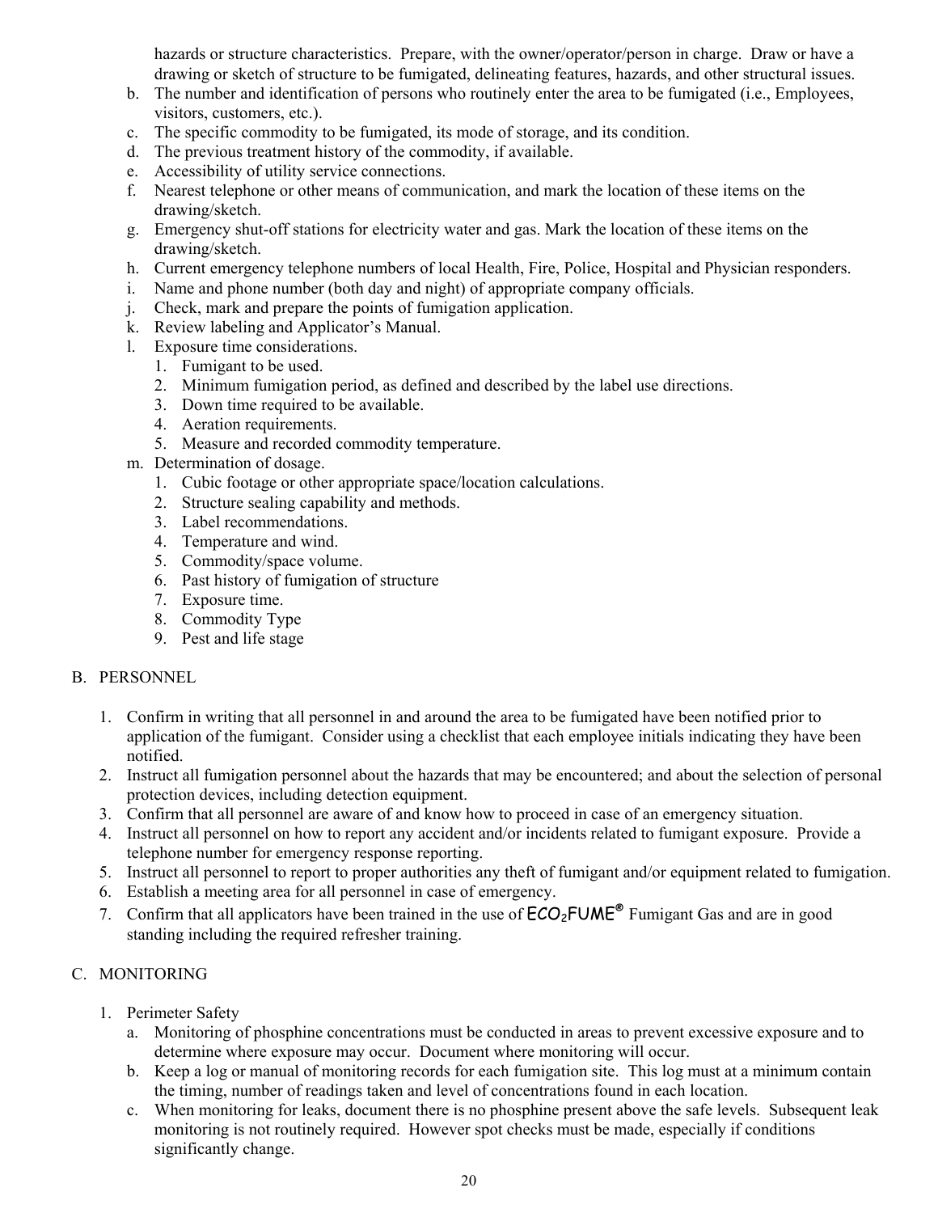hazards or structure characteristics. Prepare, with the owner/operator/person in charge. Draw or have a drawing or sketch of structure to be fumigated, delineating features, hazards, and other structural issues.

b. The number and identification of persons who routinely enter the area to be fumigated (i.e., Employees, visitors, customers, etc.).
c. The specific commodity to be fumigated, its mode of storage, and its condition.
d. The previous treatment history of the commodity, if available.
e. Accessibility of utility service connections.
f. Nearest telephone or other means of communication, and mark the location of these items on the drawing/sketch.
g. Emergency shut-off stations for electricity water and gas. Mark the location of these items on the drawing/sketch.
h. Current emergency telephone numbers of local Health, Fire, Police, Hospital and Physician responders.
i. Name and phone number (both day and night) of appropriate company officials.
j. Check, mark and prepare the points of fumigation application.
k. Review labeling and Applicator's Manual.
l. Exposure time considerations.
    1. Fumigant to be used.
    2. Minimum fumigation period, as defined and described by the label use directions.
    3. Down time required to be available.
    4. Aeration requirements.
    5. Measure and recorded commodity temperature.
m. Determination of dosage.
    1. Cubic footage or other appropriate space/location calculations.
    2. Structure sealing capability and methods.
    3. Label recommendations.
    4. Temperature and wind.
    5. Commodity/space volume.
    6. Past history of fumigation of structure
    7. Exposure time.
    8. Commodity Type
    9. Pest and life stage

## B. PERSONNEL

1. Confirm in writing that all personnel in and around the area to be fumigated have been notified prior to application of the fumigant. Consider using a checklist that each employee initials indicating they have been notified.
2. Instruct all fumigation personnel about the hazards that may be encountered; and about the selection of personal protection devices, including detection equipment.
3. Confirm that all personnel are aware of and know how to proceed in case of an emergency situation.
4. Instruct all personnel on how to report any accident and/or incidents related to fumigant exposure. Provide a telephone number for emergency response reporting.
5. Instruct all personnel to report to proper authorities any theft of fumigant and/or equipment related to fumigation.
6. Establish a meeting area for all personnel in case of emergency.
7. Confirm that all applicators have been trained in the use of $ECO_2$FUME® Fumigant Gas and are in good standing including the required refresher training.

## C. MONITORING

1. Perimeter Safety
    a. Monitoring of phosphine concentrations must be conducted in areas to prevent excessive exposure and to determine where exposure may occur. Document where monitoring will occur.
    b. Keep a log or manual of monitoring records for each fumigation site. This log must at a minimum contain the timing, number of readings taken and level of concentrations found in each location.
    c. When monitoring for leaks, document there is no phosphine present above the safe levels. Subsequent leak monitoring is not routinely required. However spot checks must be made, especially if conditions significantly change.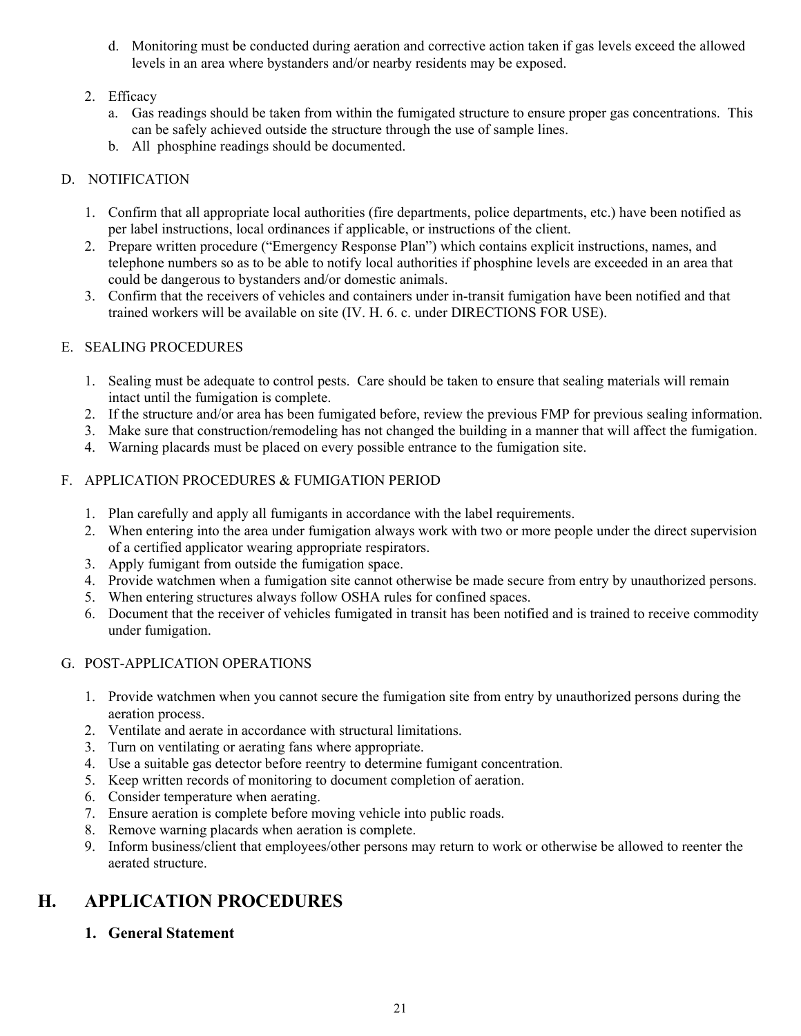d. Monitoring must be conducted during aeration and corrective action taken if gas levels exceed the allowed levels in an area where bystanders and/or nearby residents may be exposed.

2. Efficacy
   a. Gas readings should be taken from within the fumigated structure to ensure proper gas concentrations. This can be safely achieved outside the structure through the use of sample lines.
   b. All phosphine readings should be documented.

D. NOTIFICATION

1. Confirm that all appropriate local authorities (fire departments, police departments, etc.) have been notified as per label instructions, local ordinances if applicable, or instructions of the client.
2. Prepare written procedure ("Emergency Response Plan") which contains explicit instructions, names, and telephone numbers so as to be able to notify local authorities if phosphine levels are exceeded in an area that could be dangerous to bystanders and/or domestic animals.
3. Confirm that the receivers of vehicles and containers under in-transit fumigation have been notified and that trained workers will be available on site (IV. H. 6. c. under DIRECTIONS FOR USE).

E. SEALING PROCEDURES

1. Sealing must be adequate to control pests. Care should be taken to ensure that sealing materials will remain intact until the fumigation is complete.
2. If the structure and/or area has been fumigated before, review the previous FMP for previous sealing information.
3. Make sure that construction/remodeling has not changed the building in a manner that will affect the fumigation.
4. Warning placards must be placed on every possible entrance to the fumigation site.

F. APPLICATION PROCEDURES & FUMIGATION PERIOD

1. Plan carefully and apply all fumigants in accordance with the label requirements.
2. When entering into the area under fumigation always work with two or more people under the direct supervision of a certified applicator wearing appropriate respirators.
3. Apply fumigant from outside the fumigation space.
4. Provide watchmen when a fumigation site cannot otherwise be made secure from entry by unauthorized persons.
5. When entering structures always follow OSHA rules for confined spaces.
6. Document that the receiver of vehicles fumigated in transit has been notified and is trained to receive commodity under fumigation.

G. POST-APPLICATION OPERATIONS

1. Provide watchmen when you cannot secure the fumigation site from entry by unauthorized persons during the aeration process.
2. Ventilate and aerate in accordance with structural limitations.
3. Turn on ventilating or aerating fans where appropriate.
4. Use a suitable gas detector before reentry to determine fumigant concentration.
5. Keep written records of monitoring to document completion of aeration.
6. Consider temperature when aerating.
7. Ensure aeration is complete before moving vehicle into public roads.
8. Remove warning placards when aeration is complete.
9. Inform business/client that employees/other persons may return to work or otherwise be allowed to reenter the aerated structure.

## H. APPLICATION PROCEDURES

### 1. General Statement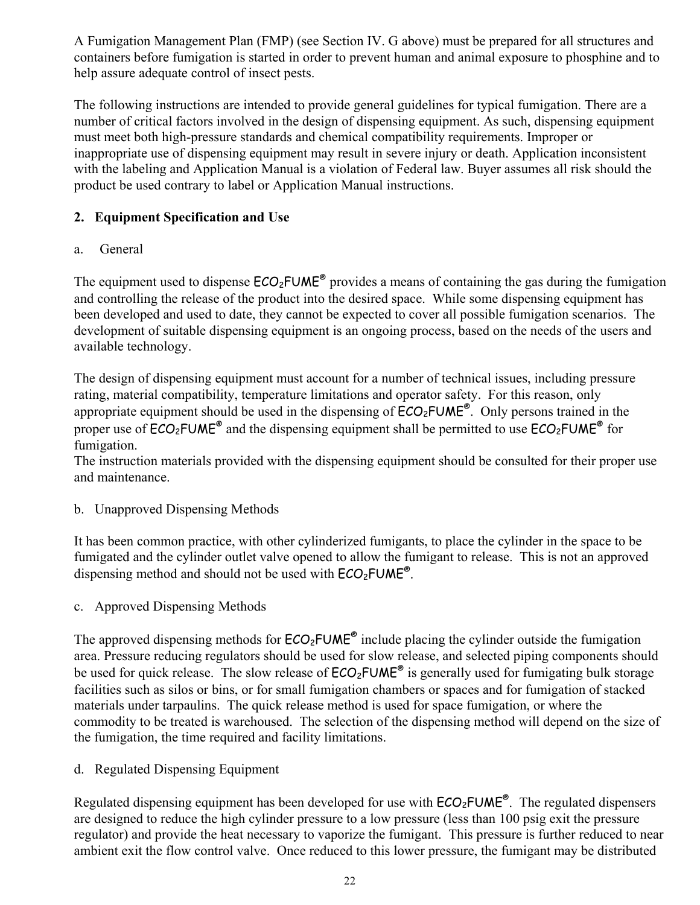A Fumigation Management Plan (FMP) (see Section IV. G above) must be prepared for all structures and containers before fumigation is started in order to prevent human and animal exposure to phosphine and to help assure adequate control of insect pests.

The following instructions are intended to provide general guidelines for typical fumigation. There are a number of critical factors involved in the design of dispensing equipment. As such, dispensing equipment must meet both high-pressure standards and chemical compatibility requirements. Improper or inappropriate use of dispensing equipment may result in severe injury or death. Application inconsistent with the labeling and Application Manual is a violation of Federal law. Buyer assumes all risk should the product be used contrary to label or Application Manual instructions.

**2. Equipment Specification and Use**

a. General

The equipment used to dispense $ECO_2$FUME® provides a means of containing the gas during the fumigation and controlling the release of the product into the desired space. While some dispensing equipment has been developed and used to date, they cannot be expected to cover all possible fumigation scenarios. The development of suitable dispensing equipment is an ongoing process, based on the needs of the users and available technology.

The design of dispensing equipment must account for a number of technical issues, including pressure rating, material compatibility, temperature limitations and operator safety. For this reason, only appropriate equipment should be used in the dispensing of $ECO_2$FUME®. Only persons trained in the proper use of $ECO_2$FUME® and the dispensing equipment shall be permitted to use $ECO_2$FUME® for fumigation.
The instruction materials provided with the dispensing equipment should be consulted for their proper use and maintenance.

b. Unapproved Dispensing Methods

It has been common practice, with other cylinderized fumigants, to place the cylinder in the space to be fumigated and the cylinder outlet valve opened to allow the fumigant to release. This is not an approved dispensing method and should not be used with $ECO_2$FUME®.

c. Approved Dispensing Methods

The approved dispensing methods for $ECO_2$FUME® include placing the cylinder outside the fumigation area. Pressure reducing regulators should be used for slow release, and selected piping components should be used for quick release. The slow release of $ECO_2$FUME® is generally used for fumigating bulk storage facilities such as silos or bins, or for small fumigation chambers or spaces and for fumigation of stacked materials under tarpaulins. The quick release method is used for space fumigation, or where the commodity to be treated is warehoused. The selection of the dispensing method will depend on the size of the fumigation, the time required and facility limitations.

d. Regulated Dispensing Equipment

Regulated dispensing equipment has been developed for use with $ECO_2$FUME®. The regulated dispensers are designed to reduce the high cylinder pressure to a low pressure (less than 100 psig exit the pressure regulator) and provide the heat necessary to vaporize the fumigant. This pressure is further reduced to near ambient exit the flow control valve. Once reduced to this lower pressure, the fumigant may be distributed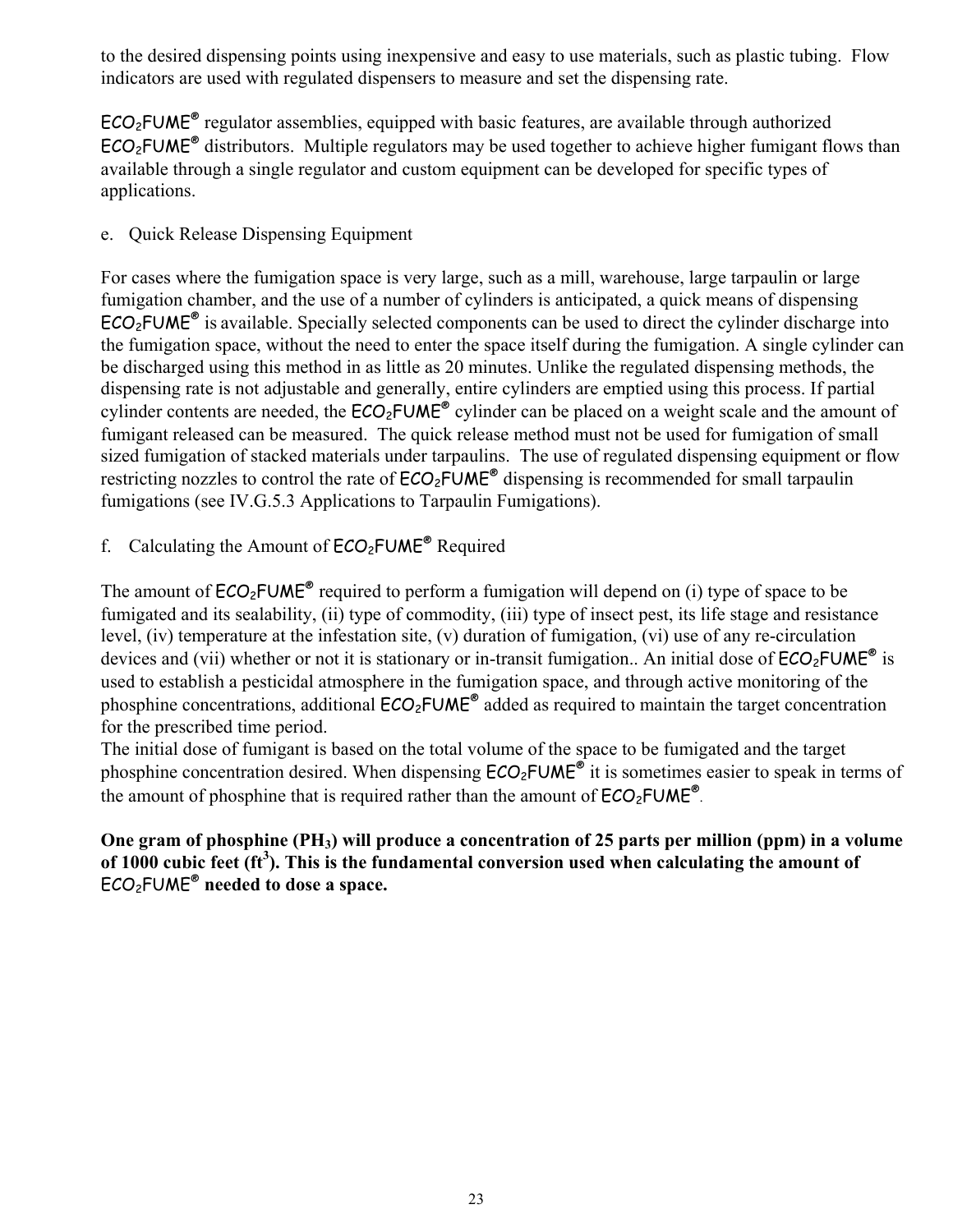to the desired dispensing points using inexpensive and easy to use materials, such as plastic tubing. Flow indicators are used with regulated dispensers to measure and set the dispensing rate.

$ECO_2FUME^{®}$ regulator assemblies, equipped with basic features, are available through authorized $ECO_2FUME^{®}$ distributors. Multiple regulators may be used together to achieve higher fumigant flows than available through a single regulator and custom equipment can be developed for specific types of applications.

e. Quick Release Dispensing Equipment

For cases where the fumigation space is very large, such as a mill, warehouse, large tarpaulin or large fumigation chamber, and the use of a number of cylinders is anticipated, a quick means of dispensing $ECO_2FUME^{®}$ is available. Specially selected components can be used to direct the cylinder discharge into the fumigation space, without the need to enter the space itself during the fumigation. A single cylinder can be discharged using this method in as little as 20 minutes. Unlike the regulated dispensing methods, the dispensing rate is not adjustable and generally, entire cylinders are emptied using this process. If partial cylinder contents are needed, the $ECO_2FUME^{®}$ cylinder can be placed on a weight scale and the amount of fumigant released can be measured. The quick release method must not be used for fumigation of small sized fumigation of stacked materials under tarpaulins. The use of regulated dispensing equipment or flow restricting nozzles to control the rate of $ECO_2FUME^{®}$ dispensing is recommended for small tarpaulin fumigations (see IV.G.5.3 Applications to Tarpaulin Fumigations).

f. Calculating the Amount of $ECO_2FUME^{®}$ Required

The amount of $ECO_2FUME^{®}$ required to perform a fumigation will depend on (i) type of space to be fumigated and its sealability, (ii) type of commodity, (iii) type of insect pest, its life stage and resistance level, (iv) temperature at the infestation site, (v) duration of fumigation, (vi) use of any re-circulation devices and (vii) whether or not it is stationary or in-transit fumigation.. An initial dose of $ECO_2FUME^{®}$ is used to establish a pesticidal atmosphere in the fumigation space, and through active monitoring of the phosphine concentrations, additional $ECO_2FUME^{®}$ added as required to maintain the target concentration for the prescribed time period.

The initial dose of fumigant is based on the total volume of the space to be fumigated and the target phosphine concentration desired. When dispensing $ECO_2FUME^{®}$ it is sometimes easier to speak in terms of the amount of phosphine that is required rather than the amount of $ECO_2FUME^{®}$.

**One gram of phosphine ($PH_3$) will produce a concentration of 25 parts per million (ppm) in a volume of 1000 cubic feet ($ft^3$). This is the fundamental conversion used when calculating the amount of $ECO_2FUME^{®}$ needed to dose a space.**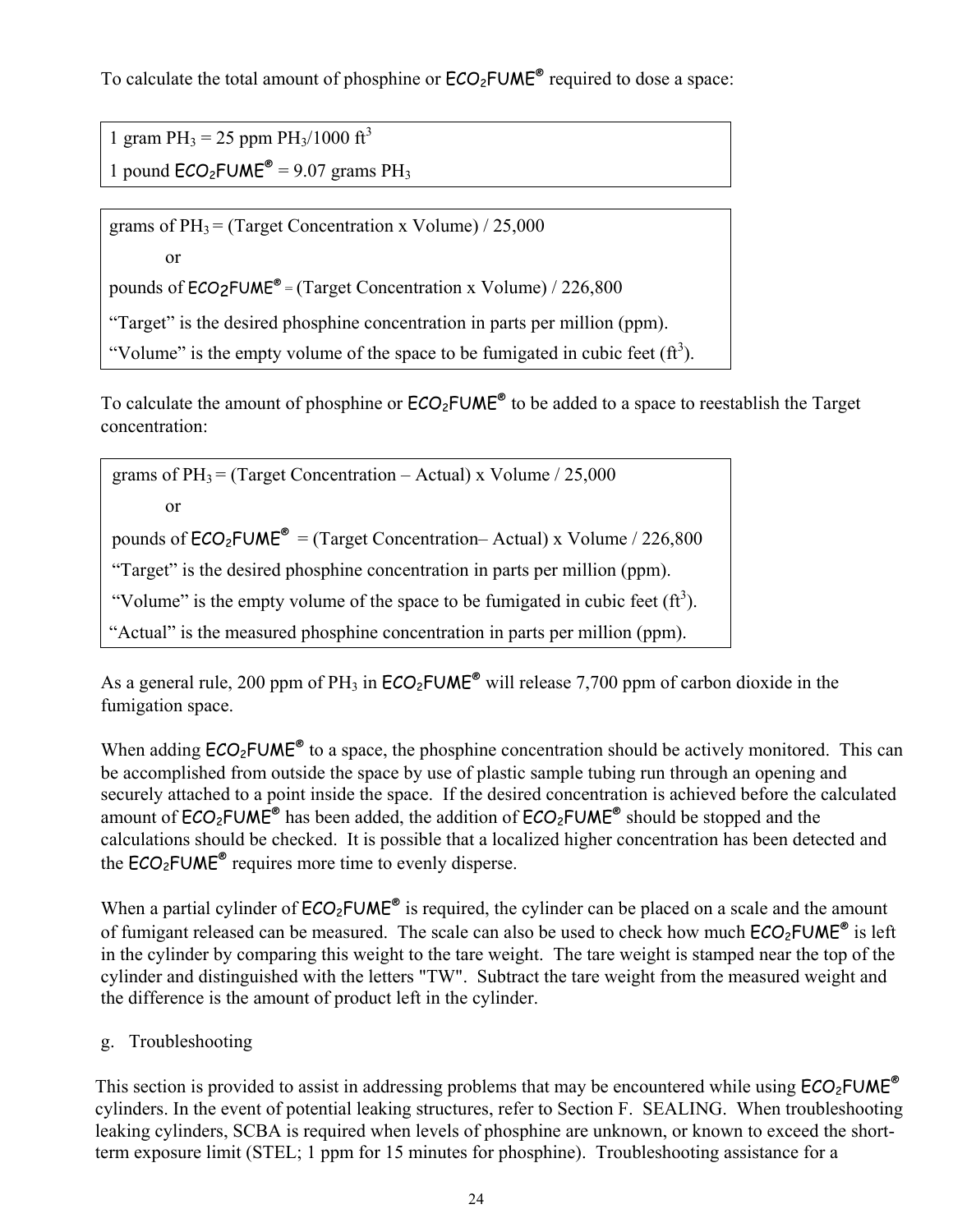To calculate the total amount of phosphine or ECO₂FUME® required to dose a space:

1 gram $PH_3$ = 25 ppm $PH_3$/1000 $ft^3$

1 pound ECO₂FUME® = 9.07 grams $PH_3$

grams of $PH_3$ = (Target Concentration x Volume) / 25,000

or

pounds of ECO2FUME® = (Target Concentration x Volume) / 226,800

"Target" is the desired phosphine concentration in parts per million (ppm).

"Volume" is the empty volume of the space to be fumigated in cubic feet ($ft^3$).

To calculate the amount of phosphine or ECO₂FUME® to be added to a space to reestablish the Target concentration:

grams of $PH_3$ = (Target Concentration – Actual) x Volume / 25,000

or

pounds of ECO₂FUME® = (Target Concentration– Actual) x Volume / 226,800

"Target" is the desired phosphine concentration in parts per million (ppm).

"Volume" is the empty volume of the space to be fumigated in cubic feet ($ft^3$).

"Actual" is the measured phosphine concentration in parts per million (ppm).

As a general rule, 200 ppm of $PH_3$ in ECO₂FUME® will release 7,700 ppm of carbon dioxide in the fumigation space.

When adding ECO₂FUME® to a space, the phosphine concentration should be actively monitored. This can be accomplished from outside the space by use of plastic sample tubing run through an opening and securely attached to a point inside the space. If the desired concentration is achieved before the calculated amount of ECO₂FUME® has been added, the addition of ECO₂FUME® should be stopped and the calculations should be checked. It is possible that a localized higher concentration has been detected and the ECO₂FUME® requires more time to evenly disperse.

When a partial cylinder of ECO₂FUME® is required, the cylinder can be placed on a scale and the amount of fumigant released can be measured. The scale can also be used to check how much ECO₂FUME® is left in the cylinder by comparing this weight to the tare weight. The tare weight is stamped near the top of the cylinder and distinguished with the letters "TW". Subtract the tare weight from the measured weight and the difference is the amount of product left in the cylinder.

g. Troubleshooting

This section is provided to assist in addressing problems that may be encountered while using ECO₂FUME® cylinders. In the event of potential leaking structures, refer to Section F. SEALING. When troubleshooting leaking cylinders, SCBA is required when levels of phosphine are unknown, or known to exceed the short-term exposure limit (STEL; 1 ppm for 15 minutes for phosphine). Troubleshooting assistance for a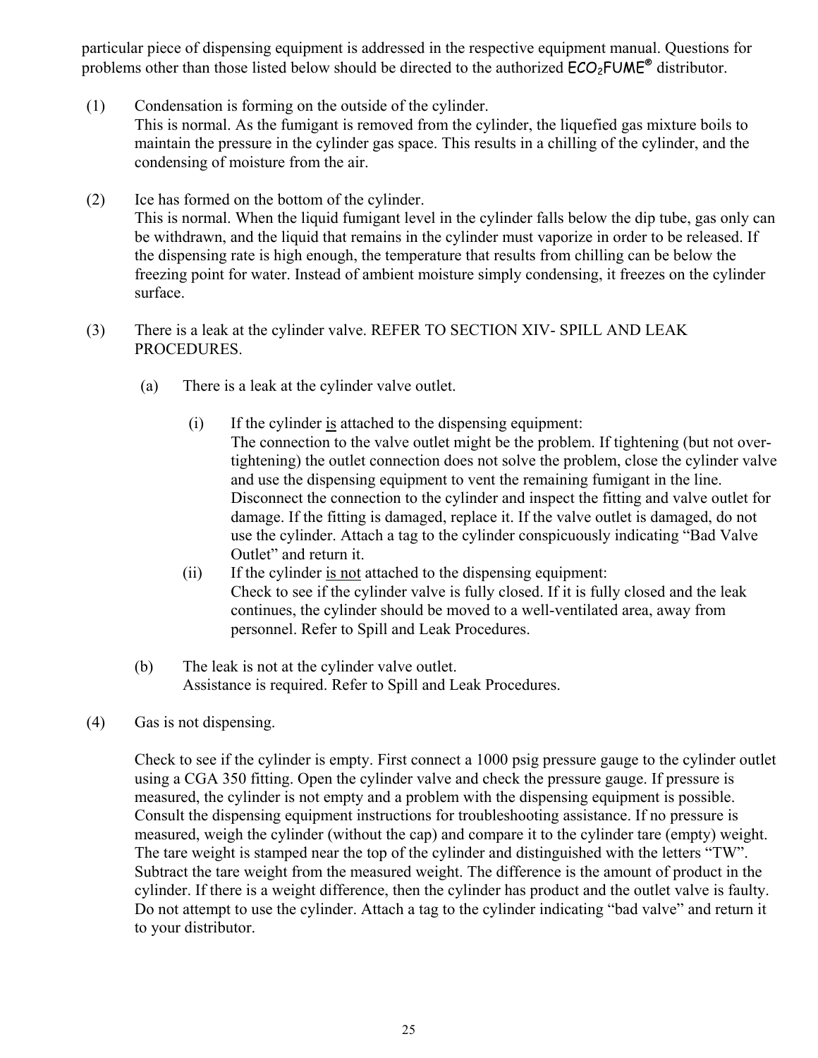particular piece of dispensing equipment is addressed in the respective equipment manual. Questions for problems other than those listed below should be directed to the authorized $ECO_2$FUME® distributor.

(1) Condensation is forming on the outside of the cylinder.
This is normal. As the fumigant is removed from the cylinder, the liquefied gas mixture boils to maintain the pressure in the cylinder gas space. This results in a chilling of the cylinder, and the condensing of moisture from the air.

(2) Ice has formed on the bottom of the cylinder.
This is normal. When the liquid fumigant level in the cylinder falls below the dip tube, gas only can be withdrawn, and the liquid that remains in the cylinder must vaporize in order to be released. If the dispensing rate is high enough, the temperature that results from chilling can be below the freezing point for water. Instead of ambient moisture simply condensing, it freezes on the cylinder surface.

(3) There is a leak at the cylinder valve. REFER TO SECTION XIV- SPILL AND LEAK PROCEDURES.

(a) There is a leak at the cylinder valve outlet.

(i) If the cylinder <u>is</u> attached to the dispensing equipment:
The connection to the valve outlet might be the problem. If tightening (but not over-tightening) the outlet connection does not solve the problem, close the cylinder valve and use the dispensing equipment to vent the remaining fumigant in the line. Disconnect the connection to the cylinder and inspect the fitting and valve outlet for damage. If the fitting is damaged, replace it. If the valve outlet is damaged, do not use the cylinder. Attach a tag to the cylinder conspicuously indicating "Bad Valve Outlet" and return it.

(ii) If the cylinder <u>is not</u> attached to the dispensing equipment:
Check to see if the cylinder valve is fully closed. If it is fully closed and the leak continues, the cylinder should be moved to a well-ventilated area, away from personnel. Refer to Spill and Leak Procedures.

(b) The leak is not at the cylinder valve outlet.
Assistance is required. Refer to Spill and Leak Procedures.

(4) Gas is not dispensing.

Check to see if the cylinder is empty. First connect a 1000 psig pressure gauge to the cylinder outlet using a CGA 350 fitting. Open the cylinder valve and check the pressure gauge. If pressure is measured, the cylinder is not empty and a problem with the dispensing equipment is possible. Consult the dispensing equipment instructions for troubleshooting assistance. If no pressure is measured, weigh the cylinder (without the cap) and compare it to the cylinder tare (empty) weight. The tare weight is stamped near the top of the cylinder and distinguished with the letters "TW". Subtract the tare weight from the measured weight. The difference is the amount of product in the cylinder. If there is a weight difference, then the cylinder has product and the outlet valve is faulty. Do not attempt to use the cylinder. Attach a tag to the cylinder indicating "bad valve" and return it to your distributor.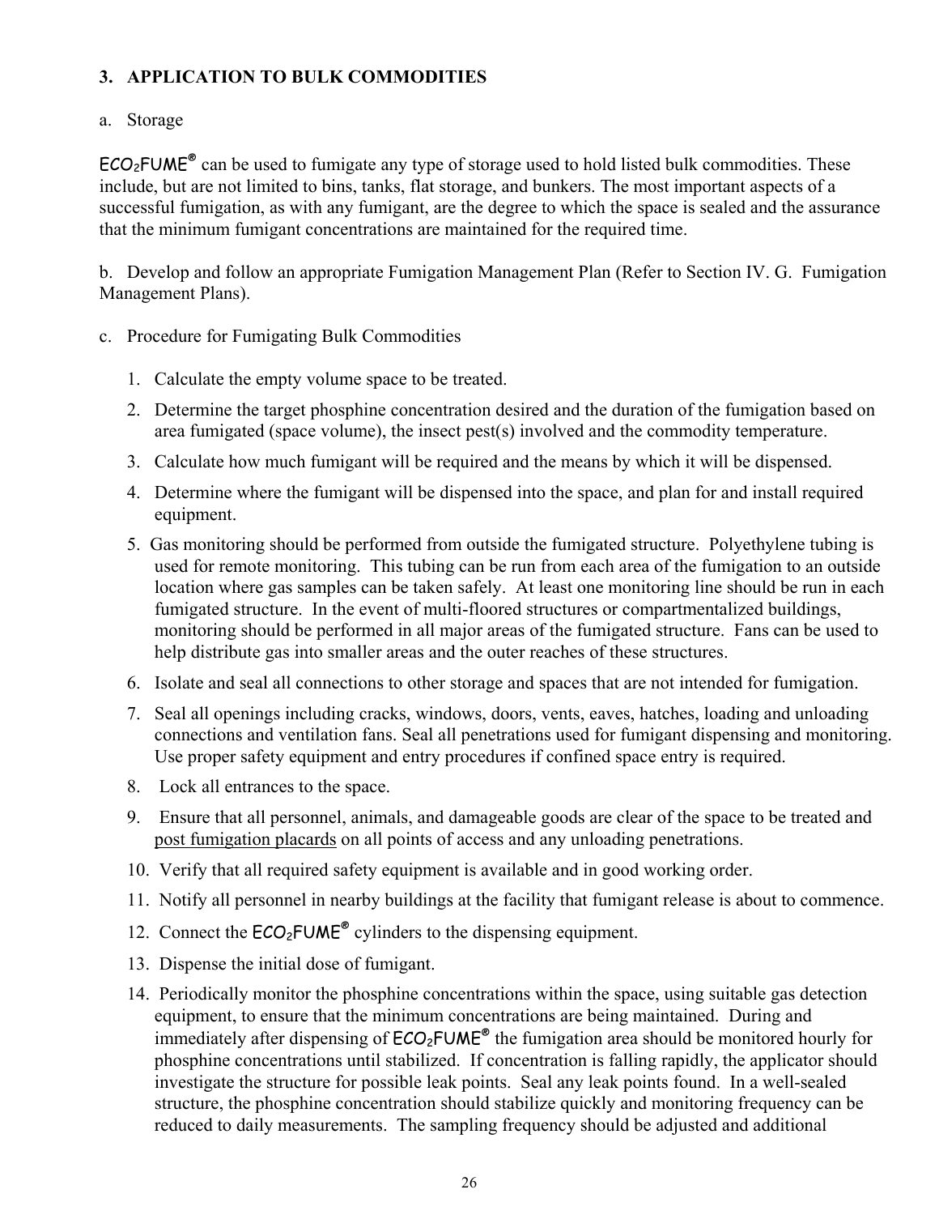### 3. APPLICATION TO BULK COMMODITIES

a. Storage

$ECO_2$FUME® can be used to fumigate any type of storage used to hold listed bulk commodities. These include, but are not limited to bins, tanks, flat storage, and bunkers. The most important aspects of a successful fumigation, as with any fumigant, are the degree to which the space is sealed and the assurance that the minimum fumigant concentrations are maintained for the required time.

b. Develop and follow an appropriate Fumigation Management Plan (Refer to Section IV. G. Fumigation Management Plans).

c. Procedure for Fumigating Bulk Commodities

1. Calculate the empty volume space to be treated.
2. Determine the target phosphine concentration desired and the duration of the fumigation based on area fumigated (space volume), the insect pest(s) involved and the commodity temperature.
3. Calculate how much fumigant will be required and the means by which it will be dispensed.
4. Determine where the fumigant will be dispensed into the space, and plan for and install required equipment.
5. Gas monitoring should be performed from outside the fumigated structure. Polyethylene tubing is used for remote monitoring. This tubing can be run from each area of the fumigation to an outside location where gas samples can be taken safely. At least one monitoring line should be run in each fumigated structure. In the event of multi-floored structures or compartmentalized buildings, monitoring should be performed in all major areas of the fumigated structure. Fans can be used to help distribute gas into smaller areas and the outer reaches of these structures.
6. Isolate and seal all connections to other storage and spaces that are not intended for fumigation.
7. Seal all openings including cracks, windows, doors, vents, eaves, hatches, loading and unloading connections and ventilation fans. Seal all penetrations used for fumigant dispensing and monitoring. Use proper safety equipment and entry procedures if confined space entry is required.
8. Lock all entrances to the space.
9. Ensure that all personnel, animals, and damageable goods are clear of the space to be treated and <u>post fumigation placards</u> on all points of access and any unloading penetrations.
10. Verify that all required safety equipment is available and in good working order.
11. Notify all personnel in nearby buildings at the facility that fumigant release is about to commence.
12. Connect the $ECO_2$FUME® cylinders to the dispensing equipment.
13. Dispense the initial dose of fumigant.
14. Periodically monitor the phosphine concentrations within the space, using suitable gas detection equipment, to ensure that the minimum concentrations are being maintained. During and immediately after dispensing of $ECO_2$FUME® the fumigation area should be monitored hourly for phosphine concentrations until stabilized. If concentration is falling rapidly, the applicator should investigate the structure for possible leak points. Seal any leak points found. In a well-sealed structure, the phosphine concentration should stabilize quickly and monitoring frequency can be reduced to daily measurements. The sampling frequency should be adjusted and additional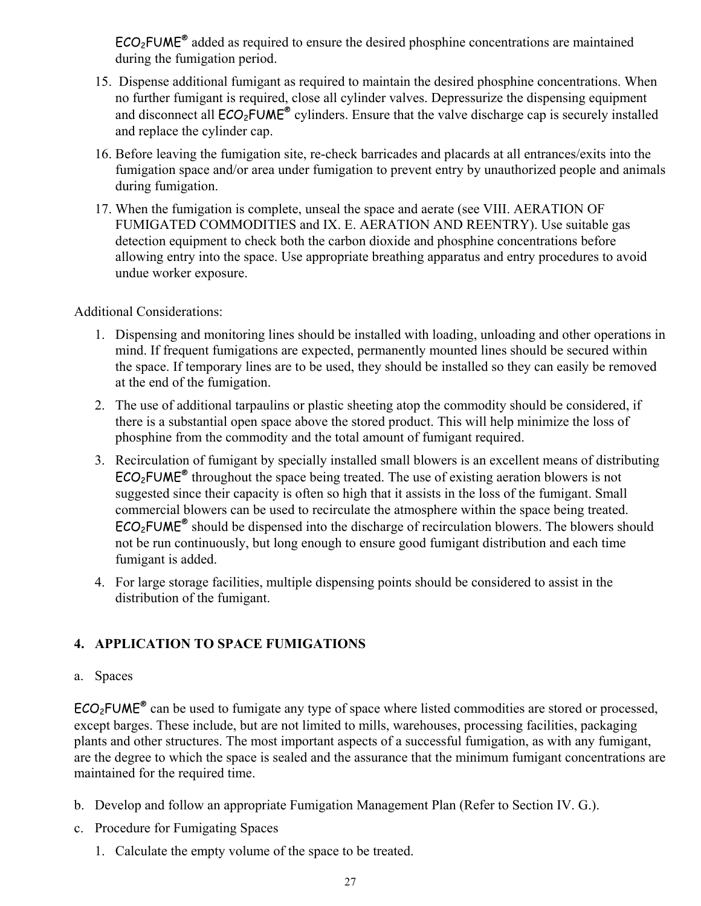$ECO_2FUME^{®}$ added as required to ensure the desired phosphine concentrations are maintained during the fumigation period.

15. Dispense additional fumigant as required to maintain the desired phosphine concentrations. When no further fumigant is required, close all cylinder valves. Depressurize the dispensing equipment and disconnect all $ECO_2FUME^{®}$ cylinders. Ensure that the valve discharge cap is securely installed and replace the cylinder cap.
16. Before leaving the fumigation site, re-check barricades and placards at all entrances/exits into the fumigation space and/or area under fumigation to prevent entry by unauthorized people and animals during fumigation.
17. When the fumigation is complete, unseal the space and aerate (see VIII. AERATION OF FUMIGATED COMMODITIES and IX. E. AERATION AND REENTRY). Use suitable gas detection equipment to check both the carbon dioxide and phosphine concentrations before allowing entry into the space. Use appropriate breathing apparatus and entry procedures to avoid undue worker exposure.

Additional Considerations:

1. Dispensing and monitoring lines should be installed with loading, unloading and other operations in mind. If frequent fumigations are expected, permanently mounted lines should be secured within the space. If temporary lines are to be used, they should be installed so they can easily be removed at the end of the fumigation.
2. The use of additional tarpaulins or plastic sheeting atop the commodity should be considered, if there is a substantial open space above the stored product. This will help minimize the loss of phosphine from the commodity and the total amount of fumigant required.
3. Recirculation of fumigant by specially installed small blowers is an excellent means of distributing $ECO_2FUME^{®}$ throughout the space being treated. The use of existing aeration blowers is not suggested since their capacity is often so high that it assists in the loss of the fumigant. Small commercial blowers can be used to recirculate the atmosphere within the space being treated. $ECO_2FUME^{®}$ should be dispensed into the discharge of recirculation blowers. The blowers should not be run continuously, but long enough to ensure good fumigant distribution and each time fumigant is added.
4. For large storage facilities, multiple dispensing points should be considered to assist in the distribution of the fumigant.

## 4. APPLICATION TO SPACE FUMIGATIONS

a. Spaces

$ECO_2FUME^{®}$ can be used to fumigate any type of space where listed commodities are stored or processed, except barges. These include, but are not limited to mills, warehouses, processing facilities, packaging plants and other structures. The most important aspects of a successful fumigation, as with any fumigant, are the degree to which the space is sealed and the assurance that the minimum fumigant concentrations are maintained for the required time.

b. Develop and follow an appropriate Fumigation Management Plan (Refer to Section IV. G.).

c. Procedure for Fumigating Spaces

1. Calculate the empty volume of the space to be treated.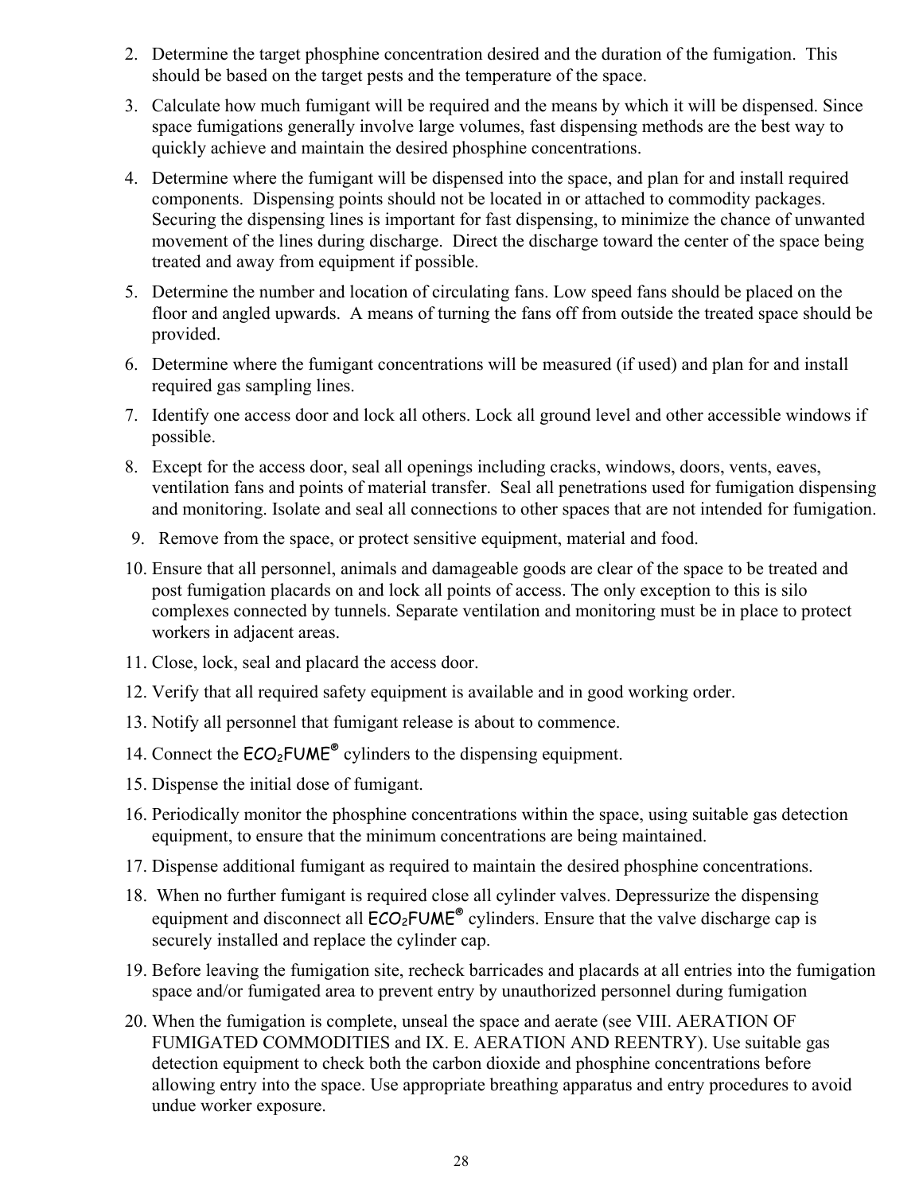2. Determine the target phosphine concentration desired and the duration of the fumigation. This should be based on the target pests and the temperature of the space.
3. Calculate how much fumigant will be required and the means by which it will be dispensed. Since space fumigations generally involve large volumes, fast dispensing methods are the best way to quickly achieve and maintain the desired phosphine concentrations.
4. Determine where the fumigant will be dispensed into the space, and plan for and install required components. Dispensing points should not be located in or attached to commodity packages. Securing the dispensing lines is important for fast dispensing, to minimize the chance of unwanted movement of the lines during discharge. Direct the discharge toward the center of the space being treated and away from equipment if possible.
5. Determine the number and location of circulating fans. Low speed fans should be placed on the floor and angled upwards. A means of turning the fans off from outside the treated space should be provided.
6. Determine where the fumigant concentrations will be measured (if used) and plan for and install required gas sampling lines.
7. Identify one access door and lock all others. Lock all ground level and other accessible windows if possible.
8. Except for the access door, seal all openings including cracks, windows, doors, vents, eaves, ventilation fans and points of material transfer. Seal all penetrations used for fumigation dispensing and monitoring. Isolate and seal all connections to other spaces that are not intended for fumigation.
9. Remove from the space, or protect sensitive equipment, material and food.
10. Ensure that all personnel, animals and damageable goods are clear of the space to be treated and post fumigation placards on and lock all points of access. The only exception to this is silo complexes connected by tunnels. Separate ventilation and monitoring must be in place to protect workers in adjacent areas.
11. Close, lock, seal and placard the access door.
12. Verify that all required safety equipment is available and in good working order.
13. Notify all personnel that fumigant release is about to commence.
14. Connect the $ECO_2$FUME® cylinders to the dispensing equipment.
15. Dispense the initial dose of fumigant.
16. Periodically monitor the phosphine concentrations within the space, using suitable gas detection equipment, to ensure that the minimum concentrations are being maintained.
17. Dispense additional fumigant as required to maintain the desired phosphine concentrations.
18. When no further fumigant is required close all cylinder valves. Depressurize the dispensing equipment and disconnect all $ECO_2$FUME® cylinders. Ensure that the valve discharge cap is securely installed and replace the cylinder cap.
19. Before leaving the fumigation site, recheck barricades and placards at all entries into the fumigation space and/or fumigated area to prevent entry by unauthorized personnel during fumigation
20. When the fumigation is complete, unseal the space and aerate (see VIII. AERATION OF FUMIGATED COMMODITIES and IX. E. AERATION AND REENTRY). Use suitable gas detection equipment to check both the carbon dioxide and phosphine concentrations before allowing entry into the space. Use appropriate breathing apparatus and entry procedures to avoid undue worker exposure.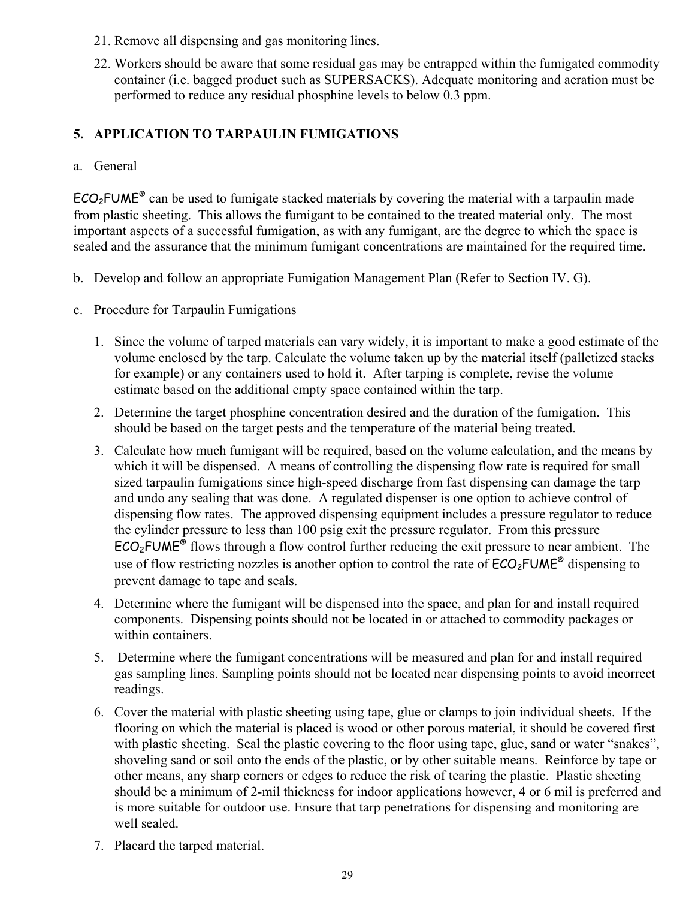21. Remove all dispensing and gas monitoring lines.
22. Workers should be aware that some residual gas may be entrapped within the fumigated commodity container (i.e. bagged product such as SUPERSACKS). Adequate monitoring and aeration must be performed to reduce any residual phosphine levels to below 0.3 ppm.

## 5. APPLICATION TO TARPAULIN FUMIGATIONS

a. General

$ECO_2$FUME® can be used to fumigate stacked materials by covering the material with a tarpaulin made from plastic sheeting. This allows the fumigant to be contained to the treated material only. The most important aspects of a successful fumigation, as with any fumigant, are the degree to which the space is sealed and the assurance that the minimum fumigant concentrations are maintained for the required time.

b. Develop and follow an appropriate Fumigation Management Plan (Refer to Section IV. G).

c. Procedure for Tarpaulin Fumigations

1. Since the volume of tarped materials can vary widely, it is important to make a good estimate of the volume enclosed by the tarp. Calculate the volume taken up by the material itself (palletized stacks for example) or any containers used to hold it. After tarping is complete, revise the volume estimate based on the additional empty space contained within the tarp.
2. Determine the target phosphine concentration desired and the duration of the fumigation. This should be based on the target pests and the temperature of the material being treated.
3. Calculate how much fumigant will be required, based on the volume calculation, and the means by which it will be dispensed. A means of controlling the dispensing flow rate is required for small sized tarpaulin fumigations since high-speed discharge from fast dispensing can damage the tarp and undo any sealing that was done. A regulated dispenser is one option to achieve control of dispensing flow rates. The approved dispensing equipment includes a pressure regulator to reduce the cylinder pressure to less than 100 psig exit the pressure regulator. From this pressure $ECO_2$FUME® flows through a flow control further reducing the exit pressure to near ambient. The use of flow restricting nozzles is another option to control the rate of $ECO_2$FUME® dispensing to prevent damage to tape and seals.
4. Determine where the fumigant will be dispensed into the space, and plan for and install required components. Dispensing points should not be located in or attached to commodity packages or within containers.
5. Determine where the fumigant concentrations will be measured and plan for and install required gas sampling lines. Sampling points should not be located near dispensing points to avoid incorrect readings.
6. Cover the material with plastic sheeting using tape, glue or clamps to join individual sheets. If the flooring on which the material is placed is wood or other porous material, it should be covered first with plastic sheeting. Seal the plastic covering to the floor using tape, glue, sand or water "snakes", shoveling sand or soil onto the ends of the plastic, or by other suitable means. Reinforce by tape or other means, any sharp corners or edges to reduce the risk of tearing the plastic. Plastic sheeting should be a minimum of 2-mil thickness for indoor applications however, 4 or 6 mil is preferred and is more suitable for outdoor use. Ensure that tarp penetrations for dispensing and monitoring are well sealed.
7. Placard the tarped material.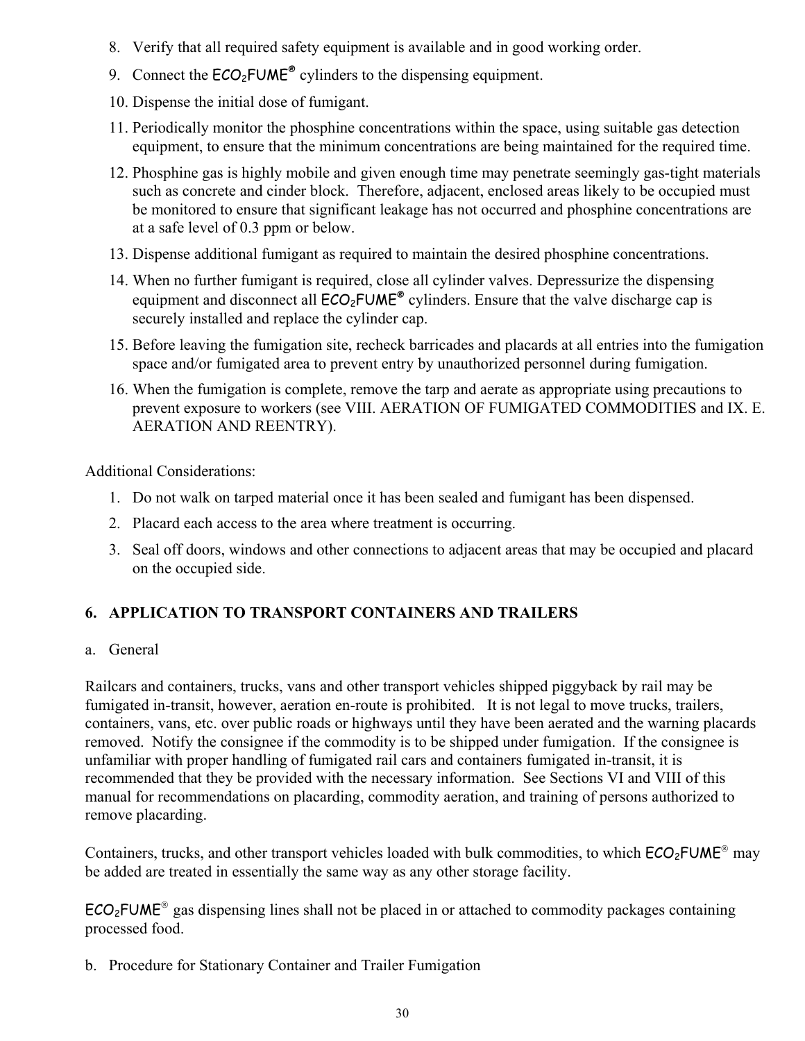8. Verify that all required safety equipment is available and in good working order.
9. Connect the $ECO_2$FUME® cylinders to the dispensing equipment.
10. Dispense the initial dose of fumigant.
11. Periodically monitor the phosphine concentrations within the space, using suitable gas detection equipment, to ensure that the minimum concentrations are being maintained for the required time.
12. Phosphine gas is highly mobile and given enough time may penetrate seemingly gas-tight materials such as concrete and cinder block. Therefore, adjacent, enclosed areas likely to be occupied must be monitored to ensure that significant leakage has not occurred and phosphine concentrations are at a safe level of 0.3 ppm or below.
13. Dispense additional fumigant as required to maintain the desired phosphine concentrations.
14. When no further fumigant is required, close all cylinder valves. Depressurize the dispensing equipment and disconnect all $ECO_2$FUME® cylinders. Ensure that the valve discharge cap is securely installed and replace the cylinder cap.
15. Before leaving the fumigation site, recheck barricades and placards at all entries into the fumigation space and/or fumigated area to prevent entry by unauthorized personnel during fumigation.
16. When the fumigation is complete, remove the tarp and aerate as appropriate using precautions to prevent exposure to workers (see VIII. AERATION OF FUMIGATED COMMODITIES and IX. E. AERATION AND REENTRY).

Additional Considerations:

1. Do not walk on tarped material once it has been sealed and fumigant has been dispensed.
2. Placard each access to the area where treatment is occurring.
3. Seal off doors, windows and other connections to adjacent areas that may be occupied and placard on the occupied side.

## 6. APPLICATION TO TRANSPORT CONTAINERS AND TRAILERS

a. General

Railcars and containers, trucks, vans and other transport vehicles shipped piggyback by rail may be fumigated in-transit, however, aeration en-route is prohibited. It is not legal to move trucks, trailers, containers, vans, etc. over public roads or highways until they have been aerated and the warning placards removed. Notify the consignee if the commodity is to be shipped under fumigation. If the consignee is unfamiliar with proper handling of fumigated rail cars and containers fumigated in-transit, it is recommended that they be provided with the necessary information. See Sections VI and VIII of this manual for recommendations on placarding, commodity aeration, and training of persons authorized to remove placarding.

Containers, trucks, and other transport vehicles loaded with bulk commodities, to which $ECO_2$FUME® may be added are treated in essentially the same way as any other storage facility.

$ECO_2$FUME® gas dispensing lines shall not be placed in or attached to commodity packages containing processed food.

b. Procedure for Stationary Container and Trailer Fumigation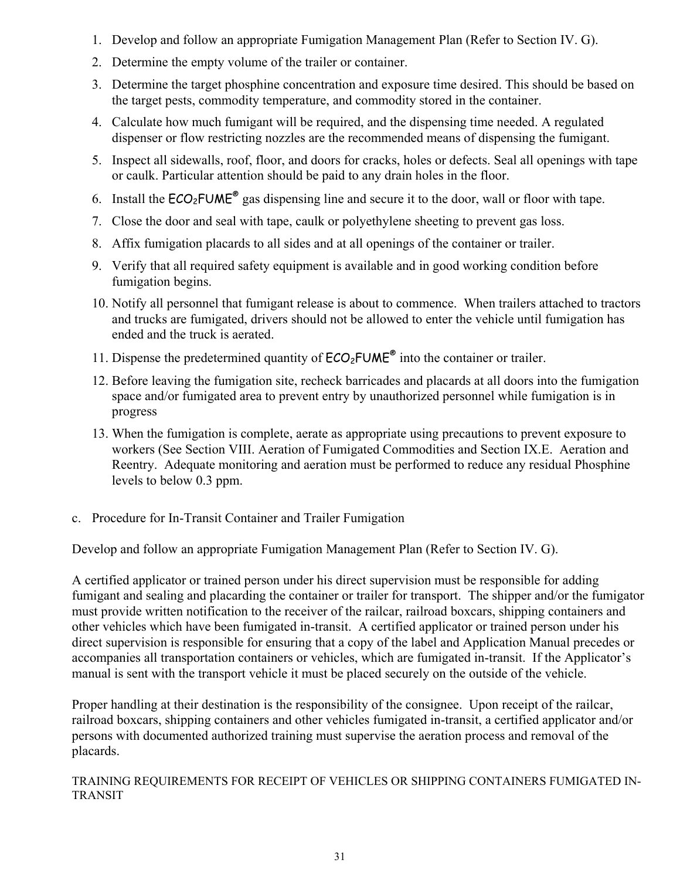1. Develop and follow an appropriate Fumigation Management Plan (Refer to Section IV. G).
2. Determine the empty volume of the trailer or container.
3. Determine the target phosphine concentration and exposure time desired. This should be based on the target pests, commodity temperature, and commodity stored in the container.
4. Calculate how much fumigant will be required, and the dispensing time needed. A regulated dispenser or flow restricting nozzles are the recommended means of dispensing the fumigant.
5. Inspect all sidewalls, roof, floor, and doors for cracks, holes or defects. Seal all openings with tape or caulk. Particular attention should be paid to any drain holes in the floor.
6. Install the $ECO_2$FUME® gas dispensing line and secure it to the door, wall or floor with tape.
7. Close the door and seal with tape, caulk or polyethylene sheeting to prevent gas loss.
8. Affix fumigation placards to all sides and at all openings of the container or trailer.
9. Verify that all required safety equipment is available and in good working condition before fumigation begins.
10. Notify all personnel that fumigant release is about to commence. When trailers attached to tractors and trucks are fumigated, drivers should not be allowed to enter the vehicle until fumigation has ended and the truck is aerated.
11. Dispense the predetermined quantity of $ECO_2$FUME® into the container or trailer.
12. Before leaving the fumigation site, recheck barricades and placards at all doors into the fumigation space and/or fumigated area to prevent entry by unauthorized personnel while fumigation is in progress
13. When the fumigation is complete, aerate as appropriate using precautions to prevent exposure to workers (See Section VIII. Aeration of Fumigated Commodities and Section IX.E. Aeration and Reentry. Adequate monitoring and aeration must be performed to reduce any residual Phosphine levels to below 0.3 ppm.

c. Procedure for In-Transit Container and Trailer Fumigation

Develop and follow an appropriate Fumigation Management Plan (Refer to Section IV. G).

A certified applicator or trained person under his direct supervision must be responsible for adding fumigant and sealing and placarding the container or trailer for transport. The shipper and/or the fumigator must provide written notification to the receiver of the railcar, railroad boxcars, shipping containers and other vehicles which have been fumigated in-transit. A certified applicator or trained person under his direct supervision is responsible for ensuring that a copy of the label and Application Manual precedes or accompanies all transportation containers or vehicles, which are fumigated in-transit. If the Applicator's manual is sent with the transport vehicle it must be placed securely on the outside of the vehicle.

Proper handling at their destination is the responsibility of the consignee. Upon receipt of the railcar, railroad boxcars, shipping containers and other vehicles fumigated in-transit, a certified applicator and/or persons with documented authorized training must supervise the aeration process and removal of the placards.

TRAINING REQUIREMENTS FOR RECEIPT OF VEHICLES OR SHIPPING CONTAINERS FUMIGATED IN-TRANSIT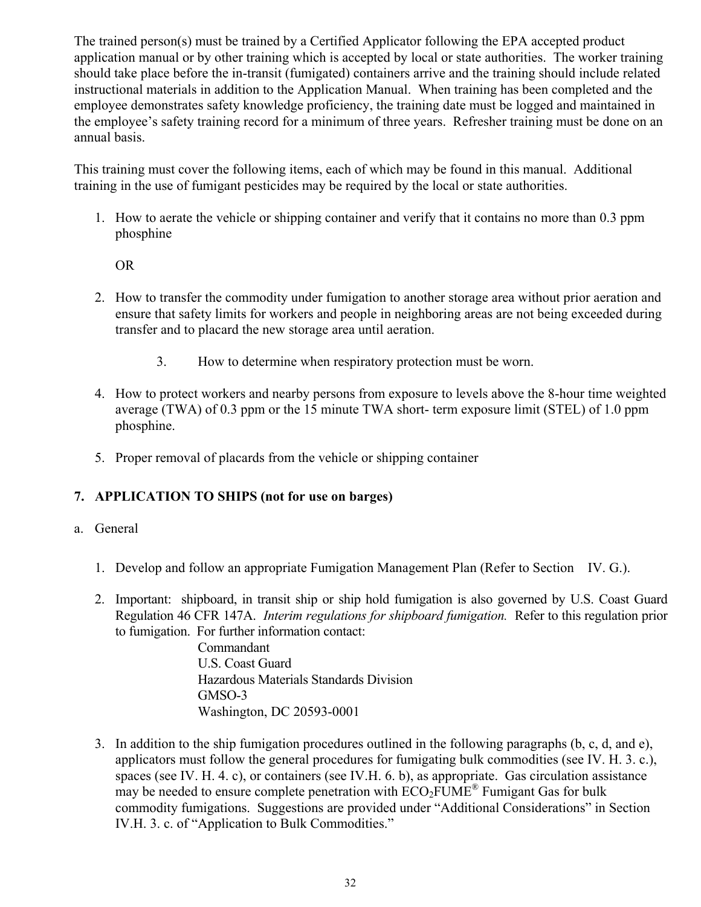The trained person(s) must be trained by a Certified Applicator following the EPA accepted product application manual or by other training which is accepted by local or state authorities. The worker training should take place before the in-transit (fumigated) containers arrive and the training should include related instructional materials in addition to the Application Manual. When training has been completed and the employee demonstrates safety knowledge proficiency, the training date must be logged and maintained in the employee's safety training record for a minimum of three years. Refresher training must be done on an annual basis.

This training must cover the following items, each of which may be found in this manual. Additional training in the use of fumigant pesticides may be required by the local or state authorities.

1. How to aerate the vehicle or shipping container and verify that it contains no more than 0.3 ppm phosphine

   OR

2. How to transfer the commodity under fumigation to another storage area without prior aeration and ensure that safety limits for workers and people in neighboring areas are not being exceeded during transfer and to placard the new storage area until aeration.
3. How to determine when respiratory protection must be worn.
4. How to protect workers and nearby persons from exposure to levels above the 8-hour time weighted average (TWA) of 0.3 ppm or the 15 minute TWA short- term exposure limit (STEL) of 1.0 ppm phosphine.
5. Proper removal of placards from the vehicle or shipping container

**7. APPLICATION TO SHIPS (not for use on barges)**

a. General

1. Develop and follow an appropriate Fumigation Management Plan (Refer to Section IV. G.).
2. Important: shipboard, in transit ship or ship hold fumigation is also governed by U.S. Coast Guard Regulation 46 CFR 147A. *Interim regulations for shipboard fumigation.* Refer to this regulation prior to fumigation. For further information contact:

   Commandant
   U.S. Coast Guard
   Hazardous Materials Standards Division
   GMSO-3
   Washington, DC 20593-0001

3. In addition to the ship fumigation procedures outlined in the following paragraphs (b, c, d, and e), applicators must follow the general procedures for fumigating bulk commodities (see IV. H. 3. c.), spaces (see IV. H. 4. c), or containers (see IV.H. 6. b), as appropriate. Gas circulation assistance may be needed to ensure complete penetration with ECO$_2$FUME® Fumigant Gas for bulk commodity fumigations. Suggestions are provided under "Additional Considerations" in Section IV.H. 3. c. of "Application to Bulk Commodities."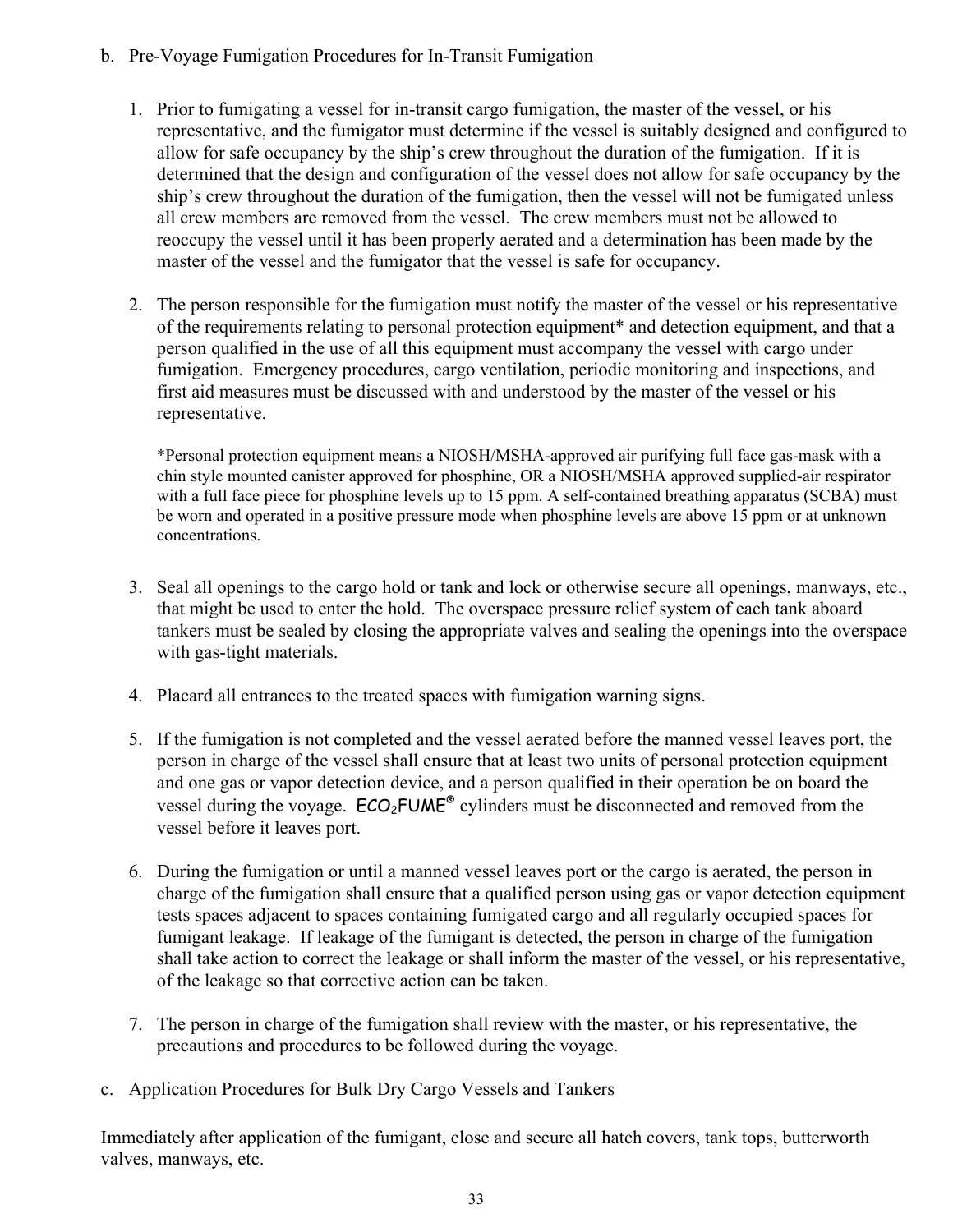b. Pre-Voyage Fumigation Procedures for In-Transit Fumigation

1. Prior to fumigating a vessel for in-transit cargo fumigation, the master of the vessel, or his representative, and the fumigator must determine if the vessel is suitably designed and configured to allow for safe occupancy by the ship's crew throughout the duration of the fumigation. If it is determined that the design and configuration of the vessel does not allow for safe occupancy by the ship's crew throughout the duration of the fumigation, then the vessel will not be fumigated unless all crew members are removed from the vessel. The crew members must not be allowed to reoccupy the vessel until it has been properly aerated and a determination has been made by the master of the vessel and the fumigator that the vessel is safe for occupancy.

2. The person responsible for the fumigation must notify the master of the vessel or his representative of the requirements relating to personal protection equipment* and detection equipment, and that a person qualified in the use of all this equipment must accompany the vessel with cargo under fumigation. Emergency procedures, cargo ventilation, periodic monitoring and inspections, and first aid measures must be discussed with and understood by the master of the vessel or his representative.

   *Personal protection equipment means a NIOSH/MSHA-approved air purifying full face gas-mask with a chin style mounted canister approved for phosphine, OR a NIOSH/MSHA approved supplied-air respirator with a full face piece for phosphine levels up to 15 ppm. A self-contained breathing apparatus (SCBA) must be worn and operated in a positive pressure mode when phosphine levels are above 15 ppm or at unknown concentrations.

3. Seal all openings to the cargo hold or tank and lock or otherwise secure all openings, manways, etc., that might be used to enter the hold. The overspace pressure relief system of each tank aboard tankers must be sealed by closing the appropriate valves and sealing the openings into the overspace with gas-tight materials.

4. Placard all entrances to the treated spaces with fumigation warning signs.

5. If the fumigation is not completed and the vessel aerated before the manned vessel leaves port, the person in charge of the vessel shall ensure that at least two units of personal protection equipment and one gas or vapor detection device, and a person qualified in their operation be on board the vessel during the voyage. $ECO_2$FUME® cylinders must be disconnected and removed from the vessel before it leaves port.

6. During the fumigation or until a manned vessel leaves port or the cargo is aerated, the person in charge of the fumigation shall ensure that a qualified person using gas or vapor detection equipment tests spaces adjacent to spaces containing fumigated cargo and all regularly occupied spaces for fumigant leakage. If leakage of the fumigant is detected, the person in charge of the fumigation shall take action to correct the leakage or shall inform the master of the vessel, or his representative, of the leakage so that corrective action can be taken.

7. The person in charge of the fumigation shall review with the master, or his representative, the precautions and procedures to be followed during the voyage.

c. Application Procedures for Bulk Dry Cargo Vessels and Tankers

Immediately after application of the fumigant, close and secure all hatch covers, tank tops, butterworth valves, manways, etc.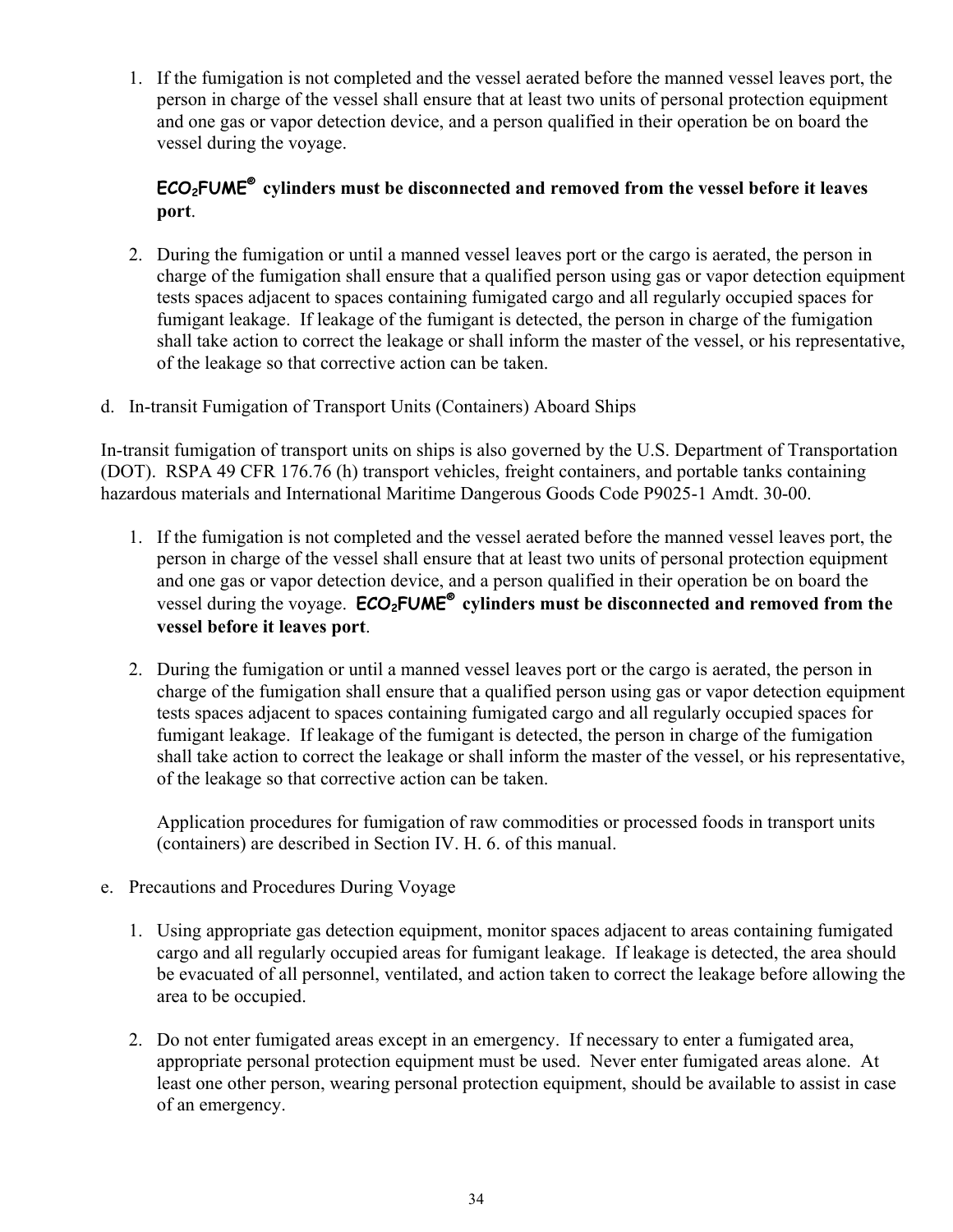1. If the fumigation is not completed and the vessel aerated before the manned vessel leaves port, the person in charge of the vessel shall ensure that at least two units of personal protection equipment and one gas or vapor detection device, and a person qualified in their operation be on board the vessel during the voyage.

   ***$ECO_2FUME^®$* cylinders must be disconnected and removed from the vessel before it leaves port**.

2. During the fumigation or until a manned vessel leaves port or the cargo is aerated, the person in charge of the fumigation shall ensure that a qualified person using gas or vapor detection equipment tests spaces adjacent to spaces containing fumigated cargo and all regularly occupied spaces for fumigant leakage. If leakage of the fumigant is detected, the person in charge of the fumigation shall take action to correct the leakage or shall inform the master of the vessel, or his representative, of the leakage so that corrective action can be taken.

d. In-transit Fumigation of Transport Units (Containers) Aboard Ships

In-transit fumigation of transport units on ships is also governed by the U.S. Department of Transportation (DOT). RSPA 49 CFR 176.76 (h) transport vehicles, freight containers, and portable tanks containing hazardous materials and International Maritime Dangerous Goods Code P9025-1 Amdt. 30-00.

1. If the fumigation is not completed and the vessel aerated before the manned vessel leaves port, the person in charge of the vessel shall ensure that at least two units of personal protection equipment and one gas or vapor detection device, and a person qualified in their operation be on board the vessel during the voyage. ***$ECO_2FUME^®$* cylinders must be disconnected and removed from the vessel before it leaves port**.

2. During the fumigation or until a manned vessel leaves port or the cargo is aerated, the person in charge of the fumigation shall ensure that a qualified person using gas or vapor detection equipment tests spaces adjacent to spaces containing fumigated cargo and all regularly occupied spaces for fumigant leakage. If leakage of the fumigant is detected, the person in charge of the fumigation shall take action to correct the leakage or shall inform the master of the vessel, or his representative, of the leakage so that corrective action can be taken.

   Application procedures for fumigation of raw commodities or processed foods in transport units (containers) are described in Section IV. H. 6. of this manual.

e. Precautions and Procedures During Voyage

1. Using appropriate gas detection equipment, monitor spaces adjacent to areas containing fumigated cargo and all regularly occupied areas for fumigant leakage. If leakage is detected, the area should be evacuated of all personnel, ventilated, and action taken to correct the leakage before allowing the area to be occupied.

2. Do not enter fumigated areas except in an emergency. If necessary to enter a fumigated area, appropriate personal protection equipment must be used. Never enter fumigated areas alone. At least one other person, wearing personal protection equipment, should be available to assist in case of an emergency.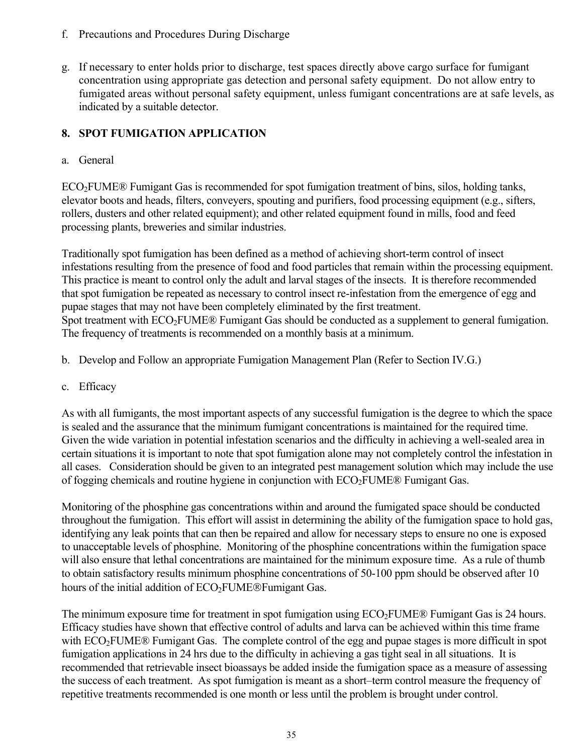f. Precautions and Procedures During Discharge

g. If necessary to enter holds prior to discharge, test spaces directly above cargo surface for fumigant concentration using appropriate gas detection and personal safety equipment. Do not allow entry to fumigated areas without personal safety equipment, unless fumigant concentrations are at safe levels, as indicated by a suitable detector.

## 8. SPOT FUMIGATION APPLICATION

a. General

$ECO_2FUME$® Fumigant Gas is recommended for spot fumigation treatment of bins, silos, holding tanks, elevator boots and heads, filters, conveyers, spouting and purifiers, food processing equipment (e.g., sifters, rollers, dusters and other related equipment); and other related equipment found in mills, food and feed processing plants, breweries and similar industries.

Traditionally spot fumigation has been defined as a method of achieving short-term control of insect infestations resulting from the presence of food and food particles that remain within the processing equipment. This practice is meant to control only the adult and larval stages of the insects. It is therefore recommended that spot fumigation be repeated as necessary to control insect re-infestation from the emergence of egg and pupae stages that may not have been completely eliminated by the first treatment.
Spot treatment with $ECO_2FUME$® Fumigant Gas should be conducted as a supplement to general fumigation. The frequency of treatments is recommended on a monthly basis at a minimum.

b. Develop and Follow an appropriate Fumigation Management Plan (Refer to Section IV.G.)

c. Efficacy

As with all fumigants, the most important aspects of any successful fumigation is the degree to which the space is sealed and the assurance that the minimum fumigant concentrations is maintained for the required time. Given the wide variation in potential infestation scenarios and the difficulty in achieving a well-sealed area in certain situations it is important to note that spot fumigation alone may not completely control the infestation in all cases. Consideration should be given to an integrated pest management solution which may include the use of fogging chemicals and routine hygiene in conjunction with $ECO_2FUME$® Fumigant Gas.

Monitoring of the phosphine gas concentrations within and around the fumigated space should be conducted throughout the fumigation. This effort will assist in determining the ability of the fumigation space to hold gas, identifying any leak points that can then be repaired and allow for necessary steps to ensure no one is exposed to unacceptable levels of phosphine. Monitoring of the phosphine concentrations within the fumigation space will also ensure that lethal concentrations are maintained for the minimum exposure time. As a rule of thumb to obtain satisfactory results minimum phosphine concentrations of 50-100 ppm should be observed after 10 hours of the initial addition of $ECO_2FUME$®Fumigant Gas.

The minimum exposure time for treatment in spot fumigation using $ECO_2FUME$® Fumigant Gas is 24 hours. Efficacy studies have shown that effective control of adults and larva can be achieved within this time frame with $ECO_2FUME$® Fumigant Gas. The complete control of the egg and pupae stages is more difficult in spot fumigation applications in 24 hrs due to the difficulty in achieving a gas tight seal in all situations. It is recommended that retrievable insect bioassays be added inside the fumigation space as a measure of assessing the success of each treatment. As spot fumigation is meant as a short–term control measure the frequency of repetitive treatments recommended is one month or less until the problem is brought under control.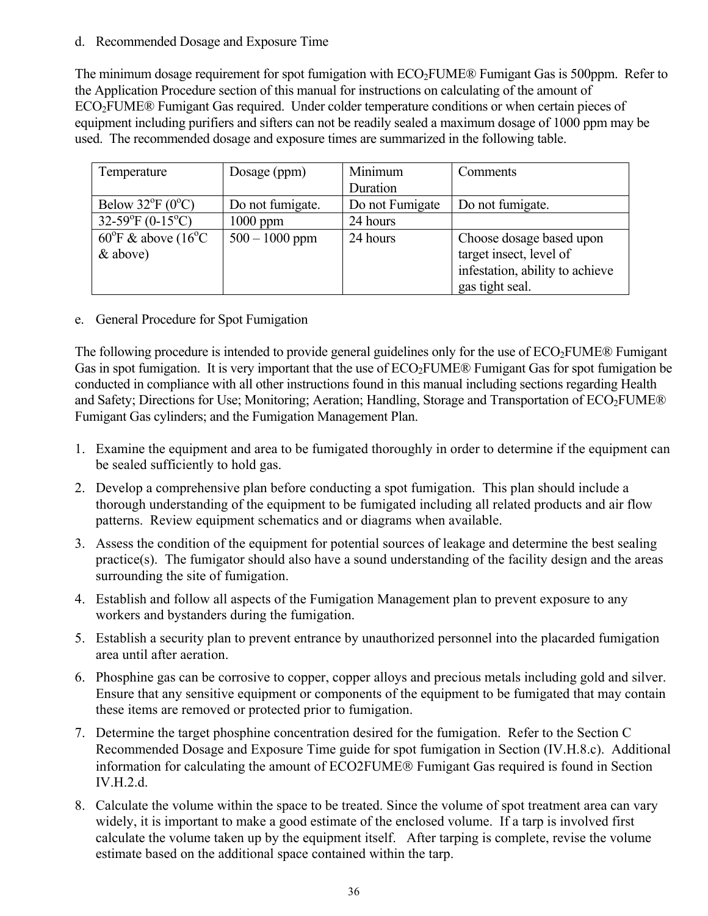d. Recommended Dosage and Exposure Time

The minimum dosage requirement for spot fumigation with $ECO_2$FUME® Fumigant Gas is 500ppm. Refer to the Application Procedure section of this manual for instructions on calculating of the amount of $ECO_2$FUME® Fumigant Gas required. Under colder temperature conditions or when certain pieces of equipment including purifiers and sifters can not be readily sealed a maximum dosage of 1000 ppm may be used. The recommended dosage and exposure times are summarized in the following table.

| Temperature | Dosage (ppm) | Minimum Duration | Comments |
|---|---|---|---|
| Below 32°F (0°C) | Do not fumigate. | Do not Fumigate | Do not fumigate. |
| 32-59°F (0-15°C) | 1000 ppm | 24 hours | |
| 60°F & above (16°C & above) | 500 – 1000 ppm | 24 hours | Choose dosage based upon target insect, level of infestation, ability to achieve gas tight seal. |

e. General Procedure for Spot Fumigation

The following procedure is intended to provide general guidelines only for the use of $ECO_2$FUME® Fumigant Gas in spot fumigation. It is very important that the use of $ECO_2$FUME® Fumigant Gas for spot fumigation be conducted in compliance with all other instructions found in this manual including sections regarding Health and Safety; Directions for Use; Monitoring; Aeration; Handling, Storage and Transportation of $ECO_2$FUME® Fumigant Gas cylinders; and the Fumigation Management Plan.

1. Examine the equipment and area to be fumigated thoroughly in order to determine if the equipment can be sealed sufficiently to hold gas.
2. Develop a comprehensive plan before conducting a spot fumigation. This plan should include a thorough understanding of the equipment to be fumigated including all related products and air flow patterns. Review equipment schematics and or diagrams when available.
3. Assess the condition of the equipment for potential sources of leakage and determine the best sealing practice(s). The fumigator should also have a sound understanding of the facility design and the areas surrounding the site of fumigation.
4. Establish and follow all aspects of the Fumigation Management plan to prevent exposure to any workers and bystanders during the fumigation.
5. Establish a security plan to prevent entrance by unauthorized personnel into the placarded fumigation area until after aeration.
6. Phosphine gas can be corrosive to copper, copper alloys and precious metals including gold and silver. Ensure that any sensitive equipment or components of the equipment to be fumigated that may contain these items are removed or protected prior to fumigation.
7. Determine the target phosphine concentration desired for the fumigation. Refer to the Section C Recommended Dosage and Exposure Time guide for spot fumigation in Section (IV.H.8.c). Additional information for calculating the amount of ECO2FUME® Fumigant Gas required is found in Section IV.H.2.d.
8. Calculate the volume within the space to be treated. Since the volume of spot treatment area can vary widely, it is important to make a good estimate of the enclosed volume. If a tarp is involved first calculate the volume taken up by the equipment itself. After tarping is complete, revise the volume estimate based on the additional space contained within the tarp.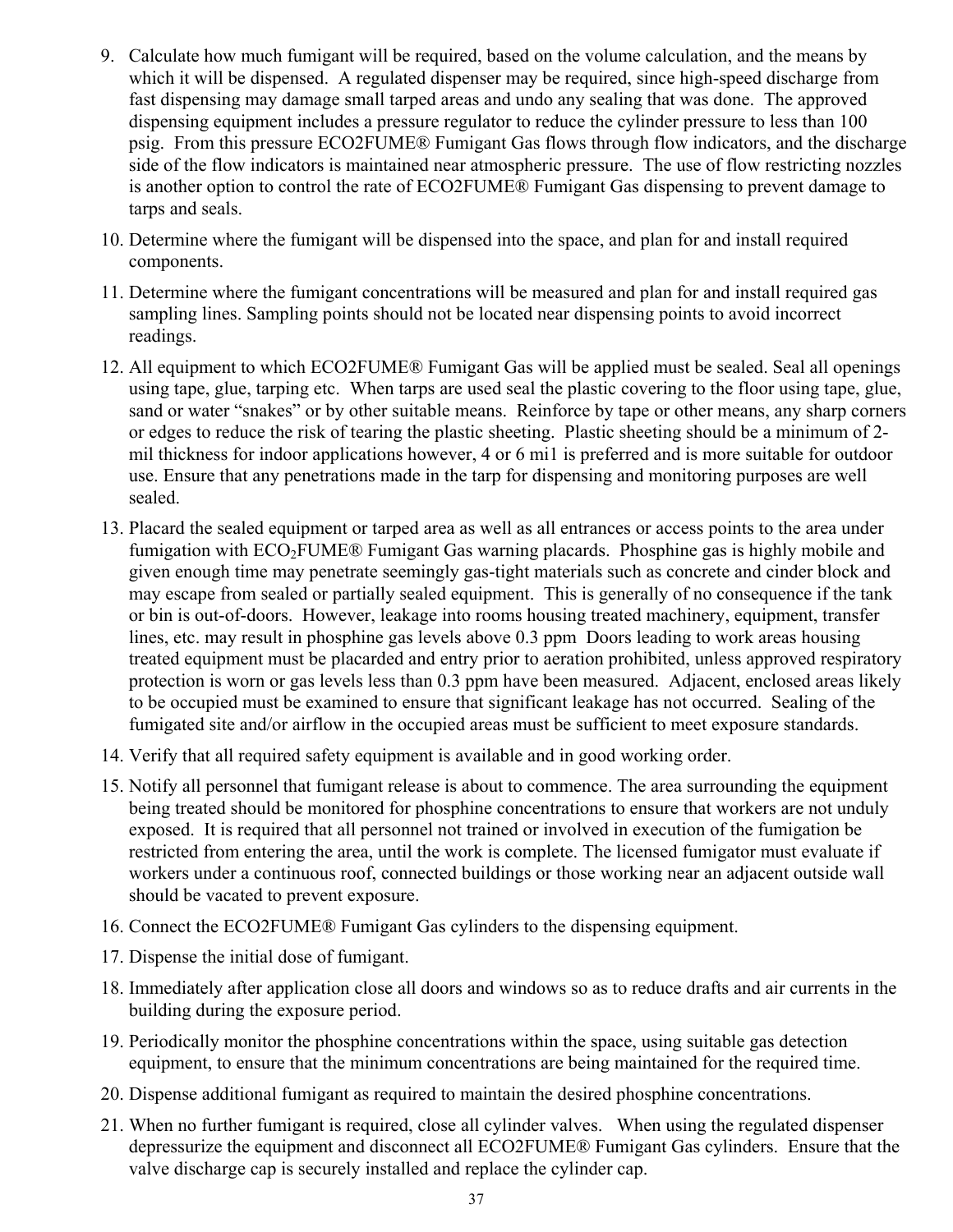9. Calculate how much fumigant will be required, based on the volume calculation, and the means by which it will be dispensed. A regulated dispenser may be required, since high-speed discharge from fast dispensing may damage small tarped areas and undo any sealing that was done. The approved dispensing equipment includes a pressure regulator to reduce the cylinder pressure to less than 100 psig. From this pressure ECO2FUME® Fumigant Gas flows through flow indicators, and the discharge side of the flow indicators is maintained near atmospheric pressure. The use of flow restricting nozzles is another option to control the rate of ECO2FUME® Fumigant Gas dispensing to prevent damage to tarps and seals.
10. Determine where the fumigant will be dispensed into the space, and plan for and install required components.
11. Determine where the fumigant concentrations will be measured and plan for and install required gas sampling lines. Sampling points should not be located near dispensing points to avoid incorrect readings.
12. All equipment to which ECO2FUME® Fumigant Gas will be applied must be sealed. Seal all openings using tape, glue, tarping etc. When tarps are used seal the plastic covering to the floor using tape, glue, sand or water "snakes" or by other suitable means. Reinforce by tape or other means, any sharp corners or edges to reduce the risk of tearing the plastic sheeting. Plastic sheeting should be a minimum of 2-mil thickness for indoor applications however, 4 or 6 mi1 is preferred and is more suitable for outdoor use. Ensure that any penetrations made in the tarp for dispensing and monitoring purposes are well sealed.
13. Placard the sealed equipment or tarped area as well as all entrances or access points to the area under fumigation with ECO$_2$FUME® Fumigant Gas warning placards. Phosphine gas is highly mobile and given enough time may penetrate seemingly gas-tight materials such as concrete and cinder block and may escape from sealed or partially sealed equipment. This is generally of no consequence if the tank or bin is out-of-doors. However, leakage into rooms housing treated machinery, equipment, transfer lines, etc. may result in phosphine gas levels above 0.3 ppm Doors leading to work areas housing treated equipment must be placarded and entry prior to aeration prohibited, unless approved respiratory protection is worn or gas levels less than 0.3 ppm have been measured. Adjacent, enclosed areas likely to be occupied must be examined to ensure that significant leakage has not occurred. Sealing of the fumigated site and/or airflow in the occupied areas must be sufficient to meet exposure standards.
14. Verify that all required safety equipment is available and in good working order.
15. Notify all personnel that fumigant release is about to commence. The area surrounding the equipment being treated should be monitored for phosphine concentrations to ensure that workers are not unduly exposed. It is required that all personnel not trained or involved in execution of the fumigation be restricted from entering the area, until the work is complete. The licensed fumigator must evaluate if workers under a continuous roof, connected buildings or those working near an adjacent outside wall should be vacated to prevent exposure.
16. Connect the ECO2FUME® Fumigant Gas cylinders to the dispensing equipment.
17. Dispense the initial dose of fumigant.
18. Immediately after application close all doors and windows so as to reduce drafts and air currents in the building during the exposure period.
19. Periodically monitor the phosphine concentrations within the space, using suitable gas detection equipment, to ensure that the minimum concentrations are being maintained for the required time.
20. Dispense additional fumigant as required to maintain the desired phosphine concentrations.
21. When no further fumigant is required, close all cylinder valves. When using the regulated dispenser depressurize the equipment and disconnect all ECO2FUME® Fumigant Gas cylinders. Ensure that the valve discharge cap is securely installed and replace the cylinder cap.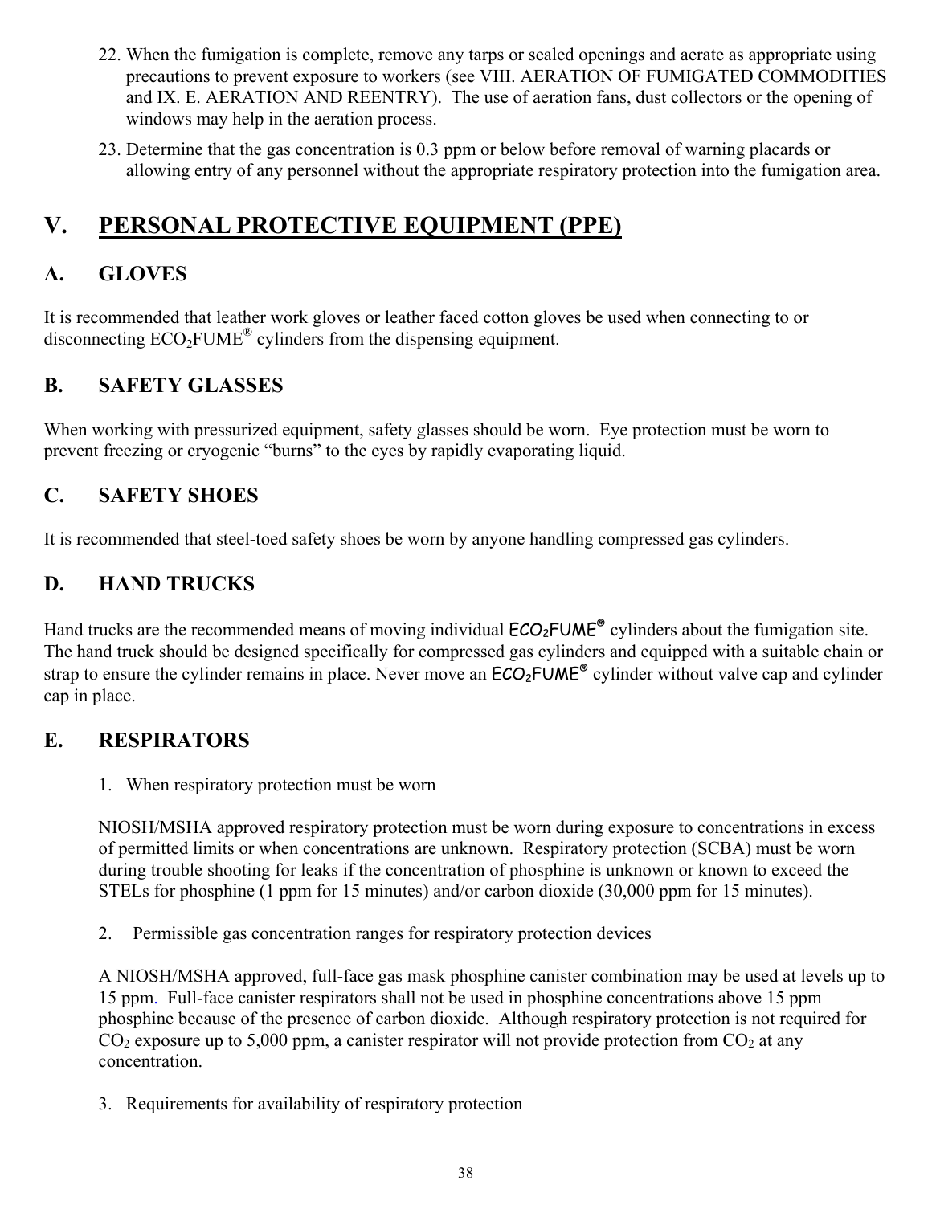22. When the fumigation is complete, remove any tarps or sealed openings and aerate as appropriate using precautions to prevent exposure to workers (see VIII. AERATION OF FUMIGATED COMMODITIES and IX. E. AERATION AND REENTRY). The use of aeration fans, dust collectors or the opening of windows may help in the aeration process.
23. Determine that the gas concentration is 0.3 ppm or below before removal of warning placards or allowing entry of any personnel without the appropriate respiratory protection into the fumigation area.

# V. PERSONAL PROTECTIVE EQUIPMENT (PPE)

## A. GLOVES

It is recommended that leather work gloves or leather faced cotton gloves be used when connecting to or disconnecting $ECO_2FUME^{®}$ cylinders from the dispensing equipment.

## B. SAFETY GLASSES

When working with pressurized equipment, safety glasses should be worn. Eye protection must be worn to prevent freezing or cryogenic "burns" to the eyes by rapidly evaporating liquid.

## C. SAFETY SHOES

It is recommended that steel-toed safety shoes be worn by anyone handling compressed gas cylinders.

## D. HAND TRUCKS

Hand trucks are the recommended means of moving individual $ECO_2FUME^{®}$ cylinders about the fumigation site. The hand truck should be designed specifically for compressed gas cylinders and equipped with a suitable chain or strap to ensure the cylinder remains in place. Never move an $ECO_2FUME^{®}$ cylinder without valve cap and cylinder cap in place.

## E. RESPIRATORS

1. When respiratory protection must be worn

NIOSH/MSHA approved respiratory protection must be worn during exposure to concentrations in excess of permitted limits or when concentrations are unknown. Respiratory protection (SCBA) must be worn during trouble shooting for leaks if the concentration of phosphine is unknown or known to exceed the STELs for phosphine (1 ppm for 15 minutes) and/or carbon dioxide (30,000 ppm for 15 minutes).

2. Permissible gas concentration ranges for respiratory protection devices

A NIOSH/MSHA approved, full-face gas mask phosphine canister combination may be used at levels up to 15 ppm. Full-face canister respirators shall not be used in phosphine concentrations above 15 ppm phosphine because of the presence of carbon dioxide. Although respiratory protection is not required for $CO_2$ exposure up to 5,000 ppm, a canister respirator will not provide protection from $CO_2$ at any concentration.

3. Requirements for availability of respiratory protection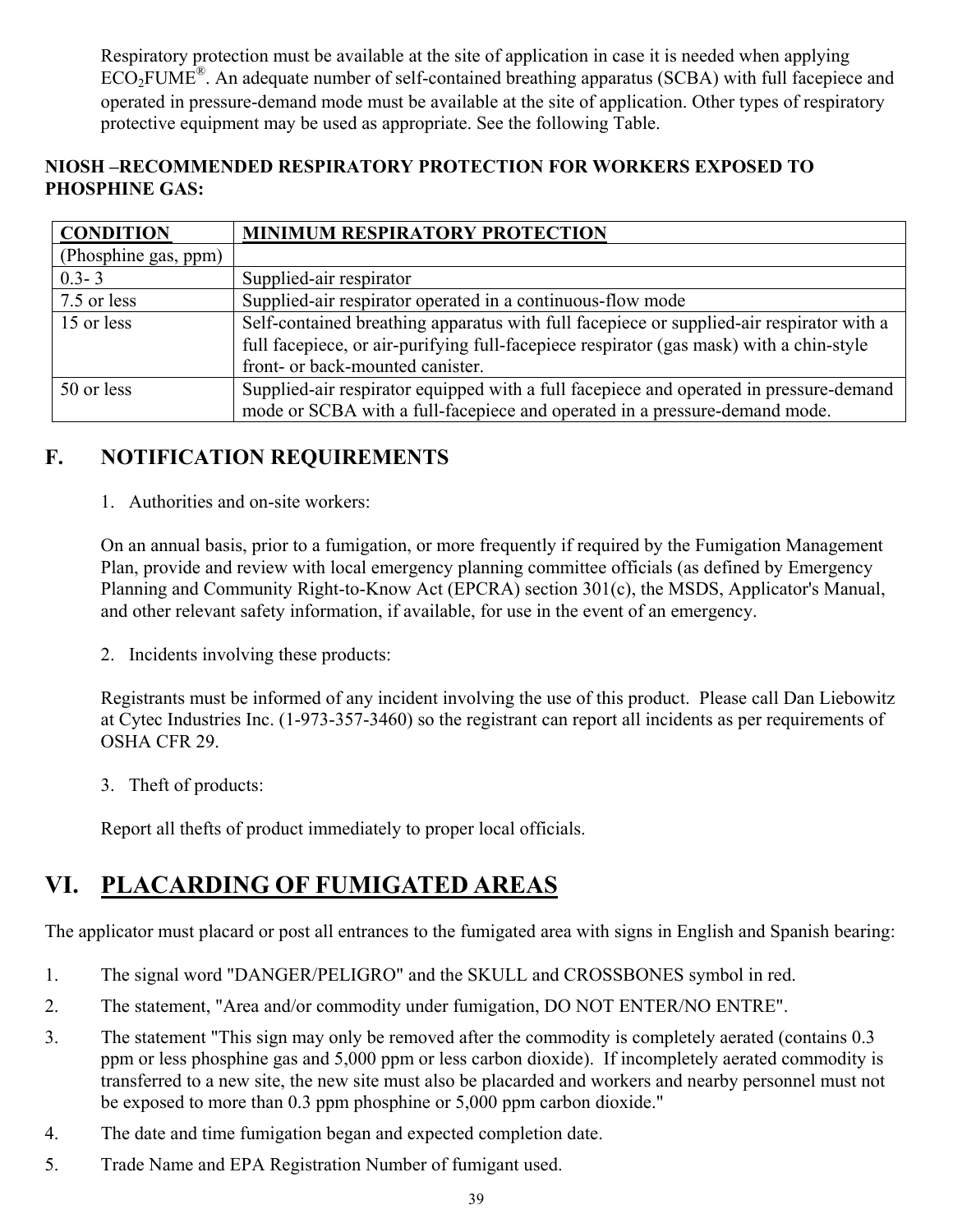Respiratory protection must be available at the site of application in case it is needed when applying $ECO_2FUME^{®}$. An adequate number of self-contained breathing apparatus (SCBA) with full facepiece and operated in pressure-demand mode must be available at the site of application. Other types of respiratory protective equipment may be used as appropriate. See the following Table.

**NIOSH –RECOMMENDED RESPIRATORY PROTECTION FOR WORKERS EXPOSED TO PHOSPHINE GAS:**

| CONDITION | MINIMUM RESPIRATORY PROTECTION |
|---|---|
| (Phosphine gas, ppm) | |
| 0.3- 3 | Supplied-air respirator |
| 7.5 or less | Supplied-air respirator operated in a continuous-flow mode |
| 15 or less | Self-contained breathing apparatus with full facepiece or supplied-air respirator with a full facepiece, or air-purifying full-facepiece respirator (gas mask) with a chin-style front- or back-mounted canister. |
| 50 or less | Supplied-air respirator equipped with a full facepiece and operated in pressure-demand mode or SCBA with a full-facepiece and operated in a pressure-demand mode. |

## F. NOTIFICATION REQUIREMENTS

1. Authorities and on-site workers:

On an annual basis, prior to a fumigation, or more frequently if required by the Fumigation Management Plan, provide and review with local emergency planning committee officials (as defined by Emergency Planning and Community Right-to-Know Act (EPCRA) section 301(c), the MSDS, Applicator's Manual, and other relevant safety information, if available, for use in the event of an emergency.

2. Incidents involving these products:

Registrants must be informed of any incident involving the use of this product. Please call Dan Liebowitz at Cytec Industries Inc. (1-973-357-3460) so the registrant can report all incidents as per requirements of OSHA CFR 29.

3. Theft of products:

Report all thefts of product immediately to proper local officials.

# VI. PLACARDING OF FUMIGATED AREAS

The applicator must placard or post all entrances to the fumigated area with signs in English and Spanish bearing:

1. The signal word "DANGER/PELIGRO" and the SKULL and CROSSBONES symbol in red.
2. The statement, "Area and/or commodity under fumigation, DO NOT ENTER/NO ENTRE".
3. The statement "This sign may only be removed after the commodity is completely aerated (contains 0.3 ppm or less phosphine gas and 5,000 ppm or less carbon dioxide). If incompletely aerated commodity is transferred to a new site, the new site must also be placarded and workers and nearby personnel must not be exposed to more than 0.3 ppm phosphine or 5,000 ppm carbon dioxide."
4. The date and time fumigation began and expected completion date.
5. Trade Name and EPA Registration Number of fumigant used.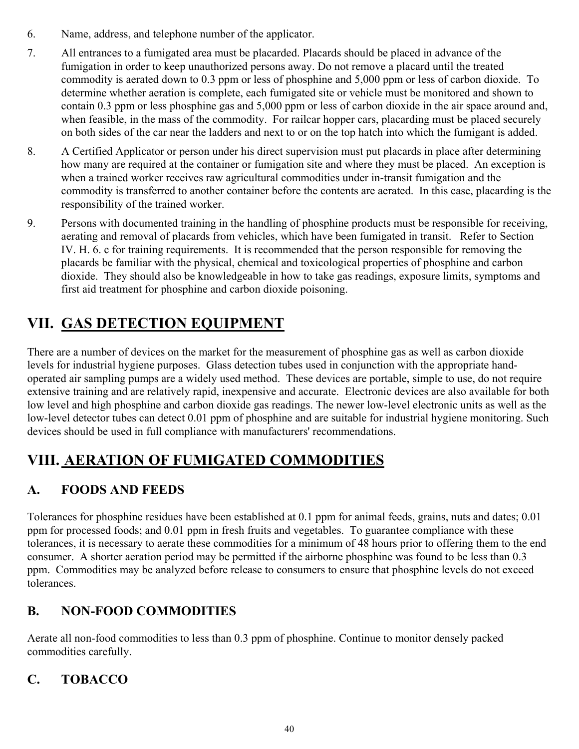6. Name, address, and telephone number of the applicator.

7. All entrances to a fumigated area must be placarded. Placards should be placed in advance of the fumigation in order to keep unauthorized persons away. Do not remove a placard until the treated commodity is aerated down to 0.3 ppm or less of phosphine and 5,000 ppm or less of carbon dioxide. To determine whether aeration is complete, each fumigated site or vehicle must be monitored and shown to contain 0.3 ppm or less phosphine gas and 5,000 ppm or less of carbon dioxide in the air space around and, when feasible, in the mass of the commodity. For railcar hopper cars, placarding must be placed securely on both sides of the car near the ladders and next to or on the top hatch into which the fumigant is added.

8. A Certified Applicator or person under his direct supervision must put placards in place after determining how many are required at the container or fumigation site and where they must be placed. An exception is when a trained worker receives raw agricultural commodities under in-transit fumigation and the commodity is transferred to another container before the contents are aerated. In this case, placarding is the responsibility of the trained worker.

9. Persons with documented training in the handling of phosphine products must be responsible for receiving, aerating and removal of placards from vehicles, which have been fumigated in transit. Refer to Section IV. H. 6. c for training requirements. It is recommended that the person responsible for removing the placards be familiar with the physical, chemical and toxicological properties of phosphine and carbon dioxide. They should also be knowledgeable in how to take gas readings, exposure limits, symptoms and first aid treatment for phosphine and carbon dioxide poisoning.

# VII. GAS DETECTION EQUIPMENT

There are a number of devices on the market for the measurement of phosphine gas as well as carbon dioxide levels for industrial hygiene purposes. Glass detection tubes used in conjunction with the appropriate hand-operated air sampling pumps are a widely used method. These devices are portable, simple to use, do not require extensive training and are relatively rapid, inexpensive and accurate. Electronic devices are also available for both low level and high phosphine and carbon dioxide gas readings. The newer low-level electronic units as well as the low-level detector tubes can detect 0.01 ppm of phosphine and are suitable for industrial hygiene monitoring. Such devices should be used in full compliance with manufacturers' recommendations.

# VIII. AERATION OF FUMIGATED COMMODITIES

## A. FOODS AND FEEDS

Tolerances for phosphine residues have been established at 0.1 ppm for animal feeds, grains, nuts and dates; 0.01 ppm for processed foods; and 0.01 ppm in fresh fruits and vegetables. To guarantee compliance with these tolerances, it is necessary to aerate these commodities for a minimum of 48 hours prior to offering them to the end consumer. A shorter aeration period may be permitted if the airborne phosphine was found to be less than 0.3 ppm. Commodities may be analyzed before release to consumers to ensure that phosphine levels do not exceed tolerances.

## B. NON-FOOD COMMODITIES

Aerate all non-food commodities to less than 0.3 ppm of phosphine. Continue to monitor densely packed commodities carefully.

## C. TOBACCO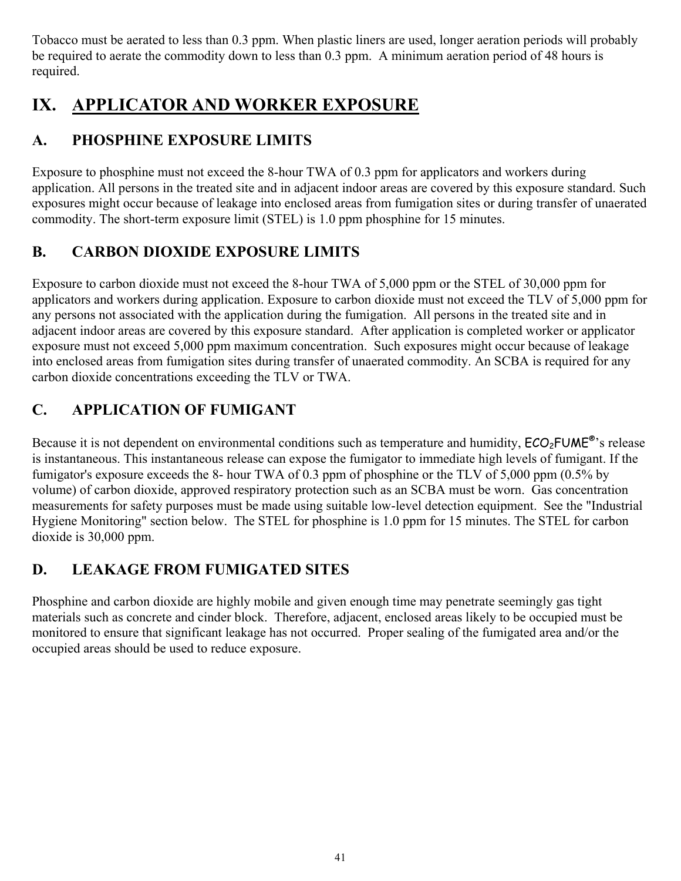Tobacco must be aerated to less than 0.3 ppm. When plastic liners are used, longer aeration periods will probably be required to aerate the commodity down to less than 0.3 ppm. A minimum aeration period of 48 hours is required.

# IX. APPLICATOR AND WORKER EXPOSURE

## A. PHOSPHINE EXPOSURE LIMITS

Exposure to phosphine must not exceed the 8-hour TWA of 0.3 ppm for applicators and workers during application. All persons in the treated site and in adjacent indoor areas are covered by this exposure standard. Such exposures might occur because of leakage into enclosed areas from fumigation sites or during transfer of unaerated commodity. The short-term exposure limit (STEL) is 1.0 ppm phosphine for 15 minutes.

## B. CARBON DIOXIDE EXPOSURE LIMITS

Exposure to carbon dioxide must not exceed the 8-hour TWA of 5,000 ppm or the STEL of 30,000 ppm for applicators and workers during application. Exposure to carbon dioxide must not exceed the TLV of 5,000 ppm for any persons not associated with the application during the fumigation. All persons in the treated site and in adjacent indoor areas are covered by this exposure standard. After application is completed worker or applicator exposure must not exceed 5,000 ppm maximum concentration. Such exposures might occur because of leakage into enclosed areas from fumigation sites during transfer of unaerated commodity. An SCBA is required for any carbon dioxide concentrations exceeding the TLV or TWA.

## C. APPLICATION OF FUMIGANT

Because it is not dependent on environmental conditions such as temperature and humidity, $ECO_2$FUME®'s release is instantaneous. This instantaneous release can expose the fumigator to immediate high levels of fumigant. If the fumigator's exposure exceeds the 8- hour TWA of 0.3 ppm of phosphine or the TLV of 5,000 ppm (0.5% by volume) of carbon dioxide, approved respiratory protection such as an SCBA must be worn. Gas concentration measurements for safety purposes must be made using suitable low-level detection equipment. See the "Industrial Hygiene Monitoring" section below. The STEL for phosphine is 1.0 ppm for 15 minutes. The STEL for carbon dioxide is 30,000 ppm.

## D. LEAKAGE FROM FUMIGATED SITES

Phosphine and carbon dioxide are highly mobile and given enough time may penetrate seemingly gas tight materials such as concrete and cinder block. Therefore, adjacent, enclosed areas likely to be occupied must be monitored to ensure that significant leakage has not occurred. Proper sealing of the fumigated area and/or the occupied areas should be used to reduce exposure.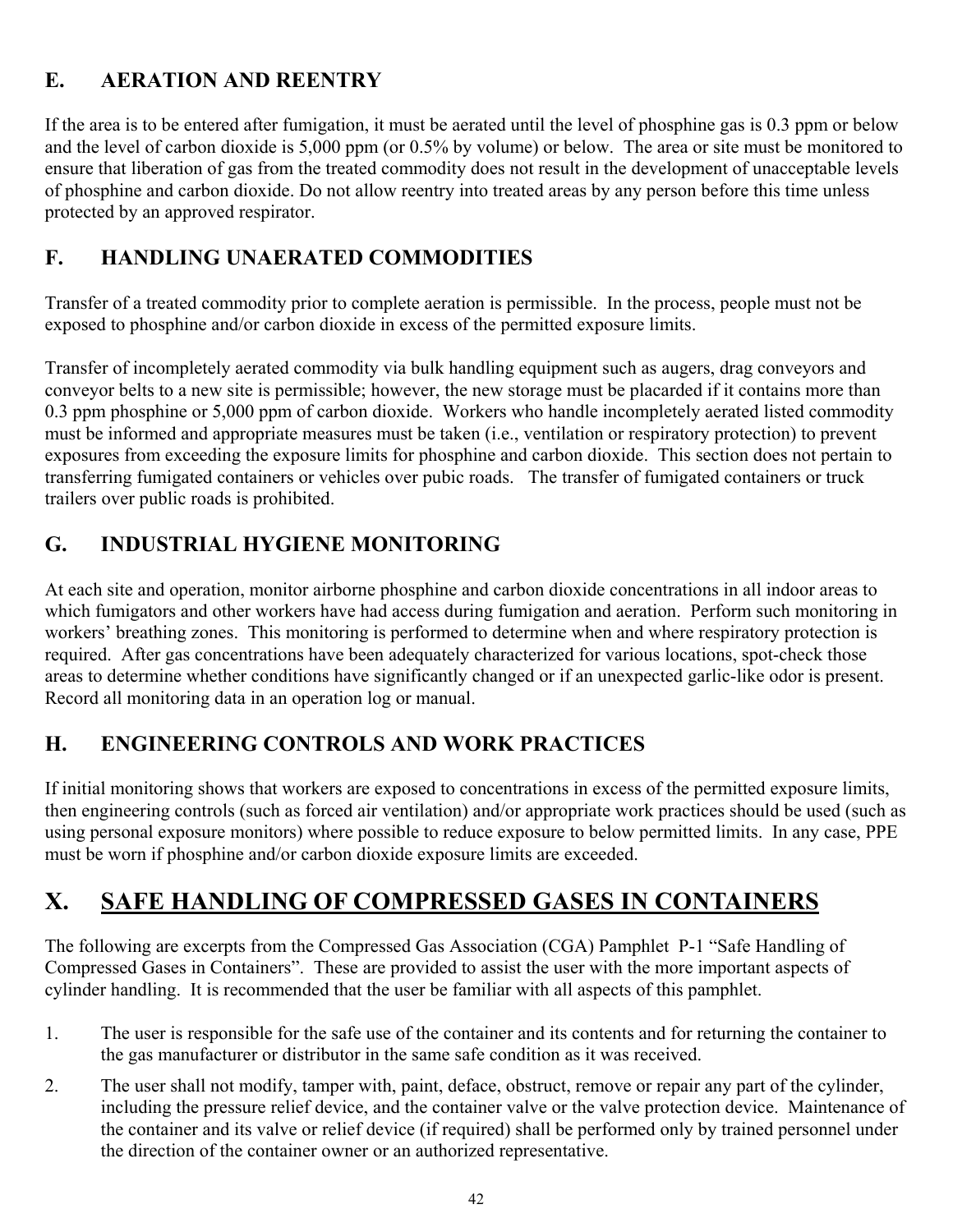## E. AERATION AND REENTRY

If the area is to be entered after fumigation, it must be aerated until the level of phosphine gas is 0.3 ppm or below and the level of carbon dioxide is 5,000 ppm (or 0.5% by volume) or below. The area or site must be monitored to ensure that liberation of gas from the treated commodity does not result in the development of unacceptable levels of phosphine and carbon dioxide. Do not allow reentry into treated areas by any person before this time unless protected by an approved respirator.

## F. HANDLING UNAERATED COMMODITIES

Transfer of a treated commodity prior to complete aeration is permissible. In the process, people must not be exposed to phosphine and/or carbon dioxide in excess of the permitted exposure limits.

Transfer of incompletely aerated commodity via bulk handling equipment such as augers, drag conveyors and conveyor belts to a new site is permissible; however, the new storage must be placarded if it contains more than 0.3 ppm phosphine or 5,000 ppm of carbon dioxide. Workers who handle incompletely aerated listed commodity must be informed and appropriate measures must be taken (i.e., ventilation or respiratory protection) to prevent exposures from exceeding the exposure limits for phosphine and carbon dioxide. This section does not pertain to transferring fumigated containers or vehicles over pubic roads. The transfer of fumigated containers or truck trailers over public roads is prohibited.

## G. INDUSTRIAL HYGIENE MONITORING

At each site and operation, monitor airborne phosphine and carbon dioxide concentrations in all indoor areas to which fumigators and other workers have had access during fumigation and aeration. Perform such monitoring in workers' breathing zones. This monitoring is performed to determine when and where respiratory protection is required. After gas concentrations have been adequately characterized for various locations, spot-check those areas to determine whether conditions have significantly changed or if an unexpected garlic-like odor is present. Record all monitoring data in an operation log or manual.

## H. ENGINEERING CONTROLS AND WORK PRACTICES

If initial monitoring shows that workers are exposed to concentrations in excess of the permitted exposure limits, then engineering controls (such as forced air ventilation) and/or appropriate work practices should be used (such as using personal exposure monitors) where possible to reduce exposure to below permitted limits. In any case, PPE must be worn if phosphine and/or carbon dioxide exposure limits are exceeded.

# X. SAFE HANDLING OF COMPRESSED GASES IN CONTAINERS

The following are excerpts from the Compressed Gas Association (CGA) Pamphlet P-1 "Safe Handling of Compressed Gases in Containers". These are provided to assist the user with the more important aspects of cylinder handling. It is recommended that the user be familiar with all aspects of this pamphlet.

1. The user is responsible for the safe use of the container and its contents and for returning the container to the gas manufacturer or distributor in the same safe condition as it was received.
2. The user shall not modify, tamper with, paint, deface, obstruct, remove or repair any part of the cylinder, including the pressure relief device, and the container valve or the valve protection device. Maintenance of the container and its valve or relief device (if required) shall be performed only by trained personnel under the direction of the container owner or an authorized representative.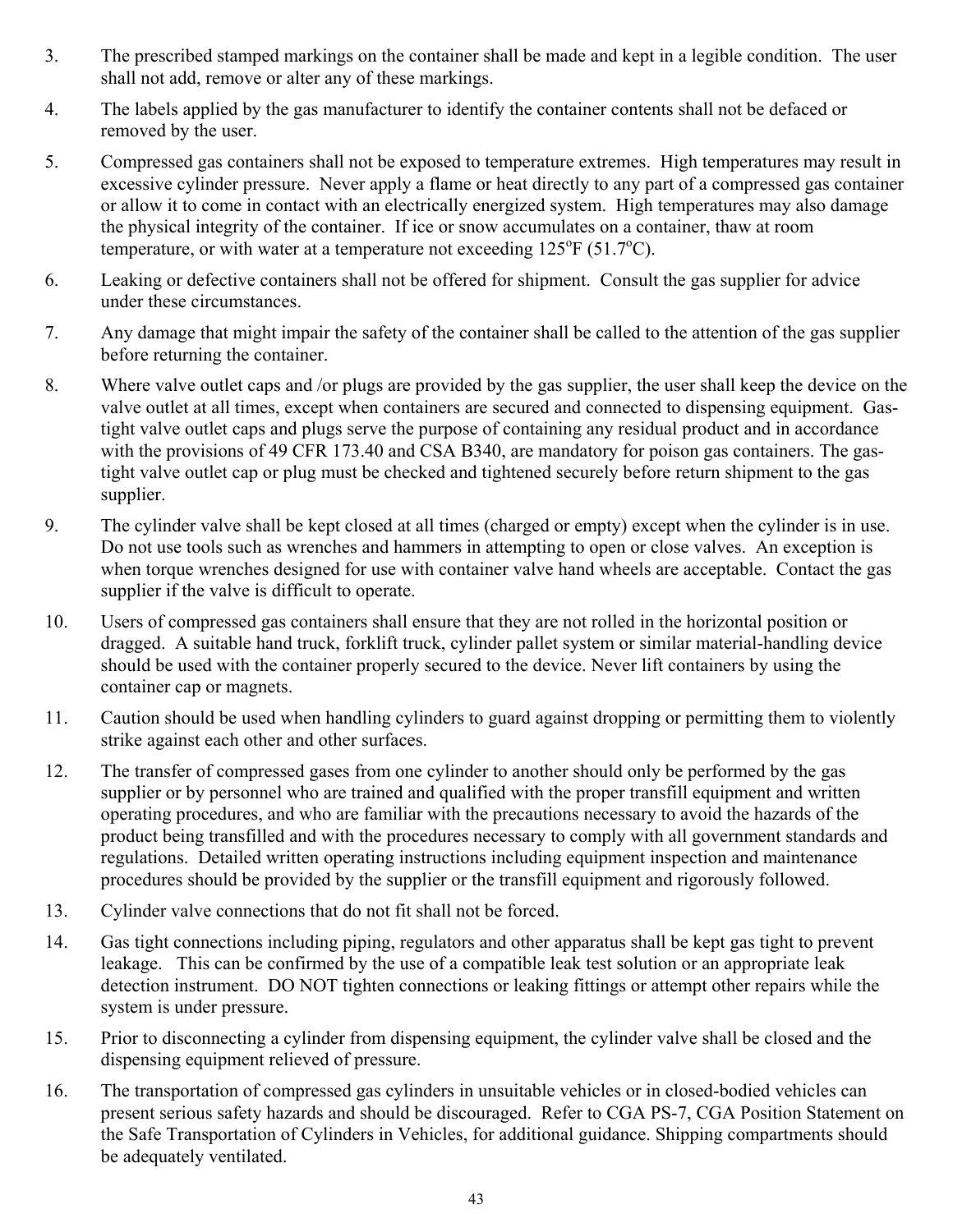3. The prescribed stamped markings on the container shall be made and kept in a legible condition. The user shall not add, remove or alter any of these markings.

4. The labels applied by the gas manufacturer to identify the container contents shall not be defaced or removed by the user.

5. Compressed gas containers shall not be exposed to temperature extremes. High temperatures may result in excessive cylinder pressure. Never apply a flame or heat directly to any part of a compressed gas container or allow it to come in contact with an electrically energized system. High temperatures may also damage the physical integrity of the container. If ice or snow accumulates on a container, thaw at room temperature, or with water at a temperature not exceeding 125$^{o}$F (51.7$^{o}$C).

6. Leaking or defective containers shall not be offered for shipment. Consult the gas supplier for advice under these circumstances.

7. Any damage that might impair the safety of the container shall be called to the attention of the gas supplier before returning the container.

8. Where valve outlet caps and /or plugs are provided by the gas supplier, the user shall keep the device on the valve outlet at all times, except when containers are secured and connected to dispensing equipment. Gas-tight valve outlet caps and plugs serve the purpose of containing any residual product and in accordance with the provisions of 49 CFR 173.40 and CSA B340, are mandatory for poison gas containers. The gas-tight valve outlet cap or plug must be checked and tightened securely before return shipment to the gas supplier.

9. The cylinder valve shall be kept closed at all times (charged or empty) except when the cylinder is in use. Do not use tools such as wrenches and hammers in attempting to open or close valves. An exception is when torque wrenches designed for use with container valve hand wheels are acceptable. Contact the gas supplier if the valve is difficult to operate.

10. Users of compressed gas containers shall ensure that they are not rolled in the horizontal position or dragged. A suitable hand truck, forklift truck, cylinder pallet system or similar material-handling device should be used with the container properly secured to the device. Never lift containers by using the container cap or magnets.

11. Caution should be used when handling cylinders to guard against dropping or permitting them to violently strike against each other and other surfaces.

12. The transfer of compressed gases from one cylinder to another should only be performed by the gas supplier or by personnel who are trained and qualified with the proper transfill equipment and written operating procedures, and who are familiar with the precautions necessary to avoid the hazards of the product being transfilled and with the procedures necessary to comply with all government standards and regulations. Detailed written operating instructions including equipment inspection and maintenance procedures should be provided by the supplier or the transfill equipment and rigorously followed.

13. Cylinder valve connections that do not fit shall not be forced.

14. Gas tight connections including piping, regulators and other apparatus shall be kept gas tight to prevent leakage. This can be confirmed by the use of a compatible leak test solution or an appropriate leak detection instrument. DO NOT tighten connections or leaking fittings or attempt other repairs while the system is under pressure.

15. Prior to disconnecting a cylinder from dispensing equipment, the cylinder valve shall be closed and the dispensing equipment relieved of pressure.

16. The transportation of compressed gas cylinders in unsuitable vehicles or in closed-bodied vehicles can present serious safety hazards and should be discouraged. Refer to CGA PS-7, CGA Position Statement on the Safe Transportation of Cylinders in Vehicles, for additional guidance. Shipping compartments should be adequately ventilated.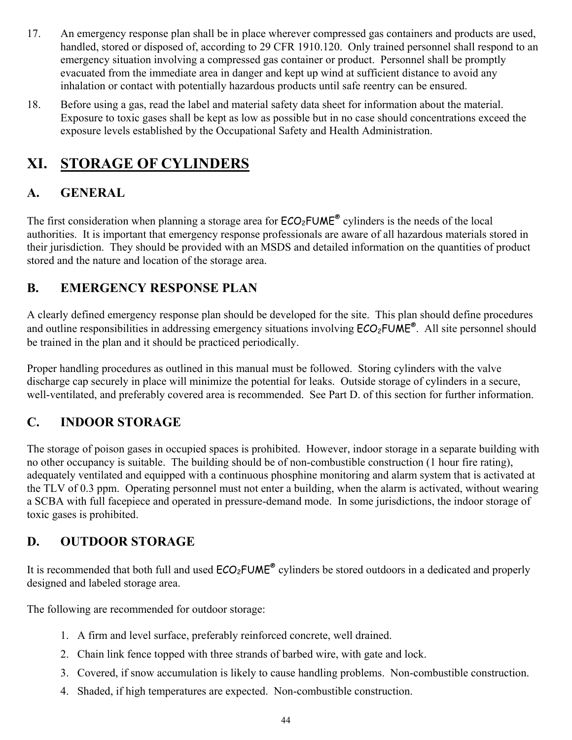17. An emergency response plan shall be in place wherever compressed gas containers and products are used, handled, stored or disposed of, according to 29 CFR 1910.120. Only trained personnel shall respond to an emergency situation involving a compressed gas container or product. Personnel shall be promptly evacuated from the immediate area in danger and kept up wind at sufficient distance to avoid any inhalation or contact with potentially hazardous products until safe reentry can be ensured.
18. Before using a gas, read the label and material safety data sheet for information about the material. Exposure to toxic gases shall be kept as low as possible but in no case should concentrations exceed the exposure levels established by the Occupational Safety and Health Administration.

# XI. STORAGE OF CYLINDERS

## A. GENERAL

The first consideration when planning a storage area for $ECO_2$FUME® cylinders is the needs of the local authorities. It is important that emergency response professionals are aware of all hazardous materials stored in their jurisdiction. They should be provided with an MSDS and detailed information on the quantities of product stored and the nature and location of the storage area.

## B. EMERGENCY RESPONSE PLAN

A clearly defined emergency response plan should be developed for the site. This plan should define procedures and outline responsibilities in addressing emergency situations involving $ECO_2$FUME®. All site personnel should be trained in the plan and it should be practiced periodically.

Proper handling procedures as outlined in this manual must be followed. Storing cylinders with the valve discharge cap securely in place will minimize the potential for leaks. Outside storage of cylinders in a secure, well-ventilated, and preferably covered area is recommended. See Part D. of this section for further information.

## C. INDOOR STORAGE

The storage of poison gases in occupied spaces is prohibited. However, indoor storage in a separate building with no other occupancy is suitable. The building should be of non-combustible construction (1 hour fire rating), adequately ventilated and equipped with a continuous phosphine monitoring and alarm system that is activated at the TLV of 0.3 ppm. Operating personnel must not enter a building, when the alarm is activated, without wearing a SCBA with full facepiece and operated in pressure-demand mode. In some jurisdictions, the indoor storage of toxic gases is prohibited.

## D. OUTDOOR STORAGE

It is recommended that both full and used $ECO_2$FUME® cylinders be stored outdoors in a dedicated and properly designed and labeled storage area.

The following are recommended for outdoor storage:

1. A firm and level surface, preferably reinforced concrete, well drained.
2. Chain link fence topped with three strands of barbed wire, with gate and lock.
3. Covered, if snow accumulation is likely to cause handling problems. Non-combustible construction.
4. Shaded, if high temperatures are expected. Non-combustible construction.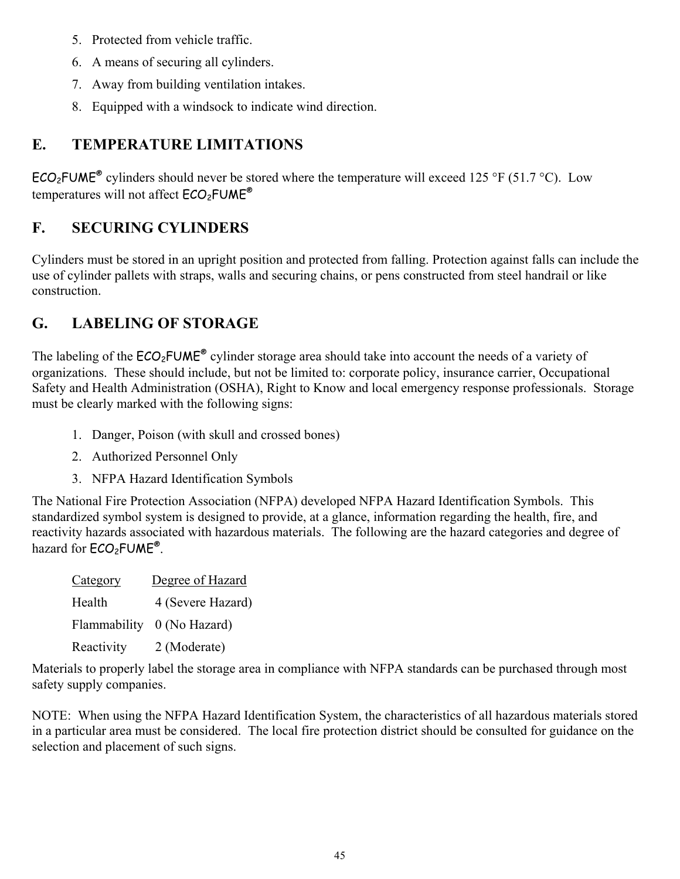5. Protected from vehicle traffic.
6. A means of securing all cylinders.
7. Away from building ventilation intakes.
8. Equipped with a windsock to indicate wind direction.

## E. TEMPERATURE LIMITATIONS

$ECO_2$FUME® cylinders should never be stored where the temperature will exceed 125 °F (51.7 °C). Low temperatures will not affect $ECO_2$FUME®

## F. SECURING CYLINDERS

Cylinders must be stored in an upright position and protected from falling. Protection against falls can include the use of cylinder pallets with straps, walls and securing chains, or pens constructed from steel handrail or like construction.

## G. LABELING OF STORAGE

The labeling of the $ECO_2$FUME® cylinder storage area should take into account the needs of a variety of organizations. These should include, but not be limited to: corporate policy, insurance carrier, Occupational Safety and Health Administration (OSHA), Right to Know and local emergency response professionals. Storage must be clearly marked with the following signs:

1. Danger, Poison (with skull and crossed bones)
2. Authorized Personnel Only
3. NFPA Hazard Identification Symbols

The National Fire Protection Association (NFPA) developed NFPA Hazard Identification Symbols. This standardized symbol system is designed to provide, at a glance, information regarding the health, fire, and reactivity hazards associated with hazardous materials. The following are the hazard categories and degree of hazard for $ECO_2$FUME®.

| Category | Degree of Hazard |
| --- | --- |
| Health | 4 (Severe Hazard) |
| Flammability | 0 (No Hazard) |
| Reactivity | 2 (Moderate) |

Materials to properly label the storage area in compliance with NFPA standards can be purchased through most safety supply companies.

NOTE: When using the NFPA Hazard Identification System, the characteristics of all hazardous materials stored in a particular area must be considered. The local fire protection district should be consulted for guidance on the selection and placement of such signs.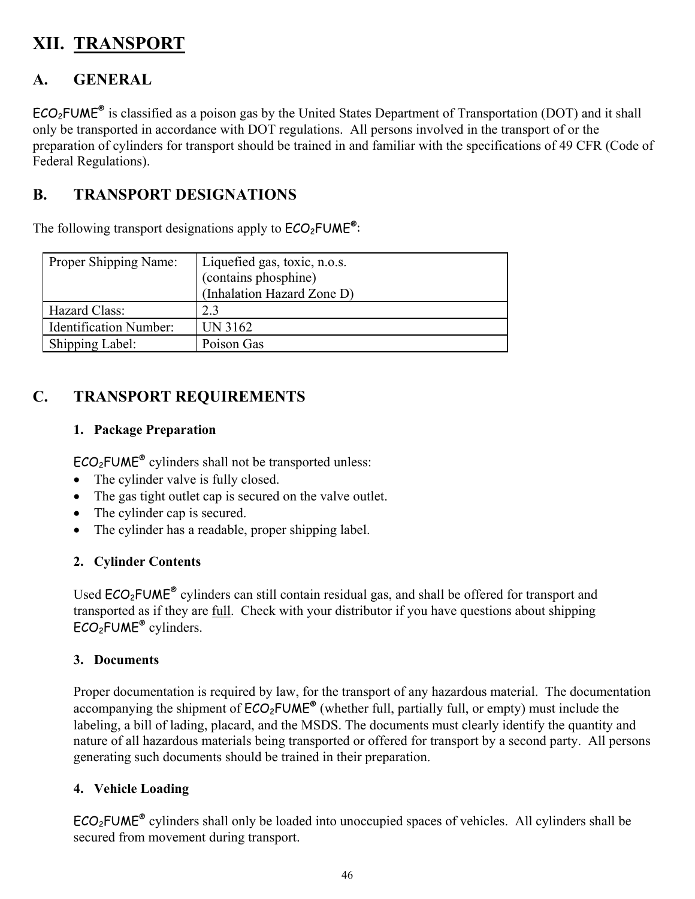# XII. TRANSPORT

## A. GENERAL

$ECO_2FUME^®$ is classified as a poison gas by the United States Department of Transportation (DOT) and it shall only be transported in accordance with DOT regulations. All persons involved in the transport of or the preparation of cylinders for transport should be trained in and familiar with the specifications of 49 CFR (Code of Federal Regulations).

## B. TRANSPORT DESIGNATIONS

The following transport designations apply to $ECO_2FUME^®$:

| | |
|---|---|
| Proper Shipping Name: | Liquefied gas, toxic, n.o.s. (contains phosphine) (Inhalation Hazard Zone D) |
| Hazard Class: | 2.3 |
| Identification Number: | UN 3162 |
| Shipping Label: | Poison Gas |

## C. TRANSPORT REQUIREMENTS

### 1. Package Preparation

$ECO_2FUME^®$ cylinders shall not be transported unless:

- The cylinder valve is fully closed.
- The gas tight outlet cap is secured on the valve outlet.
- The cylinder cap is secured.
- The cylinder has a readable, proper shipping label.

### 2. Cylinder Contents

Used $ECO_2FUME^®$ cylinders can still contain residual gas, and shall be offered for transport and transported as if they are full. Check with your distributor if you have questions about shipping $ECO_2FUME^®$ cylinders.

### 3. Documents

Proper documentation is required by law, for the transport of any hazardous material. The documentation accompanying the shipment of $ECO_2FUME^®$ (whether full, partially full, or empty) must include the labeling, a bill of lading, placard, and the MSDS. The documents must clearly identify the quantity and nature of all hazardous materials being transported or offered for transport by a second party. All persons generating such documents should be trained in their preparation.

### 4. Vehicle Loading

$ECO_2FUME^®$ cylinders shall only be loaded into unoccupied spaces of vehicles. All cylinders shall be secured from movement during transport.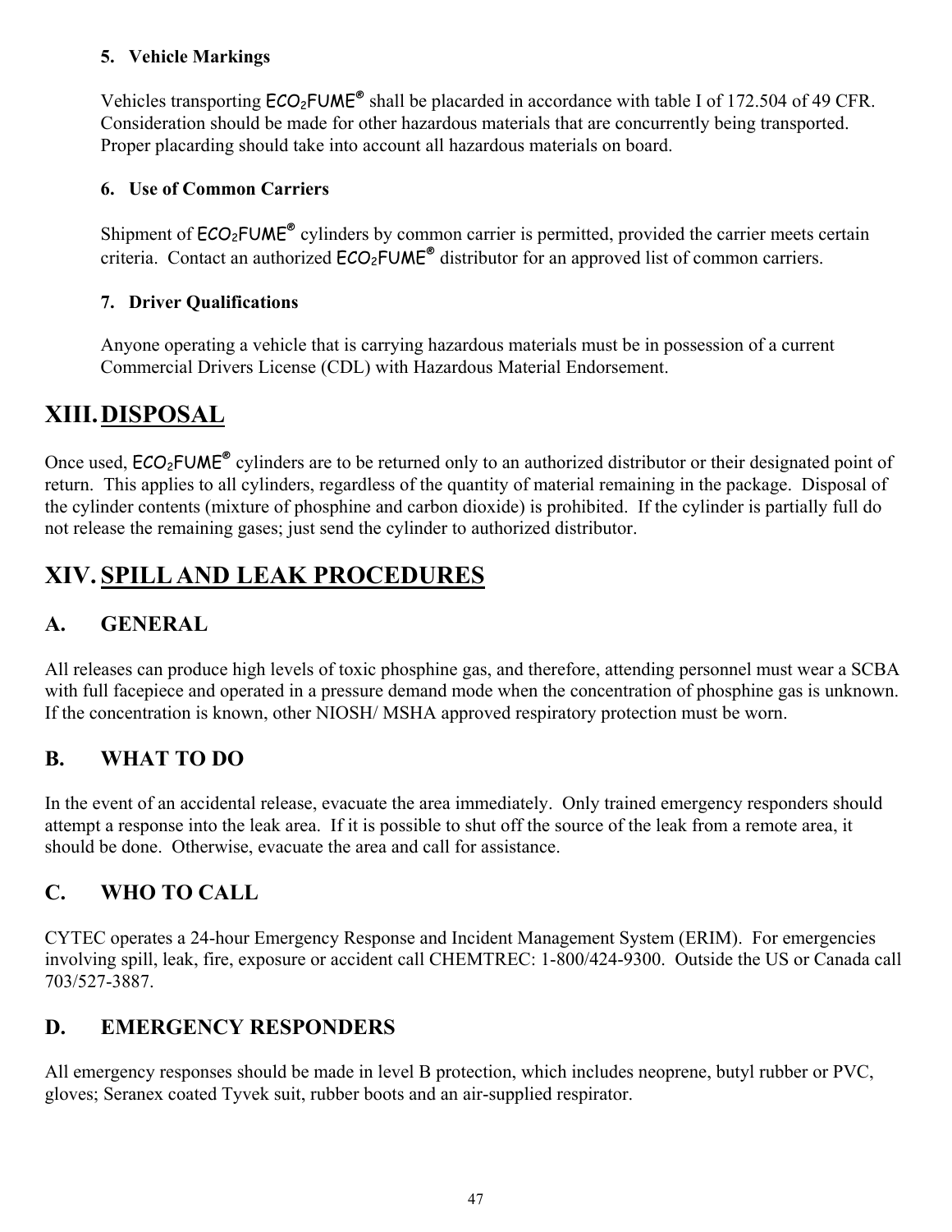### 5. Vehicle Markings

Vehicles transporting ECO$_2$FUME® shall be placarded in accordance with table I of 172.504 of 49 CFR. Consideration should be made for other hazardous materials that are concurrently being transported. Proper placarding should take into account all hazardous materials on board.

### 6. Use of Common Carriers

Shipment of ECO$_2$FUME® cylinders by common carrier is permitted, provided the carrier meets certain criteria. Contact an authorized ECO$_2$FUME® distributor for an approved list of common carriers.

### 7. Driver Qualifications

Anyone operating a vehicle that is carrying hazardous materials must be in possession of a current Commercial Drivers License (CDL) with Hazardous Material Endorsement.

# XIII. DISPOSAL

Once used, ECO$_2$FUME® cylinders are to be returned only to an authorized distributor or their designated point of return. This applies to all cylinders, regardless of the quantity of material remaining in the package. Disposal of the cylinder contents (mixture of phosphine and carbon dioxide) is prohibited. If the cylinder is partially full do not release the remaining gases; just send the cylinder to authorized distributor.

# XIV. SPILL AND LEAK PROCEDURES

## A. GENERAL

All releases can produce high levels of toxic phosphine gas, and therefore, attending personnel must wear a SCBA with full facepiece and operated in a pressure demand mode when the concentration of phosphine gas is unknown. If the concentration is known, other NIOSH/ MSHA approved respiratory protection must be worn.

## B. WHAT TO DO

In the event of an accidental release, evacuate the area immediately. Only trained emergency responders should attempt a response into the leak area. If it is possible to shut off the source of the leak from a remote area, it should be done. Otherwise, evacuate the area and call for assistance.

## C. WHO TO CALL

CYTEC operates a 24-hour Emergency Response and Incident Management System (ERIM). For emergencies involving spill, leak, fire, exposure or accident call CHEMTREC: 1-800/424-9300. Outside the US or Canada call 703/527-3887.

## D. EMERGENCY RESPONDERS

All emergency responses should be made in level B protection, which includes neoprene, butyl rubber or PVC, gloves; Seranex coated Tyvek suit, rubber boots and an air-supplied respirator.